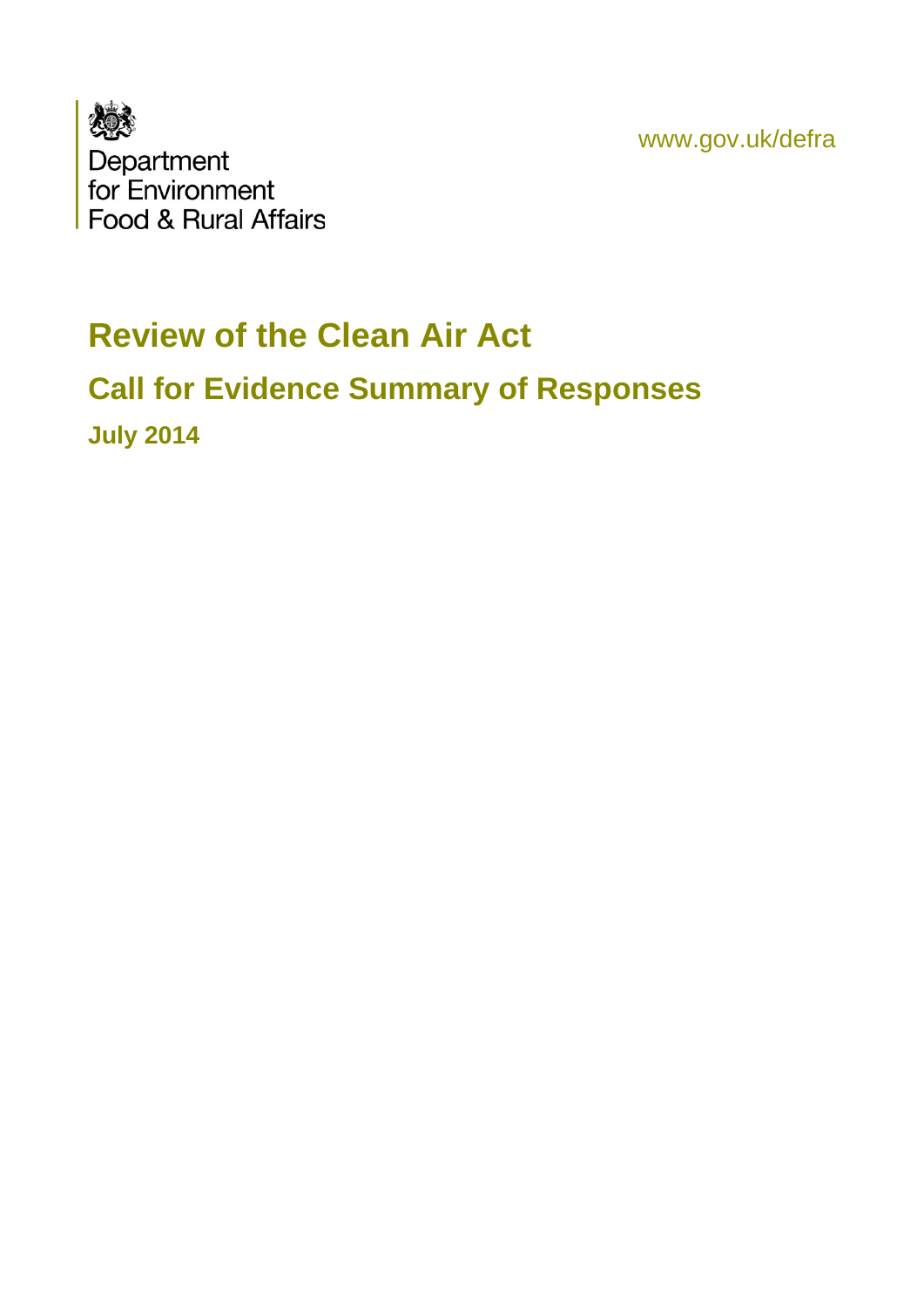Department
for Environment
Food & Rural Affairs

www.gov.uk/defra

# Review of the Clean Air Act

## Call for Evidence Summary of Responses

### July 2014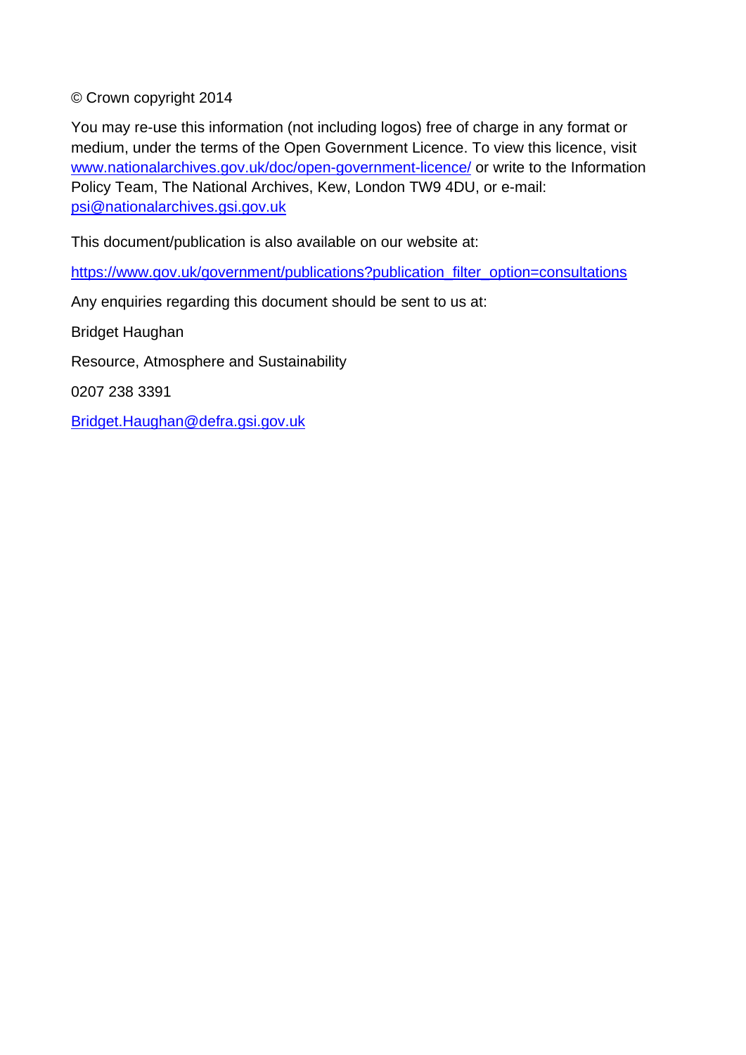© Crown copyright 2014

You may re-use this information (not including logos) free of charge in any format or medium, under the terms of the Open Government Licence. To view this licence, visit [www.nationalarchives.gov.uk/doc/open-government-licence/](http://www.nationalarchives.gov.uk/doc/open-government-licence/) or write to the Information Policy Team, The National Archives, Kew, London TW9 4DU, or e-mail: [psi@nationalarchives.gsi.gov.uk](mailto:psi@nationalarchives.gsi.gov.uk)

This document/publication is also available on our website at:

[https://www.gov.uk/government/publications?publication_filter_option=consultations](https://www.gov.uk/government/publications?publication_filter_option=consultations)

Any enquiries regarding this document should be sent to us at:

Bridget Haughan

Resource, Atmosphere and Sustainability

0207 238 3391

[Bridget.Haughan@defra.gsi.gov.uk](mailto:Bridget.Haughan@defra.gsi.gov.uk)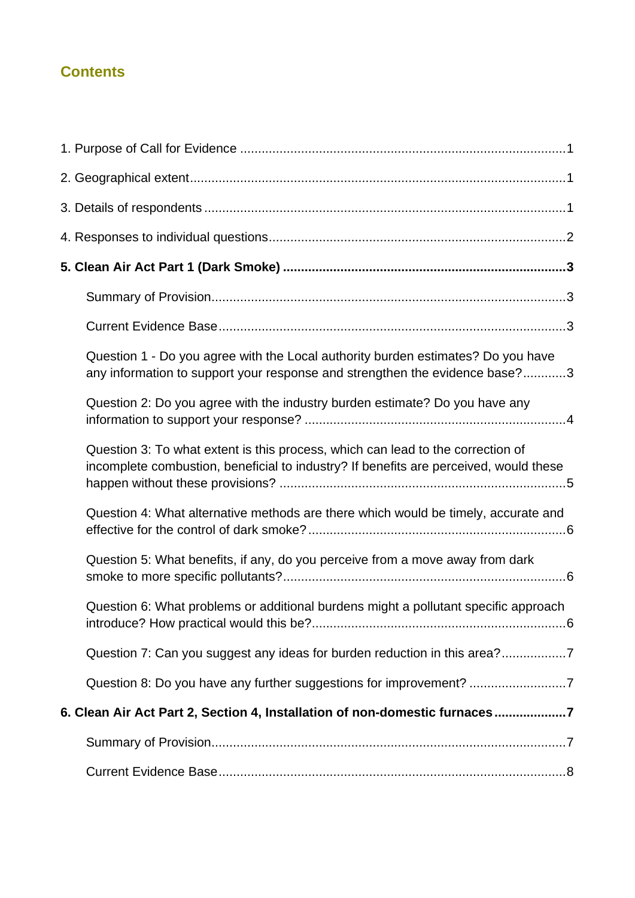## Contents

1. Purpose of Call for Evidence ........................................................................................1

2. Geographical extent.......................................................................................................1

3. Details of respondents ...................................................................................................1

4. Responses to individual questions.................................................................................2

**5. Clean Air Act Part 1 (Dark Smoke) ..............................................................................3**

Summary of Provision..................................................................................................3

Current Evidence Base................................................................................................3

Question 1 - Do you agree with the Local authority burden estimates? Do you have any information to support your response and strengthen the evidence base?............3

Question 2: Do you agree with the industry burden estimate? Do you have any information to support your response? .......................................................................4

Question 3: To what extent is this process, which can lead to the correction of incomplete combustion, beneficial to industry? If benefits are perceived, would these happen without these provisions? ...............................................................................5

Question 4: What alternative methods are there which would be timely, accurate and effective for the control of dark smoke?.......................................................................6

Question 5: What benefits, if any, do you perceive from a move away from dark smoke to more specific pollutants?..............................................................................6

Question 6: What problems or additional burdens might a pollutant specific approach introduce? How practical would this be?......................................................................6

Question 7: Can you suggest any ideas for burden reduction in this area?..................7

Question 8: Do you have any further suggestions for improvement? ...........................7

**6. Clean Air Act Part 2, Section 4, Installation of non-domestic furnaces ....................7**

Summary of Provision..................................................................................................7

Current Evidence Base................................................................................................8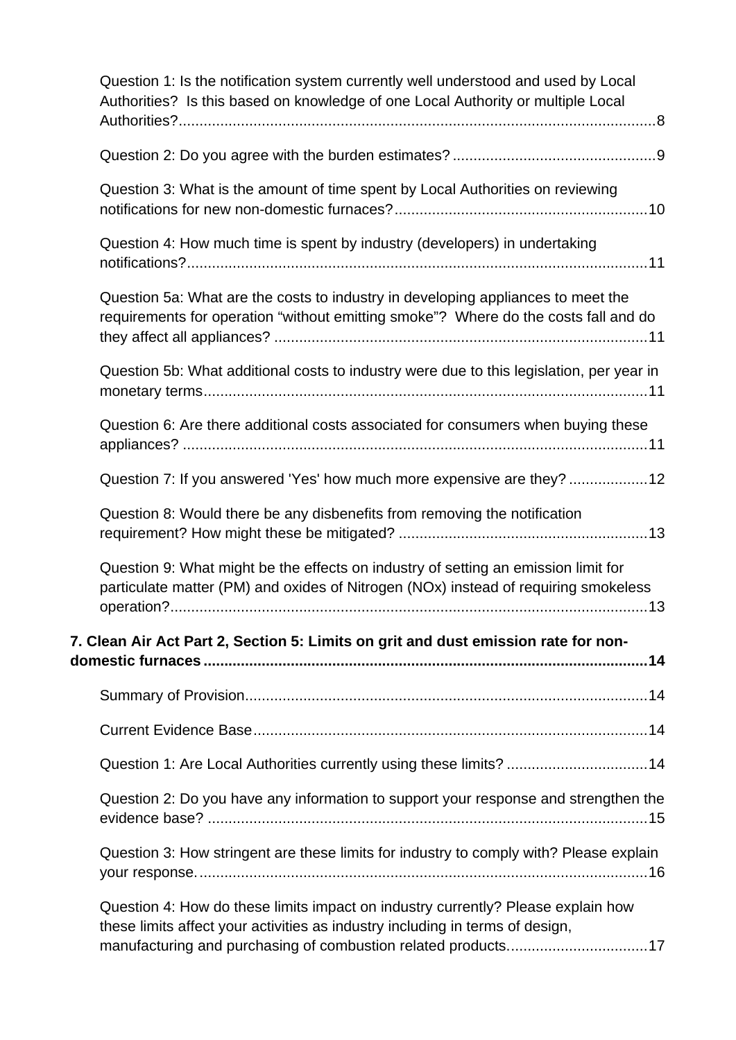Question 1: Is the notification system currently well understood and used by Local Authorities? Is this based on knowledge of one Local Authority or multiple Local Authorities? 8

Question 2: Do you agree with the burden estimates? 9

Question 3: What is the amount of time spent by Local Authorities on reviewing notifications for new non-domestic furnaces? 10

Question 4: How much time is spent by industry (developers) in undertaking notifications? 11

Question 5a: What are the costs to industry in developing appliances to meet the requirements for operation "without emitting smoke"? Where do the costs fall and do they affect all appliances? 11

Question 5b: What additional costs to industry were due to this legislation, per year in monetary terms 11

Question 6: Are there additional costs associated for consumers when buying these appliances? 11

Question 7: If you answered 'Yes' how much more expensive are they? 12

Question 8: Would there be any disbenefits from removing the notification requirement? How might these be mitigated? 13

Question 9: What might be the effects on industry of setting an emission limit for particulate matter (PM) and oxides of Nitrogen (NOx) instead of requiring smokeless operation? 13

**7. Clean Air Act Part 2, Section 5: Limits on grit and dust emission rate for non-domestic furnaces 14**

Summary of Provision 14

Current Evidence Base 14

Question 1: Are Local Authorities currently using these limits? 14

Question 2: Do you have any information to support your response and strengthen the evidence base? 15

Question 3: How stringent are these limits for industry to comply with? Please explain your response. 16

Question 4: How do these limits impact on industry currently? Please explain how these limits affect your activities as industry including in terms of design, manufacturing and purchasing of combustion related products. 17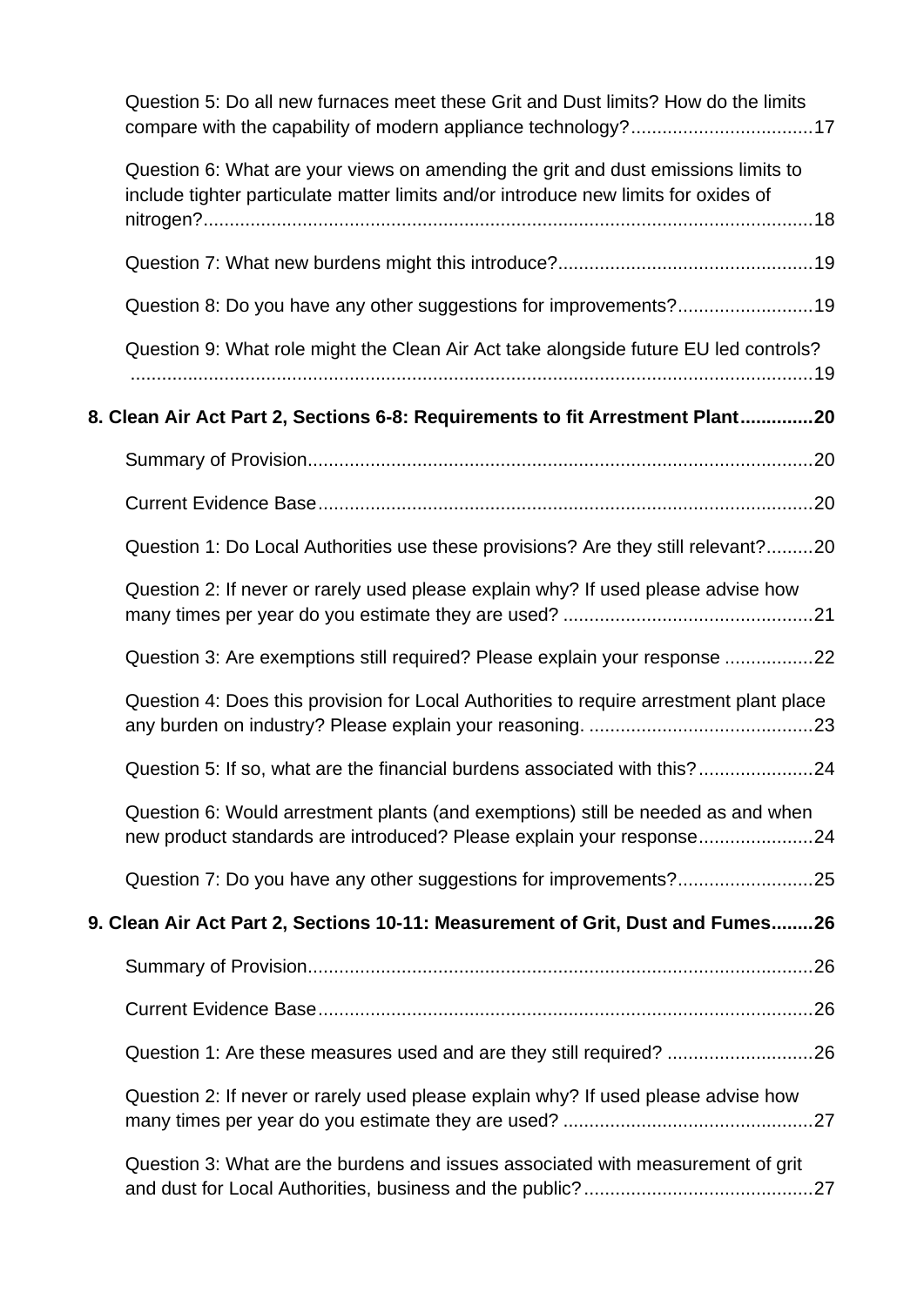Question 5: Do all new furnaces meet these Grit and Dust limits? How do the limits compare with the capability of modern appliance technology?...................................17

Question 6: What are your views on amending the grit and dust emissions limits to include tighter particulate matter limits and/or introduce new limits for oxides of nitrogen?....................................................................................................................18

Question 7: What new burdens might this introduce?.................................................19

Question 8: Do you have any other suggestions for improvements?..........................19

Question 9: What role might the Clean Air Act take alongside future EU led controls? ..................................................................................................................................19

**8. Clean Air Act Part 2, Sections 6-8: Requirements to fit Arrestment Plant..............20**

Summary of Provision................................................................................................20

Current Evidence Base..............................................................................................20

Question 1: Do Local Authorities use these provisions? Are they still relevant?.........20

Question 2: If never or rarely used please explain why? If used please advise how many times per year do you estimate they are used? ................................................21

Question 3: Are exemptions still required? Please explain your response .................22

Question 4: Does this provision for Local Authorities to require arrestment plant place any burden on industry? Please explain your reasoning. ...........................................23

Question 5: If so, what are the financial burdens associated with this?......................24

Question 6: Would arrestment plants (and exemptions) still be needed as and when new product standards are introduced? Please explain your response......................24

Question 7: Do you have any other suggestions for improvements?..........................25

**9. Clean Air Act Part 2, Sections 10-11: Measurement of Grit, Dust and Fumes........26**

Summary of Provision................................................................................................26

Current Evidence Base..............................................................................................26

Question 1: Are these measures used and are they still required? ............................26

Question 2: If never or rarely used please explain why? If used please advise how many times per year do you estimate they are used? ................................................27

Question 3: What are the burdens and issues associated with measurement of grit and dust for Local Authorities, business and the public?............................................27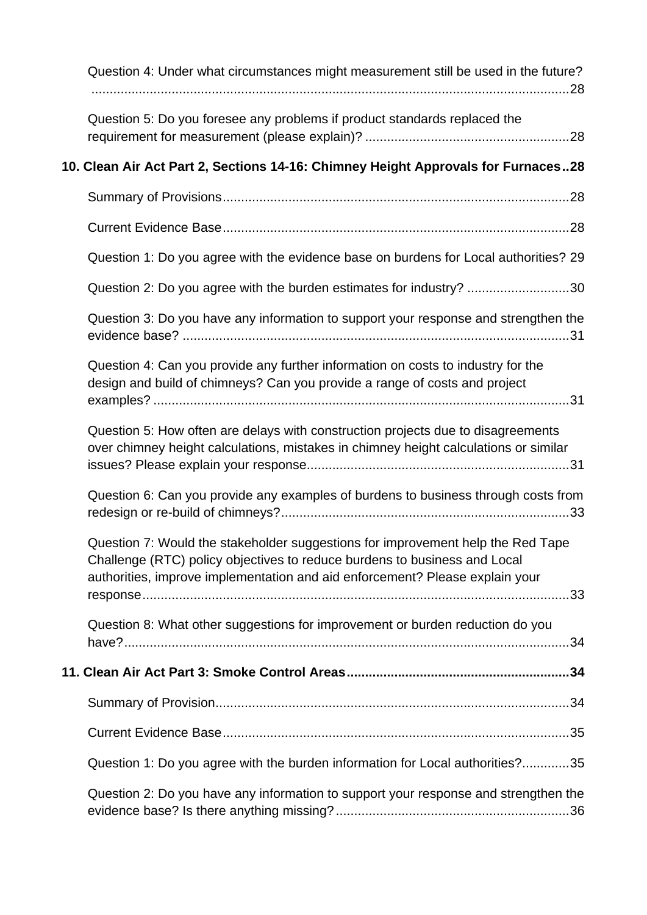Question 4: Under what circumstances might measurement still be used in the future? ....................................................................................................................................28

Question 5: Do you foresee any problems if product standards replaced the requirement for measurement (please explain)? ........................................................28

**10. Clean Air Act Part 2, Sections 14-16: Chimney Height Approvals for Furnaces..28**

Summary of Provisions..............................................................................................28

Current Evidence Base..............................................................................................28

Question 1: Do you agree with the evidence base on burdens for Local authorities? 29

Question 2: Do you agree with the burden estimates for industry? ............................30

Question 3: Do you have any information to support your response and strengthen the evidence base? ..........................................................................................................31

Question 4: Can you provide any further information on costs to industry for the design and build of chimneys? Can you provide a range of costs and project examples? ..................................................................................................................31

Question 5: How often are delays with construction projects due to disagreements over chimney height calculations, mistakes in chimney height calculations or similar issues? Please explain your response........................................................................31

Question 6: Can you provide any examples of burdens to business through costs from redesign or re-build of chimneys?..............................................................................33

Question 7: Would the stakeholder suggestions for improvement help the Red Tape Challenge (RTC) policy objectives to reduce burdens to business and Local authorities, improve implementation and aid enforcement? Please explain your response.....................................................................................................................33

Question 8: What other suggestions for improvement or burden reduction do you have?..........................................................................................................................34

**11. Clean Air Act Part 3: Smoke Control Areas.............................................................34**

Summary of Provision.................................................................................................34

Current Evidence Base...............................................................................................35

Question 1: Do you agree with the burden information for Local authorities?.............35

Question 2: Do you have any information to support your response and strengthen the evidence base? Is there anything missing?................................................................36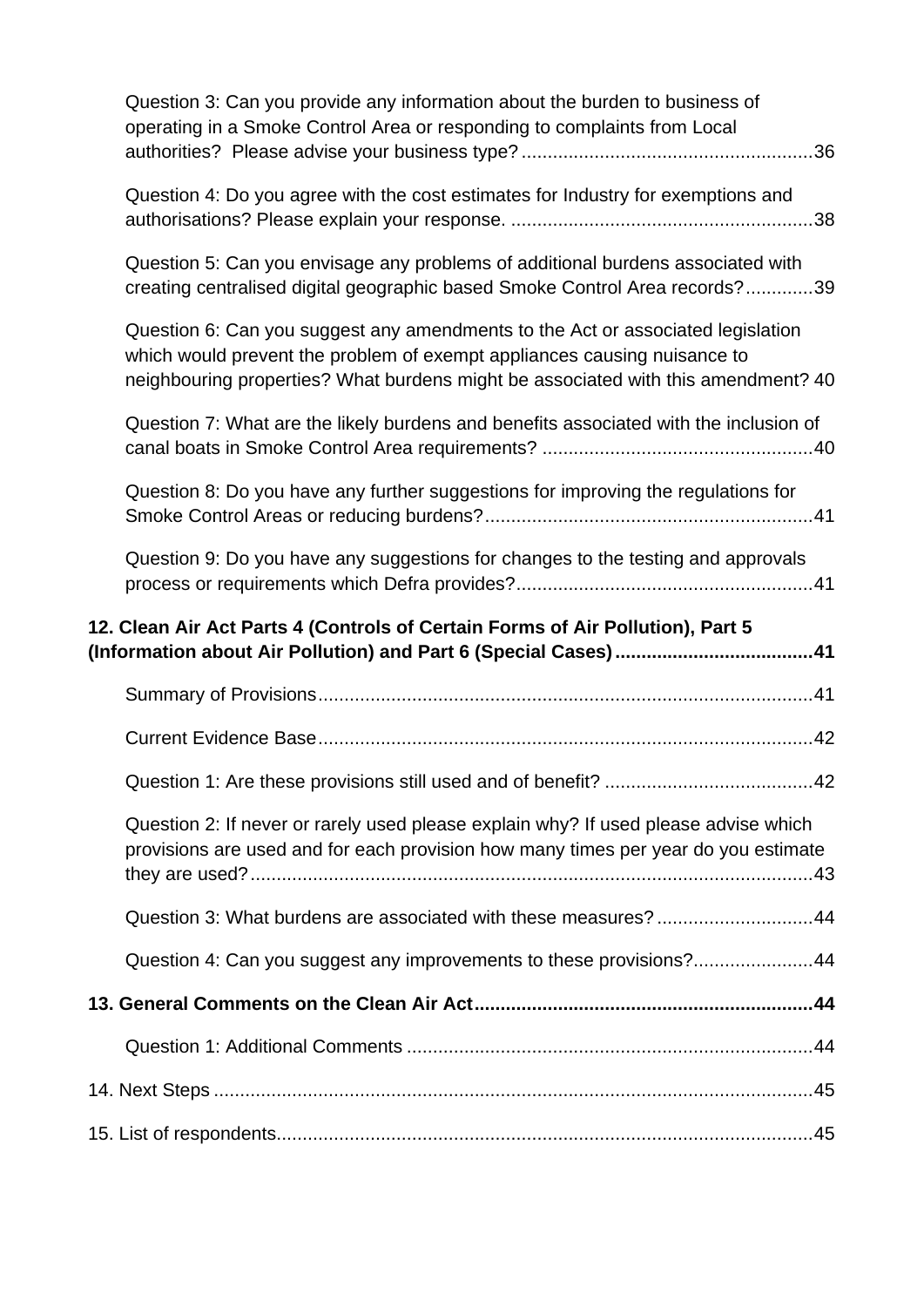Question 3: Can you provide any information about the burden to business of operating in a Smoke Control Area or responding to complaints from Local authorities? Please advise your business type? ........................................................ 36

Question 4: Do you agree with the cost estimates for Industry for exemptions and authorisations? Please explain your response. .......................................................... 38

Question 5: Can you envisage any problems of additional burdens associated with creating centralised digital geographic based Smoke Control Area records? ............. 39

Question 6: Can you suggest any amendments to the Act or associated legislation which would prevent the problem of exempt appliances causing nuisance to neighbouring properties? What burdens might be associated with this amendment? 40

Question 7: What are the likely burdens and benefits associated with the inclusion of canal boats in Smoke Control Area requirements? .................................................... 40

Question 8: Do you have any further suggestions for improving the regulations for Smoke Control Areas or reducing burdens? .............................................................. 41

Question 9: Do you have any suggestions for changes to the testing and approvals process or requirements which Defra provides? ......................................................... 41

**12. Clean Air Act Parts 4 (Controls of Certain Forms of Air Pollution), Part 5 (Information about Air Pollution) and Part 6 (Special Cases) ...................................... 41**

Summary of Provisions .............................................................................................. 41

Current Evidence Base .............................................................................................. 42

Question 1: Are these provisions still used and of benefit? ........................................ 42

Question 2: If never or rarely used please explain why? If used please advise which provisions are used and for each provision how many times per year do you estimate they are used? ........................................................................................................... 43

Question 3: What burdens are associated with these measures? .............................. 44

Question 4: Can you suggest any improvements to these provisions? ....................... 44

**13. General Comments on the Clean Air Act ................................................................. 44**

Question 1: Additional Comments ............................................................................. 44

14. Next Steps .................................................................................................................. 45

15. List of respondents ...................................................................................................... 45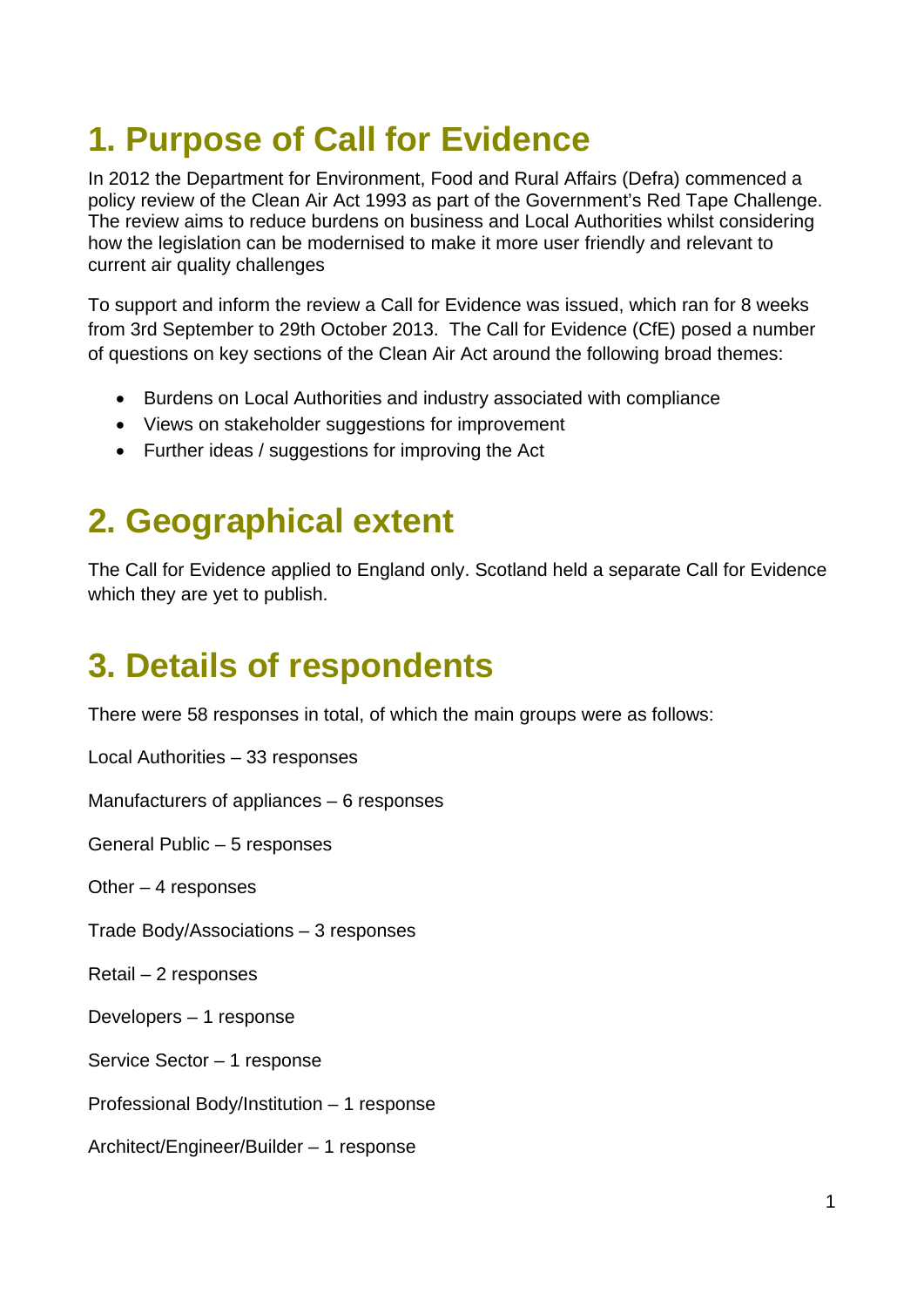# 1. Purpose of Call for Evidence

In 2012 the Department for Environment, Food and Rural Affairs (Defra) commenced a policy review of the Clean Air Act 1993 as part of the Government's Red Tape Challenge. The review aims to reduce burdens on business and Local Authorities whilst considering how the legislation can be modernised to make it more user friendly and relevant to current air quality challenges

To support and inform the review a Call for Evidence was issued, which ran for 8 weeks from 3rd September to 29th October 2013. The Call for Evidence (CfE) posed a number of questions on key sections of the Clean Air Act around the following broad themes:

- Burdens on Local Authorities and industry associated with compliance
- Views on stakeholder suggestions for improvement
- Further ideas / suggestions for improving the Act

# 2. Geographical extent

The Call for Evidence applied to England only. Scotland held a separate Call for Evidence which they are yet to publish.

# 3. Details of respondents

There were 58 responses in total, of which the main groups were as follows:

Local Authorities – 33 responses

Manufacturers of appliances – 6 responses

General Public – 5 responses

Other – 4 responses

Trade Body/Associations – 3 responses

Retail – 2 responses

Developers – 1 response

Service Sector – 1 response

Professional Body/Institution – 1 response

Architect/Engineer/Builder – 1 response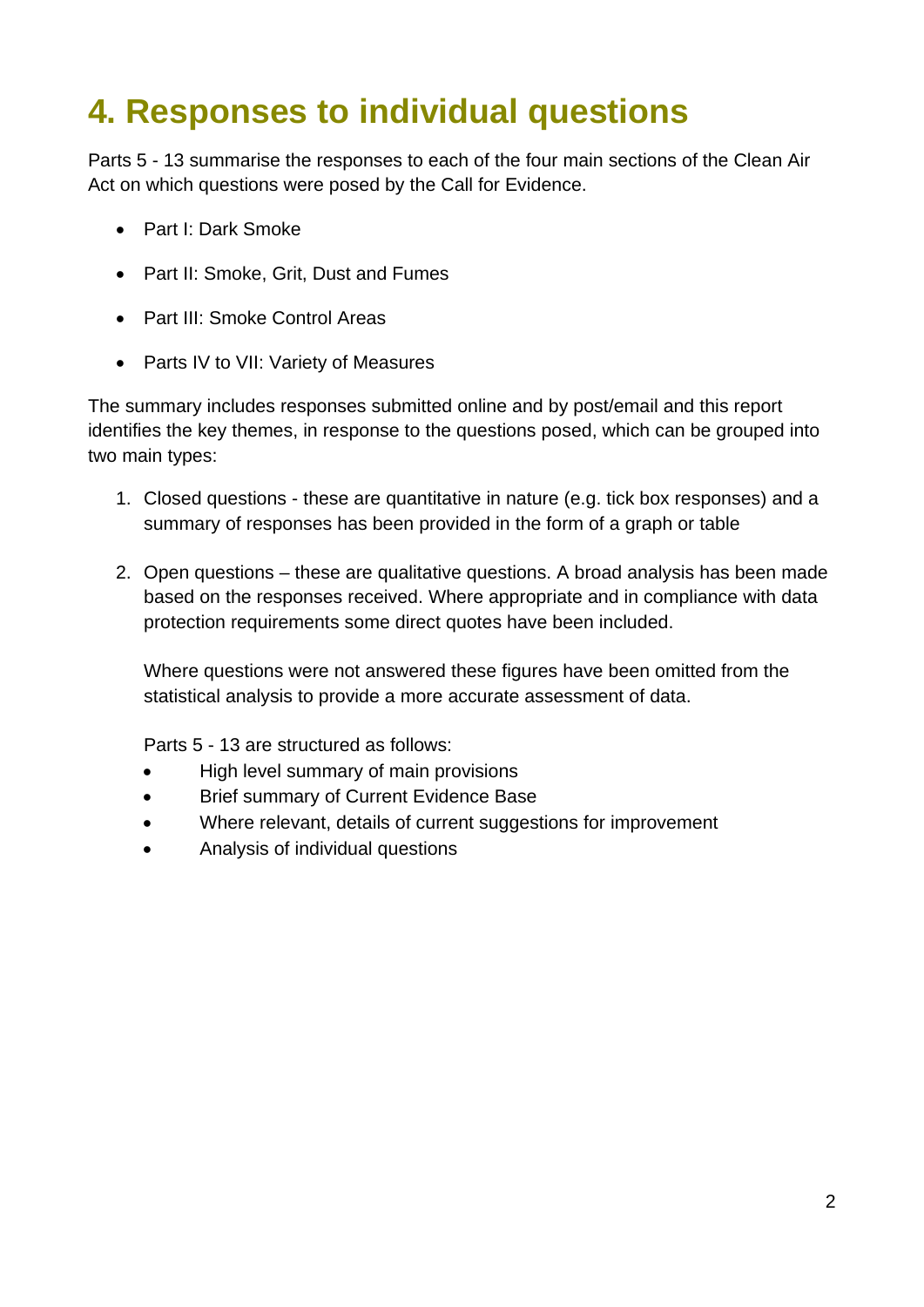# 4. Responses to individual questions

Parts 5 - 13 summarise the responses to each of the four main sections of the Clean Air Act on which questions were posed by the Call for Evidence.

- Part I: Dark Smoke
- Part II: Smoke, Grit, Dust and Fumes
- Part III: Smoke Control Areas
- Parts IV to VII: Variety of Measures

The summary includes responses submitted online and by post/email and this report identifies the key themes, in response to the questions posed, which can be grouped into two main types:

1. Closed questions - these are quantitative in nature (e.g. tick box responses) and a summary of responses has been provided in the form of a graph or table
2. Open questions – these are qualitative questions. A broad analysis has been made based on the responses received. Where appropriate and in compliance with data protection requirements some direct quotes have been included.

   Where questions were not answered these figures have been omitted from the statistical analysis to provide a more accurate assessment of data.

   Parts 5 - 13 are structured as follows:

   - High level summary of main provisions
   - Brief summary of Current Evidence Base
   - Where relevant, details of current suggestions for improvement
   - Analysis of individual questions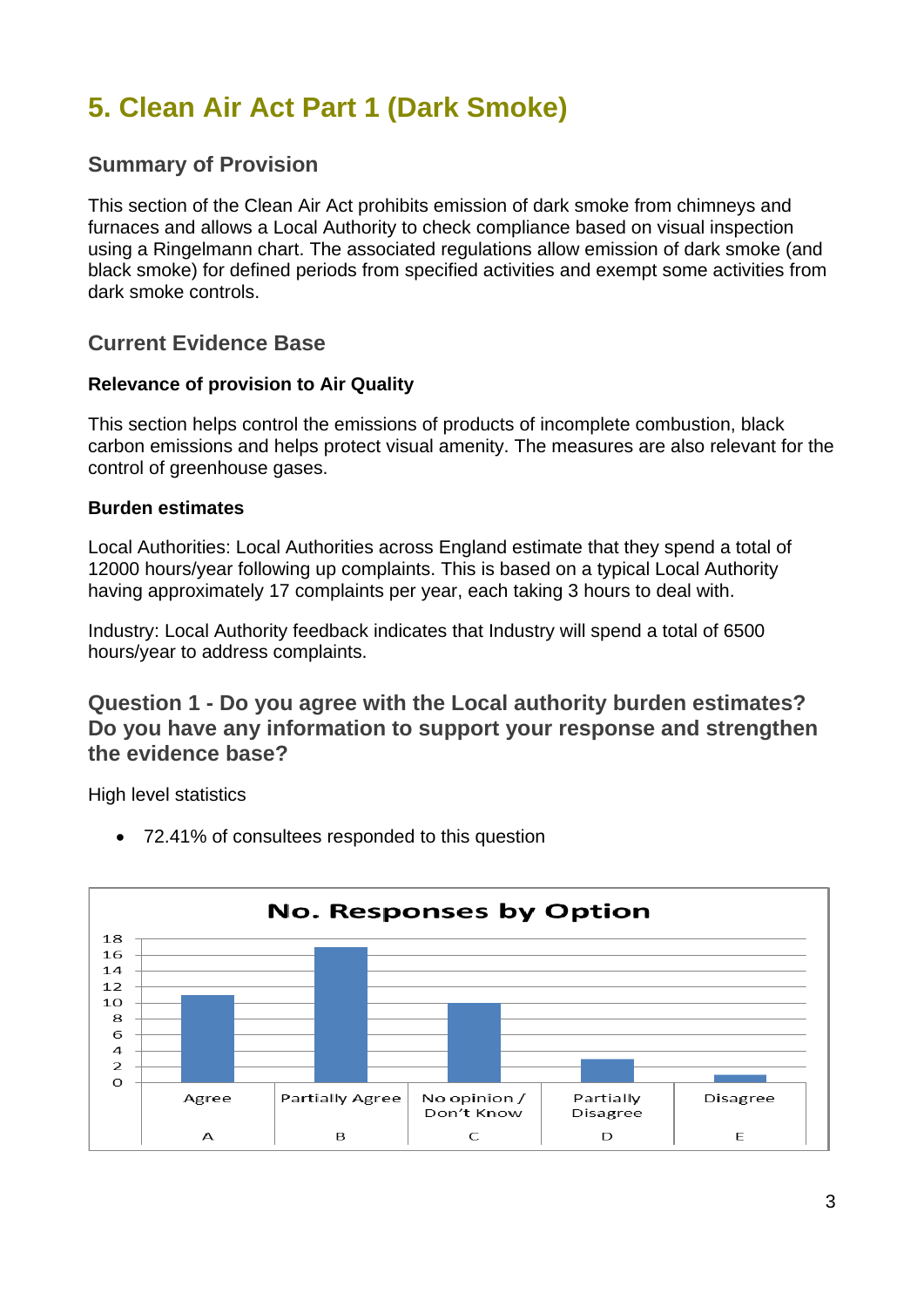# 5. Clean Air Act Part 1 (Dark Smoke)

## Summary of Provision

This section of the Clean Air Act prohibits emission of dark smoke from chimneys and furnaces and allows a Local Authority to check compliance based on visual inspection using a Ringelmann chart. The associated regulations allow emission of dark smoke (and black smoke) for defined periods from specified activities and exempt some activities from dark smoke controls.

## Current Evidence Base

**Relevance of provision to Air Quality**

This section helps control the emissions of products of incomplete combustion, black carbon emissions and helps protect visual amenity. The measures are also relevant for the control of greenhouse gases.

**Burden estimates**

Local Authorities: Local Authorities across England estimate that they spend a total of 12000 hours/year following up complaints. This is based on a typical Local Authority having approximately 17 complaints per year, each taking 3 hours to deal with.

Industry: Local Authority feedback indicates that Industry will spend a total of 6500 hours/year to address complaints.

## Question 1 - Do you agree with the Local authority burden estimates? Do you have any information to support your response and strengthen the evidence base?

High level statistics

- 72.41% of consultees responded to this question

**No. Responses by Option**

| Option | Response | No. Responses |
|---|---|---|
| A | Agree | 11 |
| B | Partially Agree | 17 |
| C | No opinion / Don't Know | 10 |
| D | Partially Disagree | 3 |
| E | Disagree | 1 |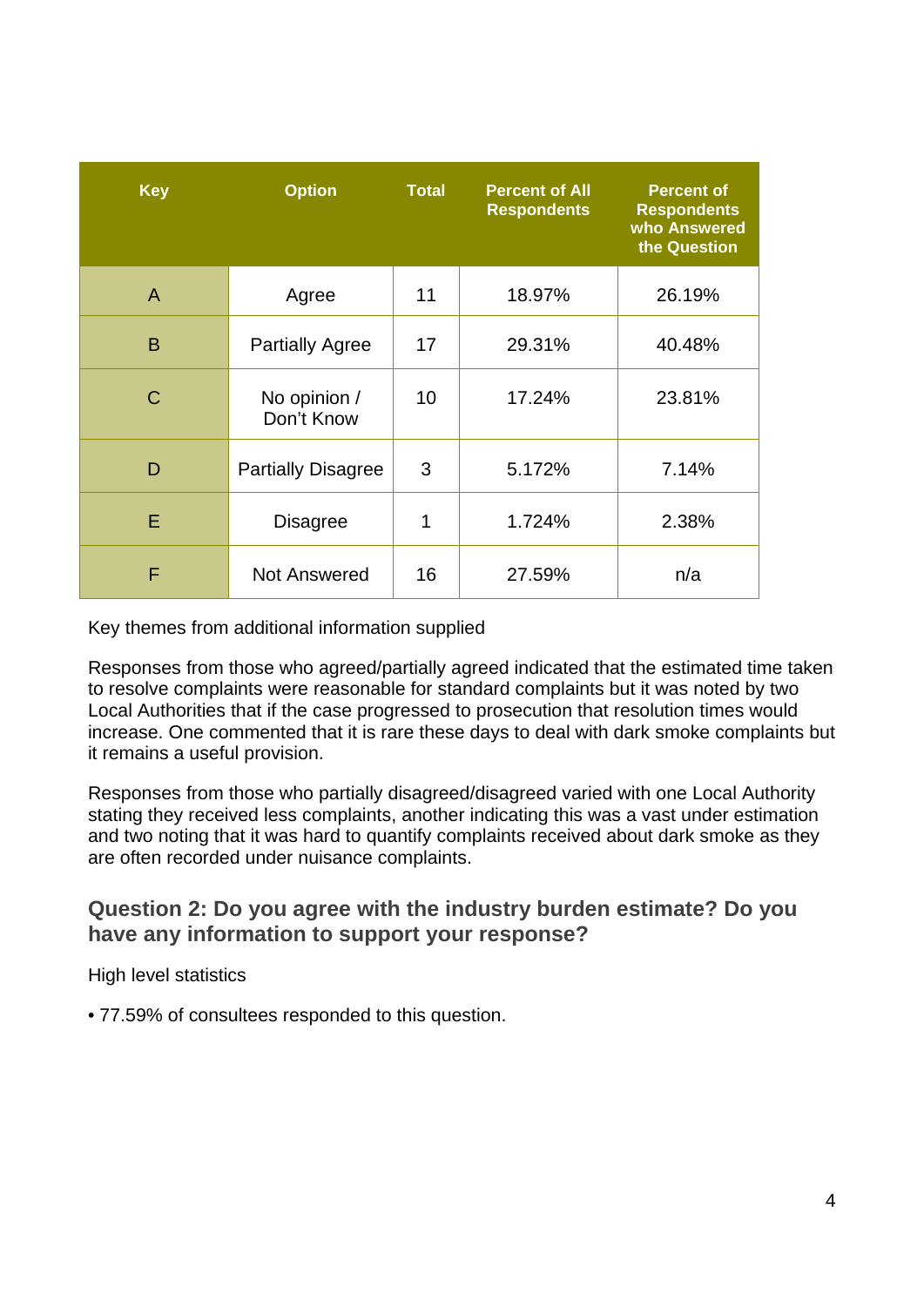| Key | Option | Total | Percent of All Respondents | Percent of Respondents who Answered the Question |
|---|---|---|---|---|
| A | Agree | 11 | 18.97% | 26.19% |
| B | Partially Agree | 17 | 29.31% | 40.48% |
| C | No opinion / Don't Know | 10 | 17.24% | 23.81% |
| D | Partially Disagree | 3 | 5.172% | 7.14% |
| E | Disagree | 1 | 1.724% | 2.38% |
| F | Not Answered | 16 | 27.59% | n/a |

Key themes from additional information supplied

Responses from those who agreed/partially agreed indicated that the estimated time taken to resolve complaints were reasonable for standard complaints but it was noted by two Local Authorities that if the case progressed to prosecution that resolution times would increase. One commented that it is rare these days to deal with dark smoke complaints but it remains a useful provision.

Responses from those who partially disagreed/disagreed varied with one Local Authority stating they received less complaints, another indicating this was a vast under estimation and two noting that it was hard to quantify complaints received about dark smoke as they are often recorded under nuisance complaints.

### Question 2: Do you agree with the industry burden estimate? Do you have any information to support your response?

High level statistics

- 77.59% of consultees responded to this question.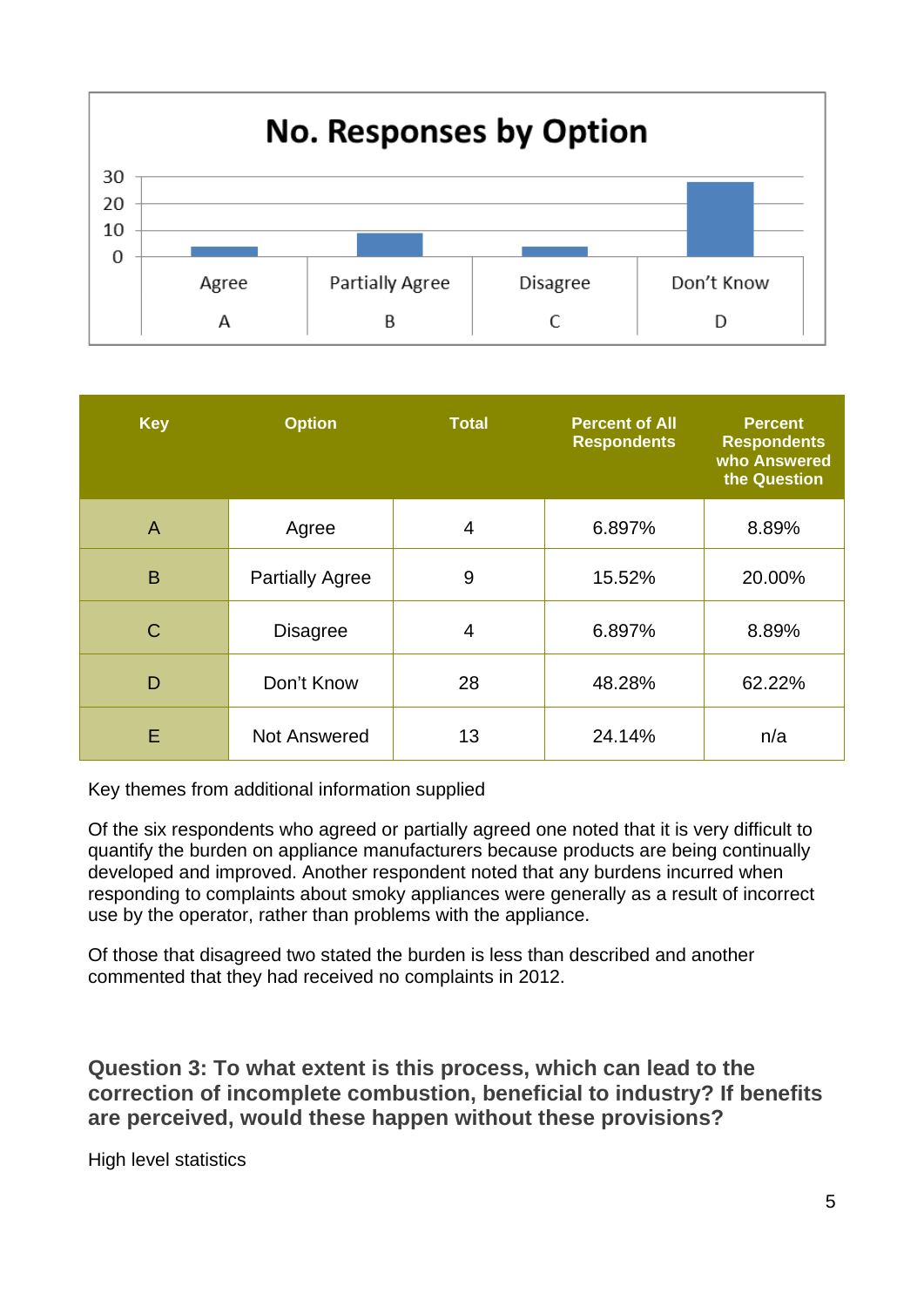No. Responses by Option

| Key | Option | Total | Percent of All Respondents | Percent Respondents who Answered the Question |
|---|---|---|---|---|
| A | Agree | 4 | 6.897% | 8.89% |
| B | Partially Agree | 9 | 15.52% | 20.00% |
| C | Disagree | 4 | 6.897% | 8.89% |
| D | Don't Know | 28 | 48.28% | 62.22% |
| E | Not Answered | 13 | 24.14% | n/a |

Key themes from additional information supplied

Of the six respondents who agreed or partially agreed one noted that it is very difficult to quantify the burden on appliance manufacturers because products are being continually developed and improved. Another respondent noted that any burdens incurred when responding to complaints about smoky appliances were generally as a result of incorrect use by the operator, rather than problems with the appliance.

Of those that disagreed two stated the burden is less than described and another commented that they had received no complaints in 2012.

## Question 3: To what extent is this process, which can lead to the correction of incomplete combustion, beneficial to industry? If benefits are perceived, would these happen without these provisions?

High level statistics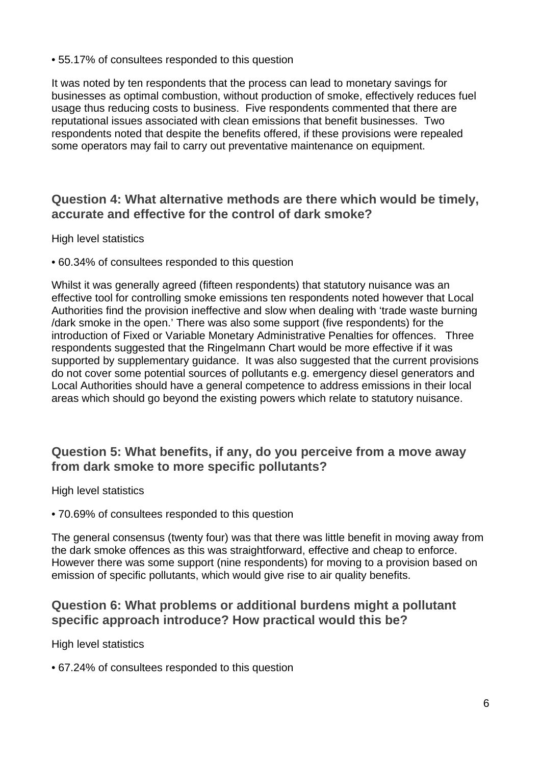• 55.17% of consultees responded to this question

It was noted by ten respondents that the process can lead to monetary savings for businesses as optimal combustion, without production of smoke, effectively reduces fuel usage thus reducing costs to business. Five respondents commented that there are reputational issues associated with clean emissions that benefit businesses. Two respondents noted that despite the benefits offered, if these provisions were repealed some operators may fail to carry out preventative maintenance on equipment.

### Question 4: What alternative methods are there which would be timely, accurate and effective for the control of dark smoke?

High level statistics

• 60.34% of consultees responded to this question

Whilst it was generally agreed (fifteen respondents) that statutory nuisance was an effective tool for controlling smoke emissions ten respondents noted however that Local Authorities find the provision ineffective and slow when dealing with 'trade waste burning /dark smoke in the open.' There was also some support (five respondents) for the introduction of Fixed or Variable Monetary Administrative Penalties for offences. Three respondents suggested that the Ringelmann Chart would be more effective if it was supported by supplementary guidance. It was also suggested that the current provisions do not cover some potential sources of pollutants e.g. emergency diesel generators and Local Authorities should have a general competence to address emissions in their local areas which should go beyond the existing powers which relate to statutory nuisance.

### Question 5: What benefits, if any, do you perceive from a move away from dark smoke to more specific pollutants?

High level statistics

• 70.69% of consultees responded to this question

The general consensus (twenty four) was that there was little benefit in moving away from the dark smoke offences as this was straightforward, effective and cheap to enforce. However there was some support (nine respondents) for moving to a provision based on emission of specific pollutants, which would give rise to air quality benefits.

### Question 6: What problems or additional burdens might a pollutant specific approach introduce? How practical would this be?

High level statistics

• 67.24% of consultees responded to this question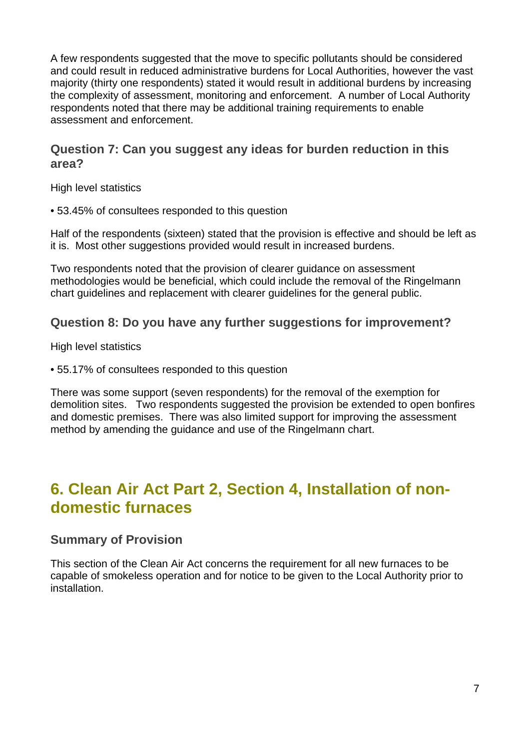A few respondents suggested that the move to specific pollutants should be considered and could result in reduced administrative burdens for Local Authorities, however the vast majority (thirty one respondents) stated it would result in additional burdens by increasing the complexity of assessment, monitoring and enforcement. A number of Local Authority respondents noted that there may be additional training requirements to enable assessment and enforcement.

### Question 7: Can you suggest any ideas for burden reduction in this area?

High level statistics

• 53.45% of consultees responded to this question

Half of the respondents (sixteen) stated that the provision is effective and should be left as it is. Most other suggestions provided would result in increased burdens.

Two respondents noted that the provision of clearer guidance on assessment methodologies would be beneficial, which could include the removal of the Ringelmann chart guidelines and replacement with clearer guidelines for the general public.

### Question 8: Do you have any further suggestions for improvement?

High level statistics

• 55.17% of consultees responded to this question

There was some support (seven respondents) for the removal of the exemption for demolition sites. Two respondents suggested the provision be extended to open bonfires and domestic premises. There was also limited support for improving the assessment method by amending the guidance and use of the Ringelmann chart.

## 6. Clean Air Act Part 2, Section 4, Installation of non-domestic furnaces

### Summary of Provision

This section of the Clean Air Act concerns the requirement for all new furnaces to be capable of smokeless operation and for notice to be given to the Local Authority prior to installation.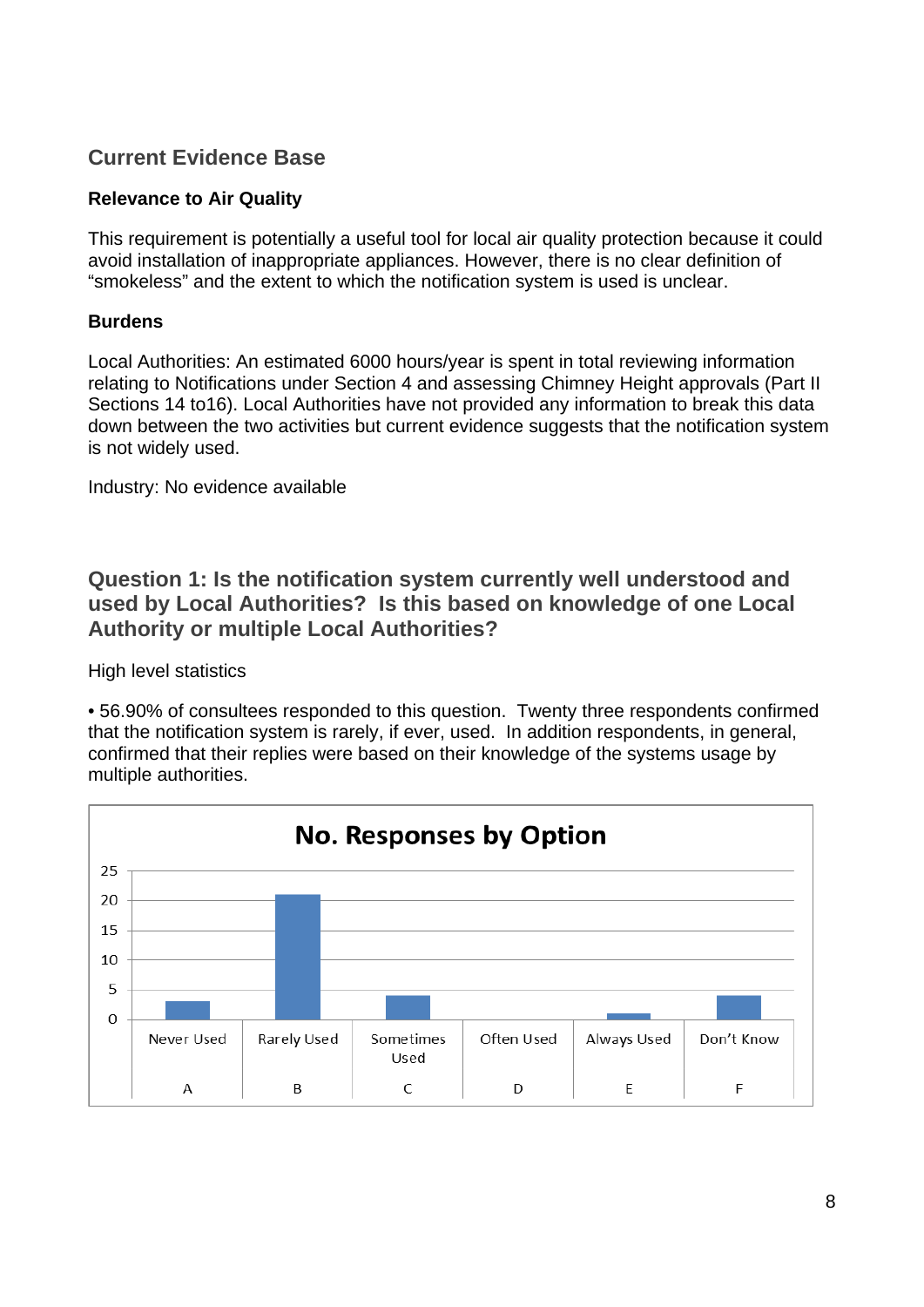## Current Evidence Base

### Relevance to Air Quality

This requirement is potentially a useful tool for local air quality protection because it could avoid installation of inappropriate appliances. However, there is no clear definition of "smokeless" and the extent to which the notification system is used is unclear.

### Burdens

Local Authorities: An estimated 6000 hours/year is spent in total reviewing information relating to Notifications under Section 4 and assessing Chimney Height approvals (Part II Sections 14 to16). Local Authorities have not provided any information to break this data down between the two activities but current evidence suggests that the notification system is not widely used.

Industry: No evidence available

## Question 1: Is the notification system currently well understood and used by Local Authorities? Is this based on knowledge of one Local Authority or multiple Local Authorities?

High level statistics

- 56.90% of consultees responded to this question. Twenty three respondents confirmed that the notification system is rarely, if ever, used. In addition respondents, in general, confirmed that their replies were based on their knowledge of the systems usage by multiple authorities.

**No. Responses by Option**

| Option | Response | No. Responses |
|---|---|---|
| A | Never Used | 3 |
| B | Rarely Used | 21 |
| C | Sometimes Used | 4 |
| D | Often Used | 0 |
| E | Always Used | 1 |
| F | Don't Know | 4 |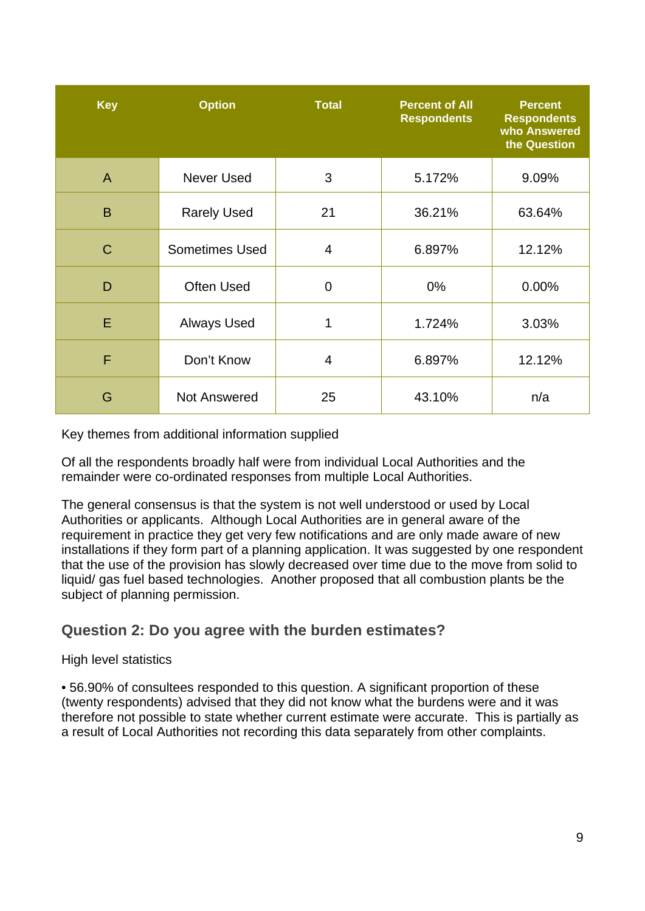| Key | Option | Total | Percent of All Respondents | Percent Respondents who Answered the Question |
|---|---|---|---|---|
| A | Never Used | 3 | 5.172% | 9.09% |
| B | Rarely Used | 21 | 36.21% | 63.64% |
| C | Sometimes Used | 4 | 6.897% | 12.12% |
| D | Often Used | 0 | 0% | 0.00% |
| E | Always Used | 1 | 1.724% | 3.03% |
| F | Don't Know | 4 | 6.897% | 12.12% |
| G | Not Answered | 25 | 43.10% | n/a |

Key themes from additional information supplied

Of all the respondents broadly half were from individual Local Authorities and the remainder were co-ordinated responses from multiple Local Authorities.

The general consensus is that the system is not well understood or used by Local Authorities or applicants. Although Local Authorities are in general aware of the requirement in practice they get very few notifications and are only made aware of new installations if they form part of a planning application. It was suggested by one respondent that the use of the provision has slowly decreased over time due to the move from solid to liquid/ gas fuel based technologies. Another proposed that all combustion plants be the subject of planning permission.

## Question 2: Do you agree with the burden estimates?

High level statistics

- 56.90% of consultees responded to this question. A significant proportion of these (twenty respondents) advised that they did not know what the burdens were and it was therefore not possible to state whether current estimate were accurate. This is partially as a result of Local Authorities not recording this data separately from other complaints.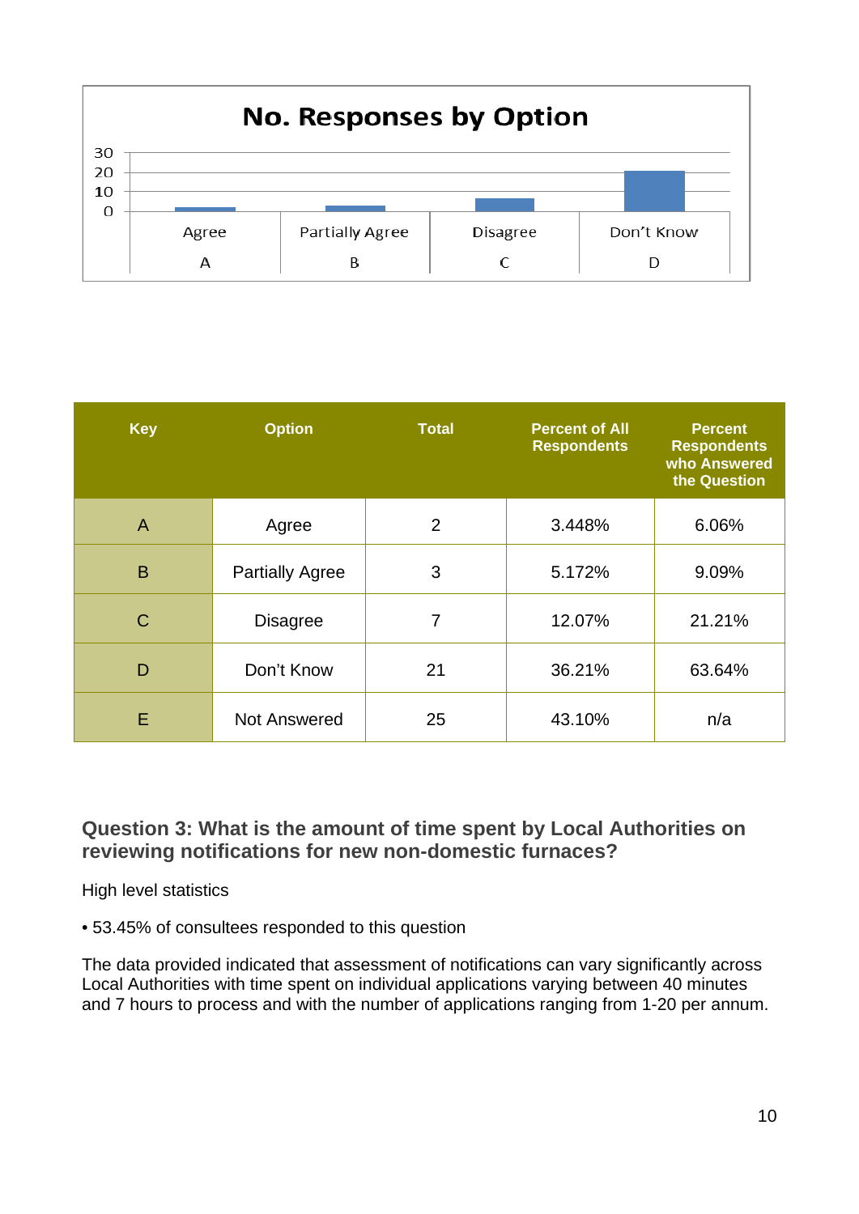**No. Responses by Option**

| Key | Option | Total | Percent of All Respondents | Percent Respondents who Answered the Question |
|---|---|---|---|---|
| A | Agree | 2 | 3.448% | 6.06% |
| B | Partially Agree | 3 | 5.172% | 9.09% |
| C | Disagree | 7 | 12.07% | 21.21% |
| D | Don't Know | 21 | 36.21% | 63.64% |
| E | Not Answered | 25 | 43.10% | n/a |

## Question 3: What is the amount of time spent by Local Authorities on reviewing notifications for new non-domestic furnaces?

High level statistics

- 53.45% of consultees responded to this question

The data provided indicated that assessment of notifications can vary significantly across Local Authorities with time spent on individual applications varying between 40 minutes and 7 hours to process and with the number of applications ranging from 1-20 per annum.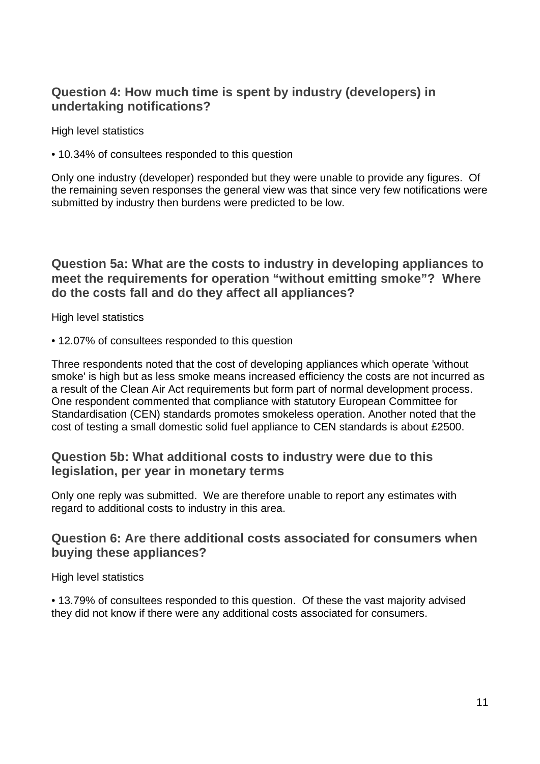## Question 4: How much time is spent by industry (developers) in undertaking notifications?

High level statistics

• 10.34% of consultees responded to this question

Only one industry (developer) responded but they were unable to provide any figures. Of the remaining seven responses the general view was that since very few notifications were submitted by industry then burdens were predicted to be low.

## Question 5a: What are the costs to industry in developing appliances to meet the requirements for operation "without emitting smoke"? Where do the costs fall and do they affect all appliances?

High level statistics

• 12.07% of consultees responded to this question

Three respondents noted that the cost of developing appliances which operate 'without smoke' is high but as less smoke means increased efficiency the costs are not incurred as a result of the Clean Air Act requirements but form part of normal development process. One respondent commented that compliance with statutory European Committee for Standardisation (CEN) standards promotes smokeless operation. Another noted that the cost of testing a small domestic solid fuel appliance to CEN standards is about £2500.

## Question 5b: What additional costs to industry were due to this legislation, per year in monetary terms

Only one reply was submitted. We are therefore unable to report any estimates with regard to additional costs to industry in this area.

## Question 6: Are there additional costs associated for consumers when buying these appliances?

High level statistics

• 13.79% of consultees responded to this question. Of these the vast majority advised they did not know if there were any additional costs associated for consumers.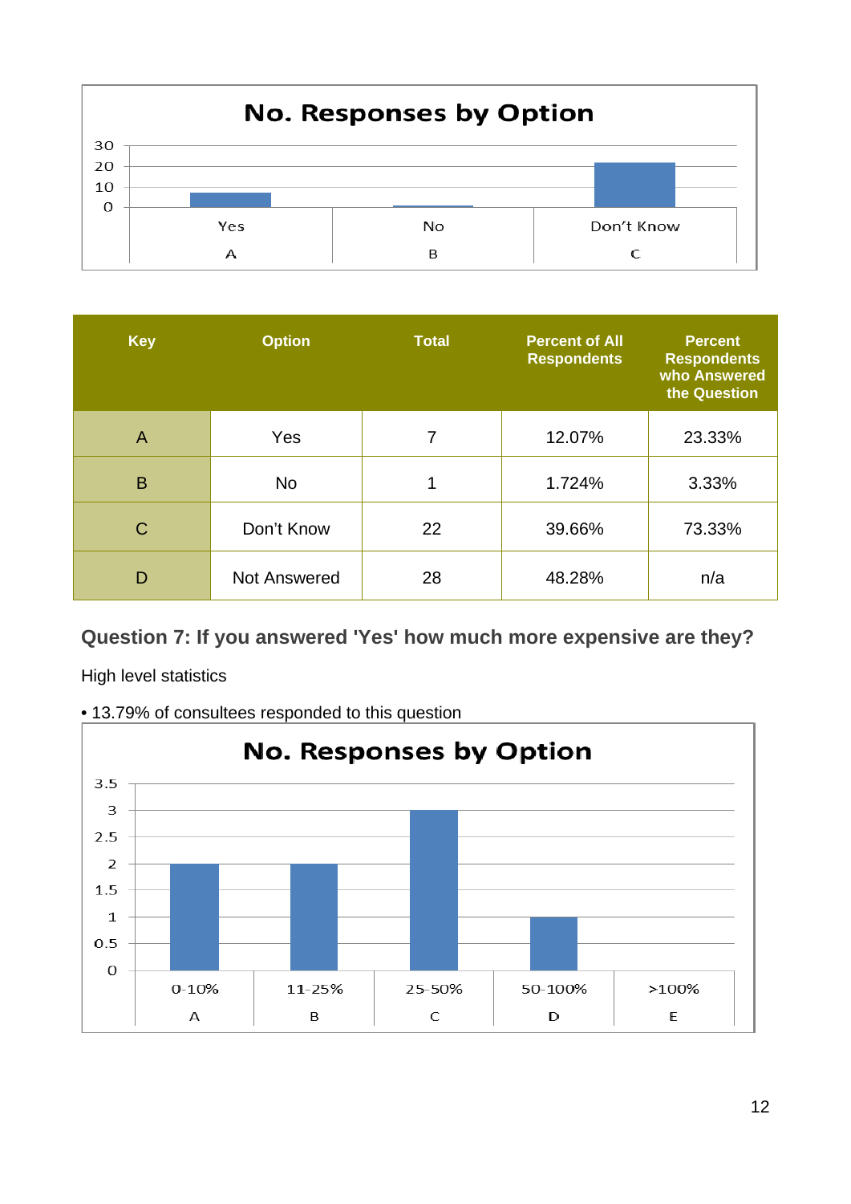**No. Responses by Option**

| Key | Option | Total | Percent of All Respondents | Percent Respondents who Answered the Question |
|---|---|---|---|---|
| A | Yes | 7 | 12.07% | 23.33% |
| B | No | 1 | 1.724% | 3.33% |
| C | Don’t Know | 22 | 39.66% | 73.33% |
| D | Not Answered | 28 | 48.28% | n/a |

### Question 7: If you answered 'Yes' how much more expensive are they?

High level statistics

• 13.79% of consultees responded to this question

**No. Responses by Option**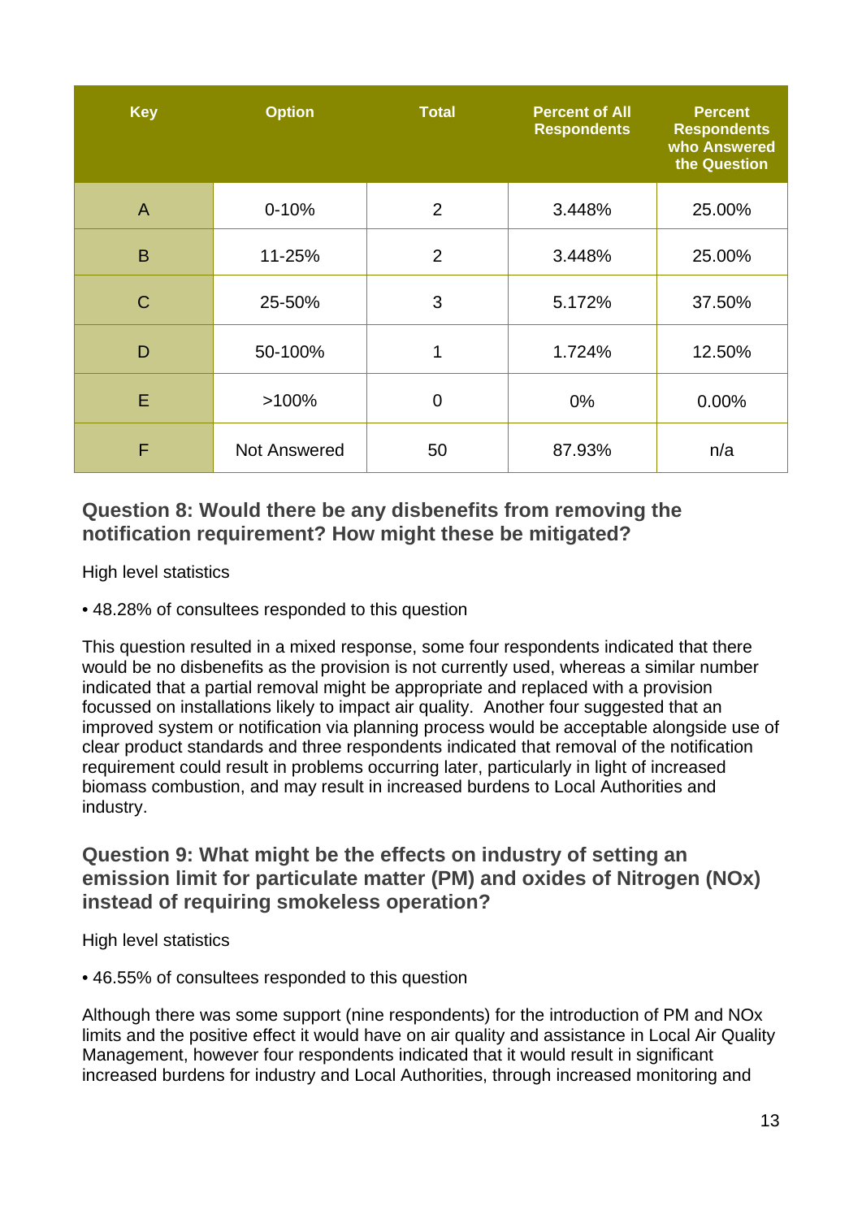| Key | Option | Total | Percent of All Respondents | Percent Respondents who Answered the Question |
|---|---|---|---|---|
| A | 0-10% | 2 | 3.448% | 25.00% |
| B | 11-25% | 2 | 3.448% | 25.00% |
| C | 25-50% | 3 | 5.172% | 37.50% |
| D | 50-100% | 1 | 1.724% | 12.50% |
| E | >100% | 0 | 0% | 0.00% |
| F | Not Answered | 50 | 87.93% | n/a |

## Question 8: Would there be any disbenefits from removing the notification requirement? How might these be mitigated?

High level statistics

• 48.28% of consultees responded to this question

This question resulted in a mixed response, some four respondents indicated that there would be no disbenefits as the provision is not currently used, whereas a similar number indicated that a partial removal might be appropriate and replaced with a provision focussed on installations likely to impact air quality. Another four suggested that an improved system or notification via planning process would be acceptable alongside use of clear product standards and three respondents indicated that removal of the notification requirement could result in problems occurring later, particularly in light of increased biomass combustion, and may result in increased burdens to Local Authorities and industry.

## Question 9: What might be the effects on industry of setting an emission limit for particulate matter (PM) and oxides of Nitrogen (NOx) instead of requiring smokeless operation?

High level statistics

• 46.55% of consultees responded to this question

Although there was some support (nine respondents) for the introduction of PM and NOx limits and the positive effect it would have on air quality and assistance in Local Air Quality Management, however four respondents indicated that it would result in significant increased burdens for industry and Local Authorities, through increased monitoring and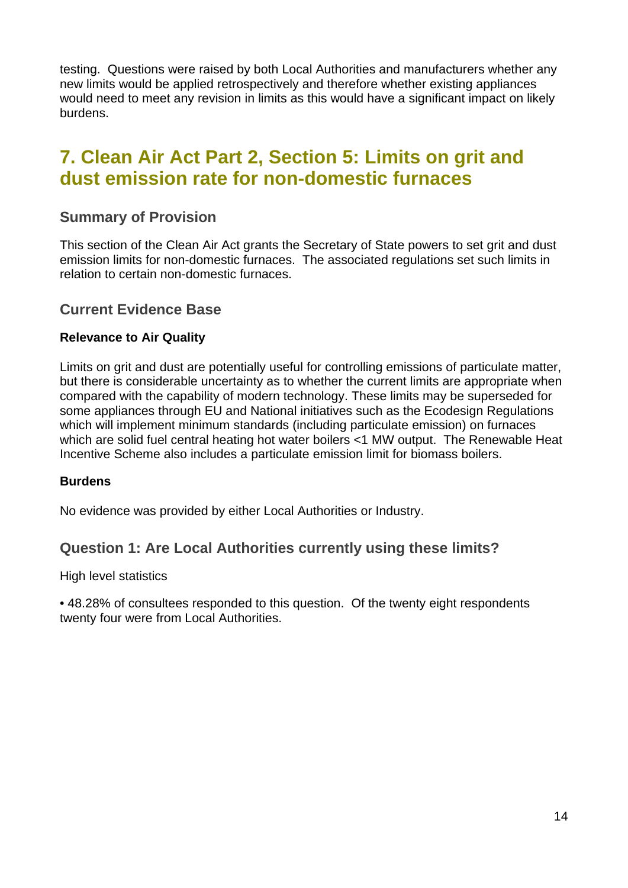testing. Questions were raised by both Local Authorities and manufacturers whether any new limits would be applied retrospectively and therefore whether existing appliances would need to meet any revision in limits as this would have a significant impact on likely burdens.

## 7. Clean Air Act Part 2, Section 5: Limits on grit and dust emission rate for non-domestic furnaces

### Summary of Provision

This section of the Clean Air Act grants the Secretary of State powers to set grit and dust emission limits for non-domestic furnaces. The associated regulations set such limits in relation to certain non-domestic furnaces.

### Current Evidence Base

**Relevance to Air Quality**

Limits on grit and dust are potentially useful for controlling emissions of particulate matter, but there is considerable uncertainty as to whether the current limits are appropriate when compared with the capability of modern technology. These limits may be superseded for some appliances through EU and National initiatives such as the Ecodesign Regulations which will implement minimum standards (including particulate emission) on furnaces which are solid fuel central heating hot water boilers <1 MW output. The Renewable Heat Incentive Scheme also includes a particulate emission limit for biomass boilers.

**Burdens**

No evidence was provided by either Local Authorities or Industry.

### Question 1: Are Local Authorities currently using these limits?

High level statistics

- 48.28% of consultees responded to this question. Of the twenty eight respondents twenty four were from Local Authorities.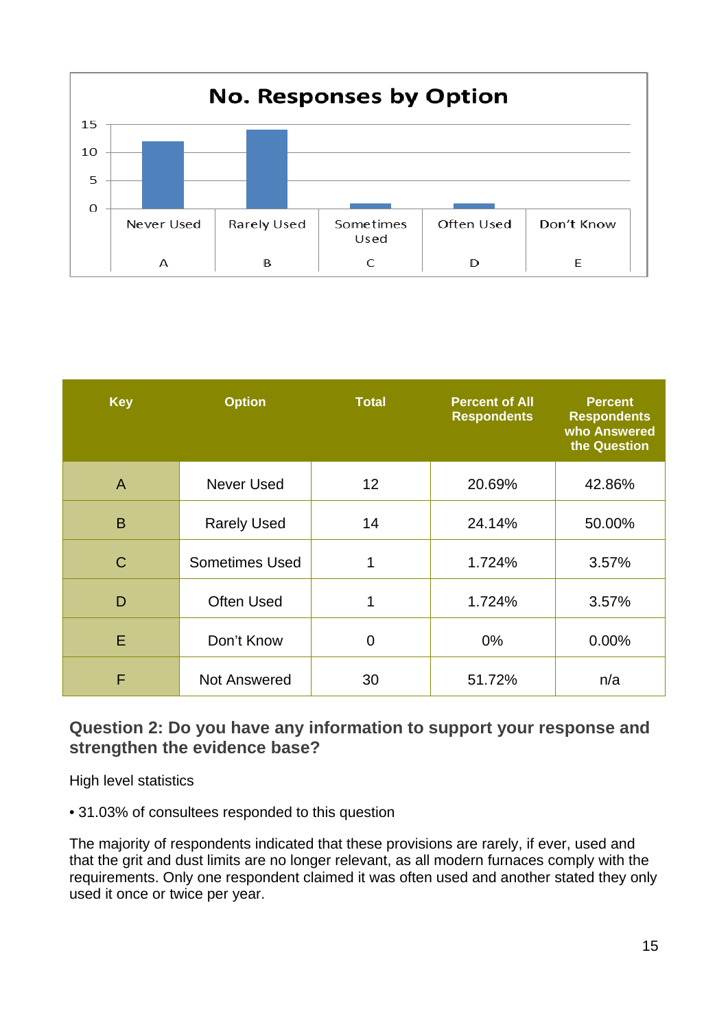**No. Responses by Option**

| Key | Option | Total | Percent of All Respondents | Percent Respondents who Answered the Question |
|---|---|---|---|---|
| A | Never Used | 12 | 20.69% | 42.86% |
| B | Rarely Used | 14 | 24.14% | 50.00% |
| C | Sometimes Used | 1 | 1.724% | 3.57% |
| D | Often Used | 1 | 1.724% | 3.57% |
| E | Don't Know | 0 | 0% | 0.00% |
| F | Not Answered | 30 | 51.72% | n/a |

### Question 2: Do you have any information to support your response and strengthen the evidence base?

High level statistics

- 31.03% of consultees responded to this question

The majority of respondents indicated that these provisions are rarely, if ever, used and that the grit and dust limits are no longer relevant, as all modern furnaces comply with the requirements. Only one respondent claimed it was often used and another stated they only used it once or twice per year.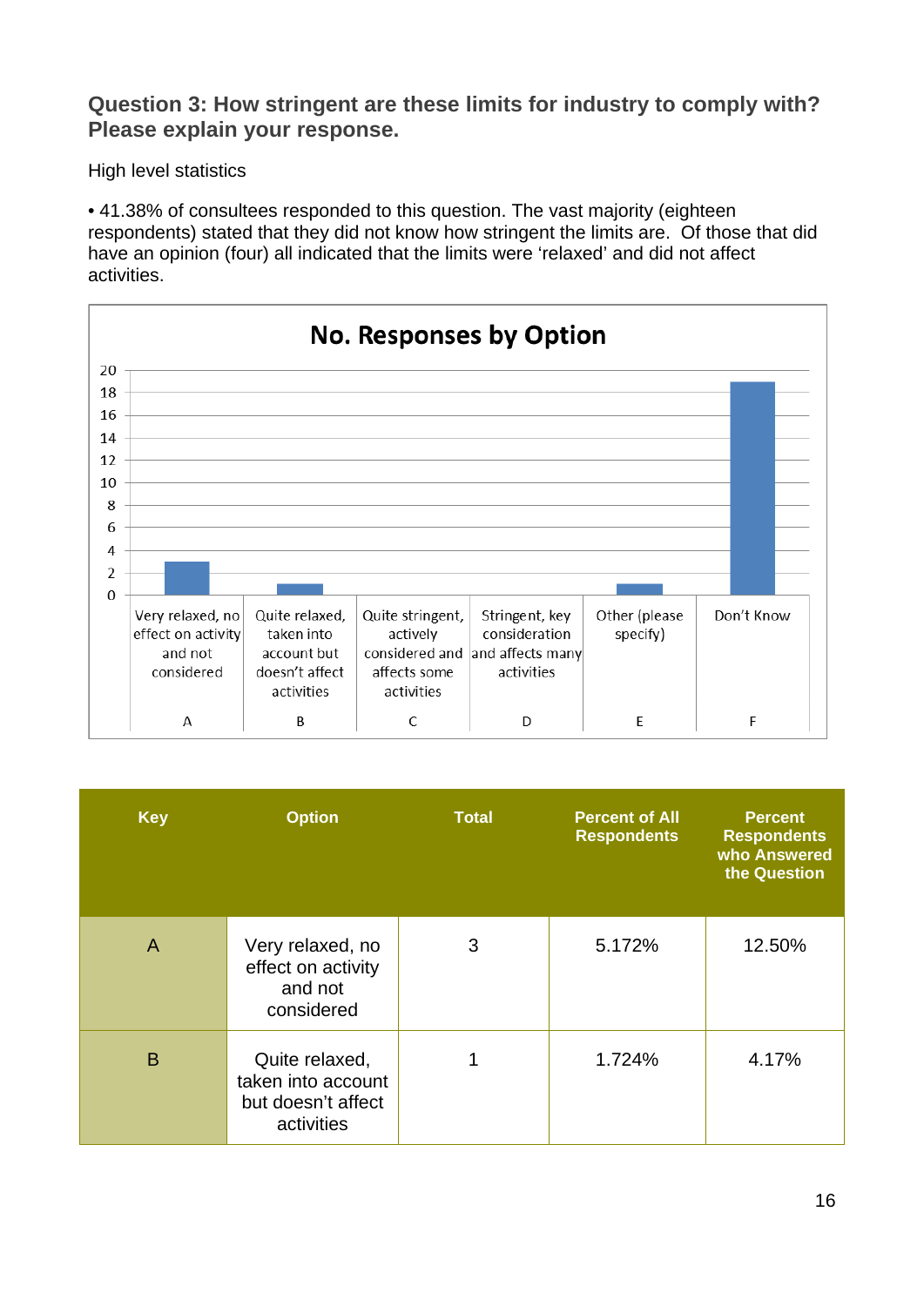### Question 3: How stringent are these limits for industry to comply with? Please explain your response.

High level statistics

- 41.38% of consultees responded to this question. The vast majority (eighteen respondents) stated that they did not know how stringent the limits are. Of those that did have an opinion (four) all indicated that the limits were 'relaxed' and did not affect activities.

**No. Responses by Option**

| Key | Option | Total | Percent of All Respondents | Percent Respondents who Answered the Question |
|---|---|---|---|---|
| A | Very relaxed, no effect on activity and not considered | 3 | 5.172% | 12.50% |
| B | Quite relaxed, taken into account but doesn't affect activities | 1 | 1.724% | 4.17% |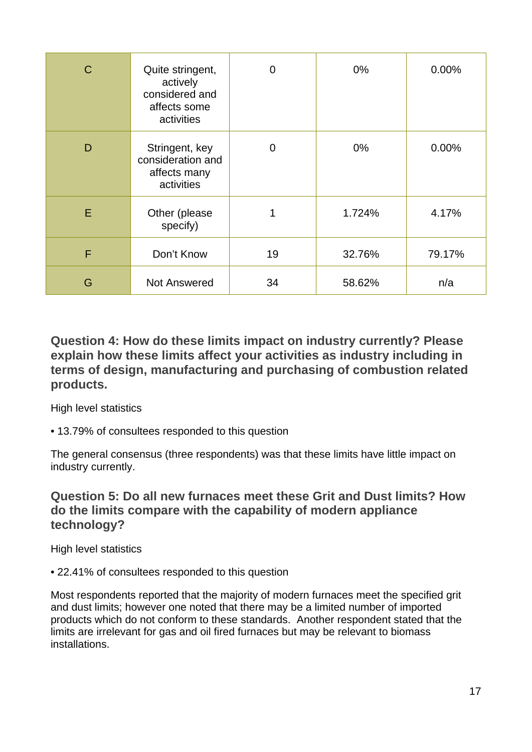| C | Quite stringent, actively considered and affects some activities | 0 | 0% | 0.00% |
|---|---|---|---|---|
| D | Stringent, key consideration and affects many activities | 0 | 0% | 0.00% |
| E | Other (please specify) | 1 | 1.724% | 4.17% |
| F | Don't Know | 19 | 32.76% | 79.17% |
| G | Not Answered | 34 | 58.62% | n/a |

### Question 4: How do these limits impact on industry currently? Please explain how these limits affect your activities as industry including in terms of design, manufacturing and purchasing of combustion related products.

High level statistics

• 13.79% of consultees responded to this question

The general consensus (three respondents) was that these limits have little impact on industry currently.

### Question 5: Do all new furnaces meet these Grit and Dust limits? How do the limits compare with the capability of modern appliance technology?

High level statistics

• 22.41% of consultees responded to this question

Most respondents reported that the majority of modern furnaces meet the specified grit and dust limits; however one noted that there may be a limited number of imported products which do not conform to these standards. Another respondent stated that the limits are irrelevant for gas and oil fired furnaces but may be relevant to biomass installations.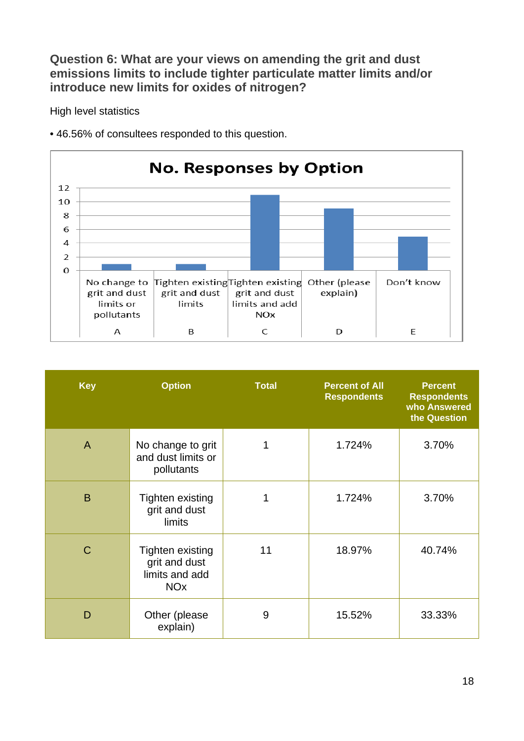### Question 6: What are your views on amending the grit and dust emissions limits to include tighter particulate matter limits and/or introduce new limits for oxides of nitrogen?

High level statistics

- 46.56% of consultees responded to this question.

**No. Responses by Option**

| Key | Option | Responses |
|---|---|---|
| A | No change to grit and dust limits or pollutants | 1 |
| B | Tighten existing grit and dust limits | 1 |
| C | Tighten existing grit and dust limits and add NOx | 11 |
| D | Other (please explain) | 9 |
| E | Don't know | 5 |

| Key | Option | Total | Percent of All Respondents | Percent Respondents who Answered the Question |
|---|---|---|---|---|
| A | No change to grit and dust limits or pollutants | 1 | 1.724% | 3.70% |
| B | Tighten existing grit and dust limits | 1 | 1.724% | 3.70% |
| C | Tighten existing grit and dust limits and add NOx | 11 | 18.97% | 40.74% |
| D | Other (please explain) | 9 | 15.52% | 33.33% |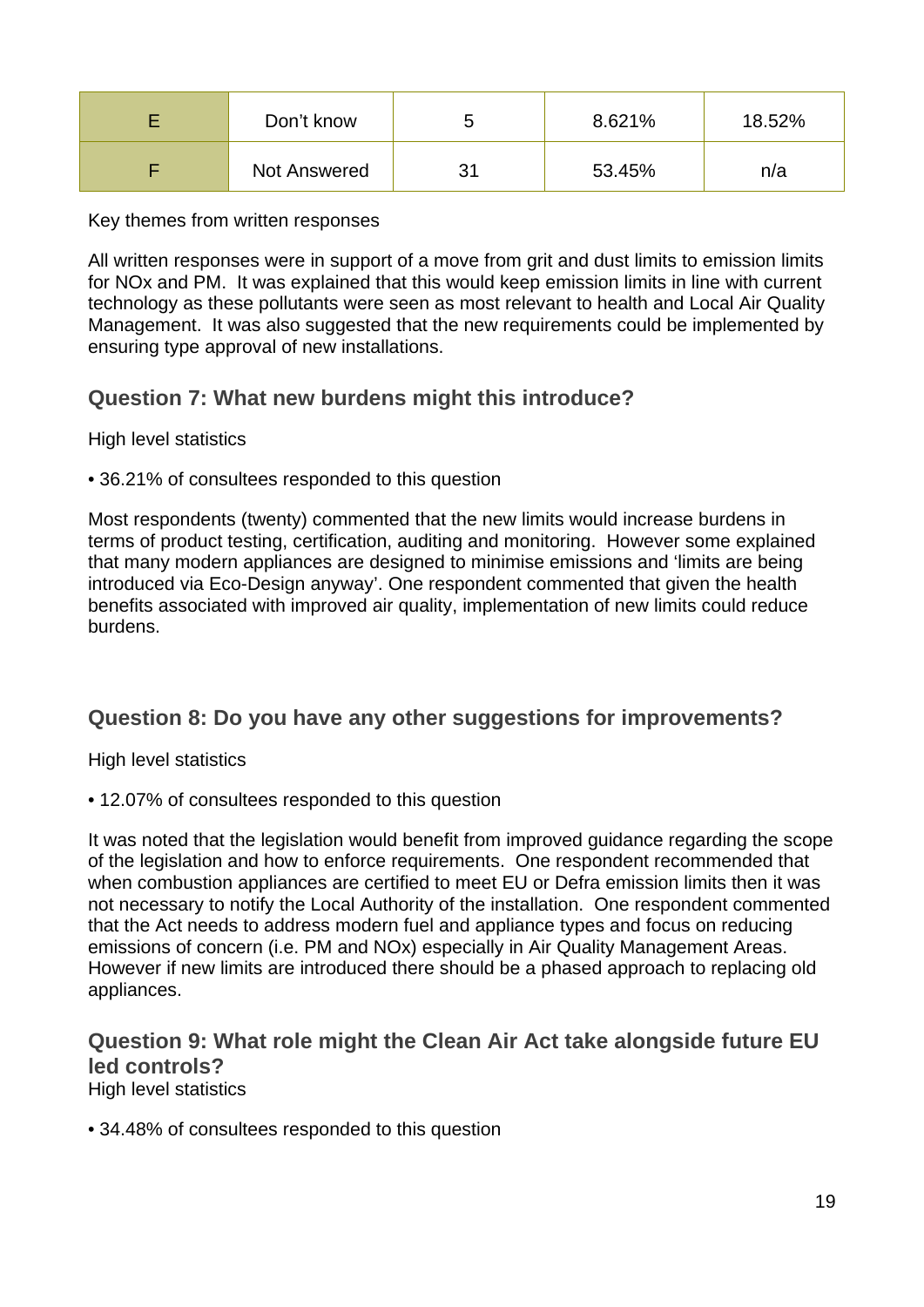| E | Don't know | 5 | 8.621% | 18.52% |
|---|---|---|---|---|
| F | Not Answered | 31 | 53.45% | n/a |

Key themes from written responses

All written responses were in support of a move from grit and dust limits to emission limits for NOx and PM. It was explained that this would keep emission limits in line with current technology as these pollutants were seen as most relevant to health and Local Air Quality Management. It was also suggested that the new requirements could be implemented by ensuring type approval of new installations.

### Question 7: What new burdens might this introduce?

High level statistics

- 36.21% of consultees responded to this question

Most respondents (twenty) commented that the new limits would increase burdens in terms of product testing, certification, auditing and monitoring. However some explained that many modern appliances are designed to minimise emissions and 'limits are being introduced via Eco-Design anyway'. One respondent commented that given the health benefits associated with improved air quality, implementation of new limits could reduce burdens.

### Question 8: Do you have any other suggestions for improvements?

High level statistics

- 12.07% of consultees responded to this question

It was noted that the legislation would benefit from improved guidance regarding the scope of the legislation and how to enforce requirements. One respondent recommended that when combustion appliances are certified to meet EU or Defra emission limits then it was not necessary to notify the Local Authority of the installation. One respondent commented that the Act needs to address modern fuel and appliance types and focus on reducing emissions of concern (i.e. PM and NOx) especially in Air Quality Management Areas. However if new limits are introduced there should be a phased approach to replacing old appliances.

### Question 9: What role might the Clean Air Act take alongside future EU led controls?

High level statistics

- 34.48% of consultees responded to this question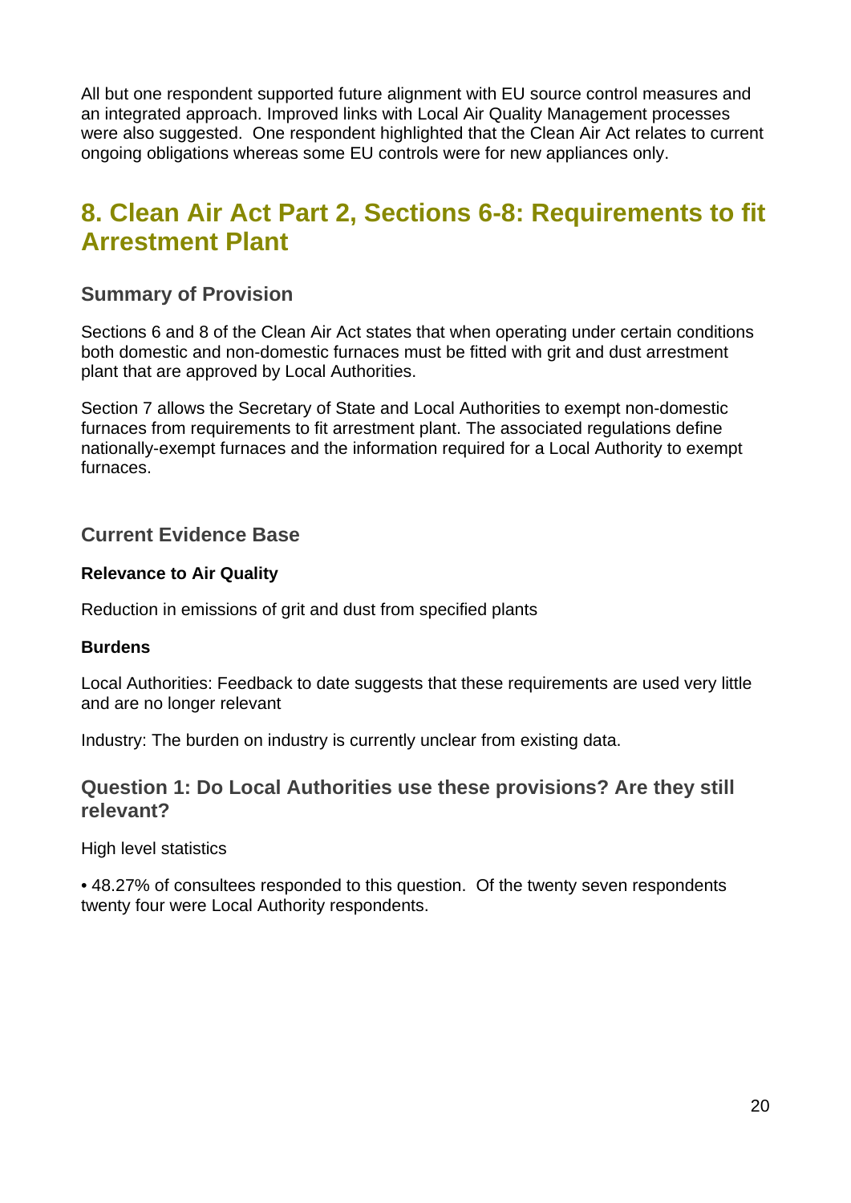All but one respondent supported future alignment with EU source control measures and an integrated approach. Improved links with Local Air Quality Management processes were also suggested. One respondent highlighted that the Clean Air Act relates to current ongoing obligations whereas some EU controls were for new appliances only.

# 8. Clean Air Act Part 2, Sections 6-8: Requirements to fit Arrestment Plant

## Summary of Provision

Sections 6 and 8 of the Clean Air Act states that when operating under certain conditions both domestic and non-domestic furnaces must be fitted with grit and dust arrestment plant that are approved by Local Authorities.

Section 7 allows the Secretary of State and Local Authorities to exempt non-domestic furnaces from requirements to fit arrestment plant. The associated regulations define nationally-exempt furnaces and the information required for a Local Authority to exempt furnaces.

## Current Evidence Base

**Relevance to Air Quality**

Reduction in emissions of grit and dust from specified plants

**Burdens**

Local Authorities: Feedback to date suggests that these requirements are used very little and are no longer relevant

Industry: The burden on industry is currently unclear from existing data.

## Question 1: Do Local Authorities use these provisions? Are they still relevant?

High level statistics

• 48.27% of consultees responded to this question. Of the twenty seven respondents twenty four were Local Authority respondents.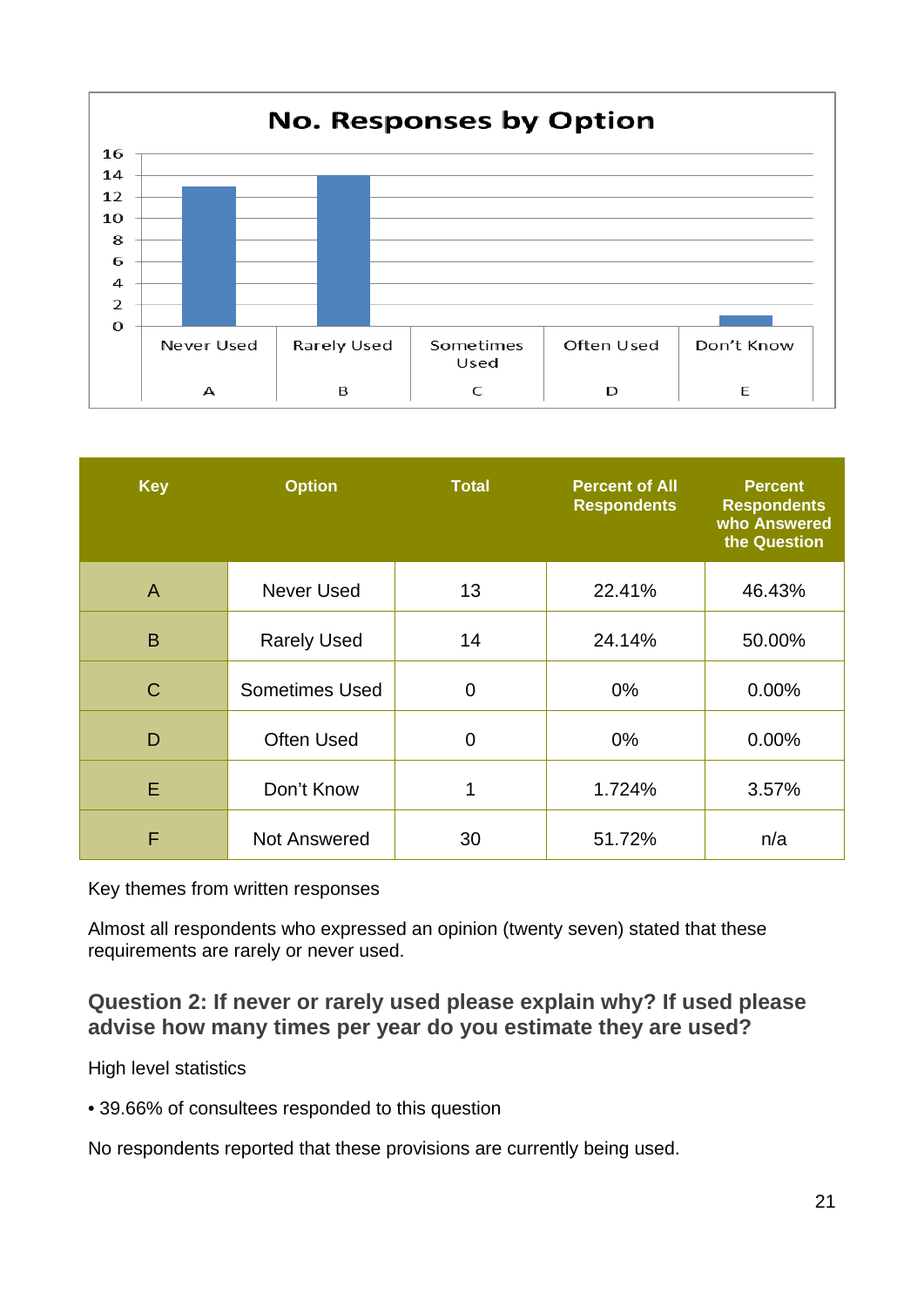**No. Responses by Option**

| Key | Option | Total | Percent of All Respondents | Percent Respondents who Answered the Question |
|---|---|---|---|---|
| A | Never Used | 13 | 22.41% | 46.43% |
| B | Rarely Used | 14 | 24.14% | 50.00% |
| C | Sometimes Used | 0 | 0% | 0.00% |
| D | Often Used | 0 | 0% | 0.00% |
| E | Don't Know | 1 | 1.724% | 3.57% |
| F | Not Answered | 30 | 51.72% | n/a |

Key themes from written responses

Almost all respondents who expressed an opinion (twenty seven) stated that these requirements are rarely or never used.

### Question 2: If never or rarely used please explain why? If used please advise how many times per year do you estimate they are used?

High level statistics

- 39.66% of consultees responded to this question

No respondents reported that these provisions are currently being used.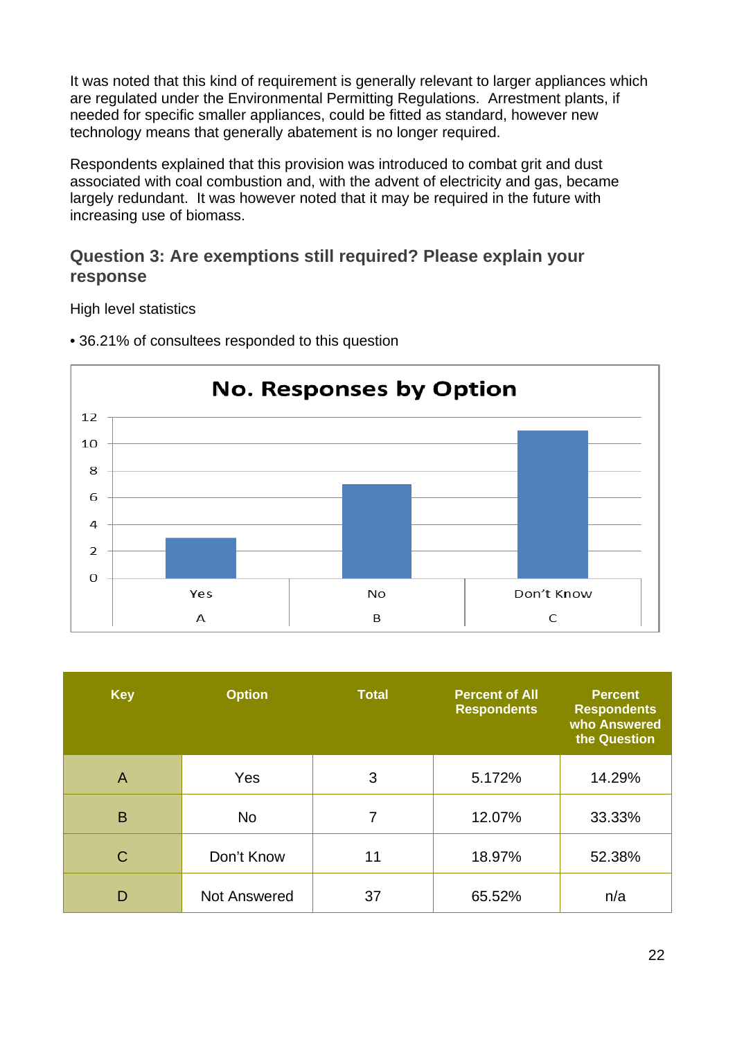It was noted that this kind of requirement is generally relevant to larger appliances which are regulated under the Environmental Permitting Regulations. Arrestment plants, if needed for specific smaller appliances, could be fitted as standard, however new technology means that generally abatement is no longer required.

Respondents explained that this provision was introduced to combat grit and dust associated with coal combustion and, with the advent of electricity and gas, became largely redundant. It was however noted that it may be required in the future with increasing use of biomass.

## Question 3: Are exemptions still required? Please explain your response

High level statistics

- 36.21% of consultees responded to this question

**No. Responses by Option**

| Option | Responses |
|---|---|
| Yes (A) | 3 |
| No (B) | 7 |
| Don't Know (C) | 11 |

| Key | Option | Total | Percent of All Respondents | Percent Respondents who Answered the Question |
|---|---|---|---|---|
| A | Yes | 3 | 5.172% | 14.29% |
| B | No | 7 | 12.07% | 33.33% |
| C | Don't Know | 11 | 18.97% | 52.38% |
| D | Not Answered | 37 | 65.52% | n/a |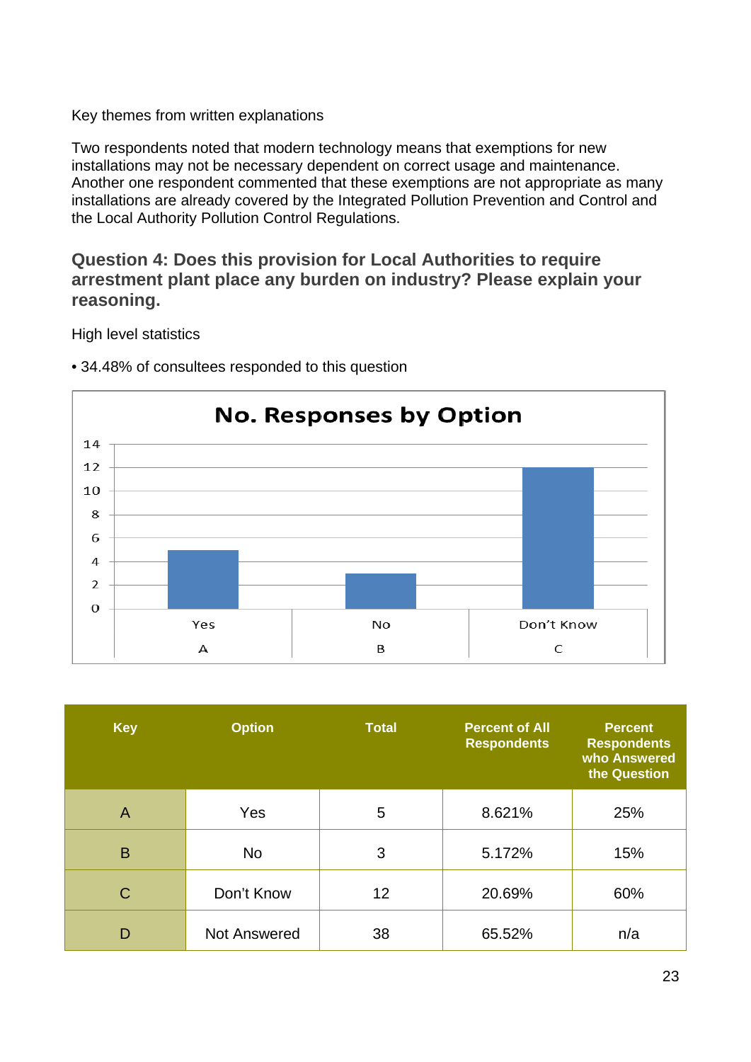Key themes from written explanations

Two respondents noted that modern technology means that exemptions for new installations may not be necessary dependent on correct usage and maintenance. Another one respondent commented that these exemptions are not appropriate as many installations are already covered by the Integrated Pollution Prevention and Control and the Local Authority Pollution Control Regulations.

### Question 4: Does this provision for Local Authorities to require arrestment plant place any burden on industry? Please explain your reasoning.

High level statistics

- 34.48% of consultees responded to this question

**No. Responses by Option**

| Option | Responses |
|---|---|
| Yes (A) | 5 |
| No (B) | 3 |
| Don't Know (C) | 12 |

| Key | Option | Total | Percent of All Respondents | Percent Respondents who Answered the Question |
|---|---|---|---|---|
| A | Yes | 5 | 8.621% | 25% |
| B | No | 3 | 5.172% | 15% |
| C | Don't Know | 12 | 20.69% | 60% |
| D | Not Answered | 38 | 65.52% | n/a |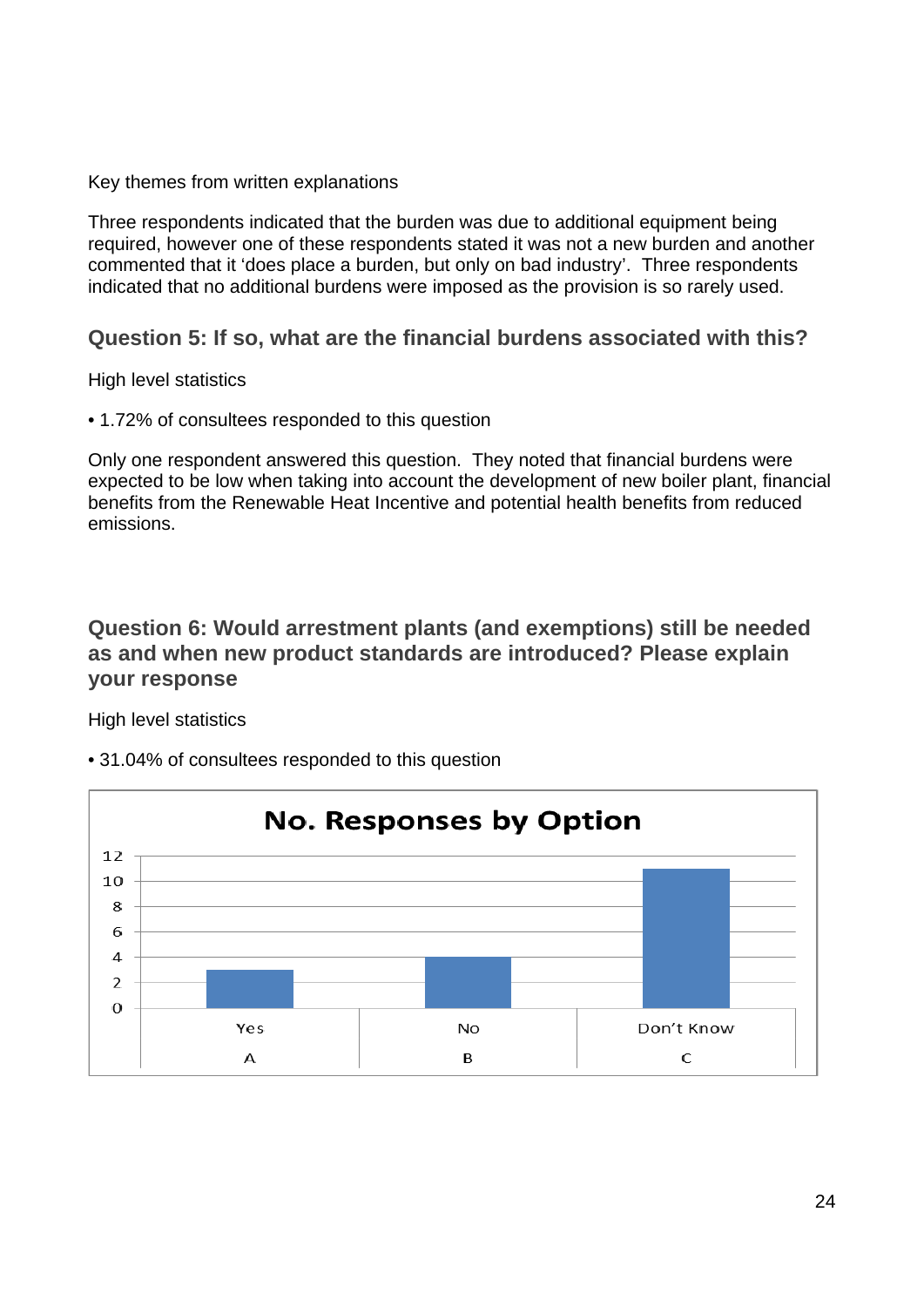Key themes from written explanations

Three respondents indicated that the burden was due to additional equipment being required, however one of these respondents stated it was not a new burden and another commented that it 'does place a burden, but only on bad industry'. Three respondents indicated that no additional burdens were imposed as the provision is so rarely used.

## Question 5: If so, what are the financial burdens associated with this?

High level statistics

- 1.72% of consultees responded to this question

Only one respondent answered this question. They noted that financial burdens were expected to be low when taking into account the development of new boiler plant, financial benefits from the Renewable Heat Incentive and potential health benefits from reduced emissions.

## Question 6: Would arrestment plants (and exemptions) still be needed as and when new product standards are introduced? Please explain your response

High level statistics

- 31.04% of consultees responded to this question

**No. Responses by Option**

| Option | No. Responses |
|---|---|
| Yes (A) | 3 |
| No (B) | 4 |
| Don't Know (C) | 11 |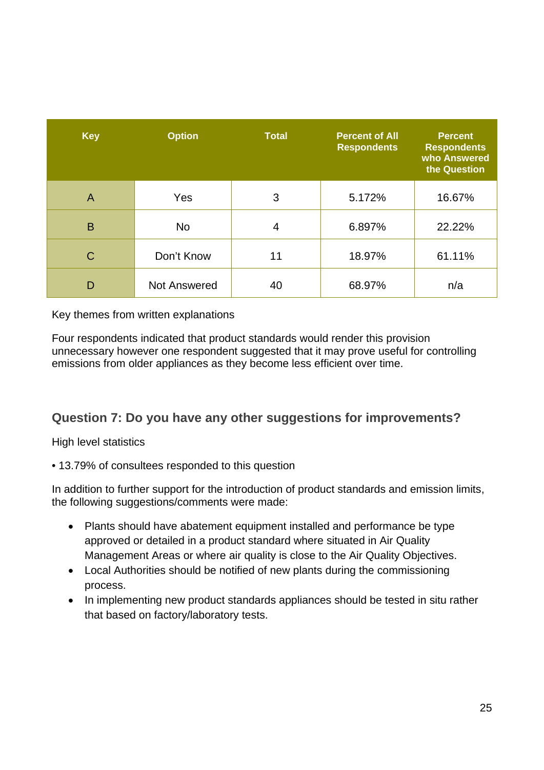| Key | Option | Total | Percent of All Respondents | Percent Respondents who Answered the Question |
|---|---|---|---|---|
| A | Yes | 3 | 5.172% | 16.67% |
| B | No | 4 | 6.897% | 22.22% |
| C | Don't Know | 11 | 18.97% | 61.11% |
| D | Not Answered | 40 | 68.97% | n/a |

Key themes from written explanations

Four respondents indicated that product standards would render this provision unnecessary however one respondent suggested that it may prove useful for controlling emissions from older appliances as they become less efficient over time.

## Question 7: Do you have any other suggestions for improvements?

High level statistics

• 13.79% of consultees responded to this question

In addition to further support for the introduction of product standards and emission limits, the following suggestions/comments were made:

- Plants should have abatement equipment installed and performance be type approved or detailed in a product standard where situated in Air Quality Management Areas or where air quality is close to the Air Quality Objectives.
- Local Authorities should be notified of new plants during the commissioning process.
- In implementing new product standards appliances should be tested in situ rather that based on factory/laboratory tests.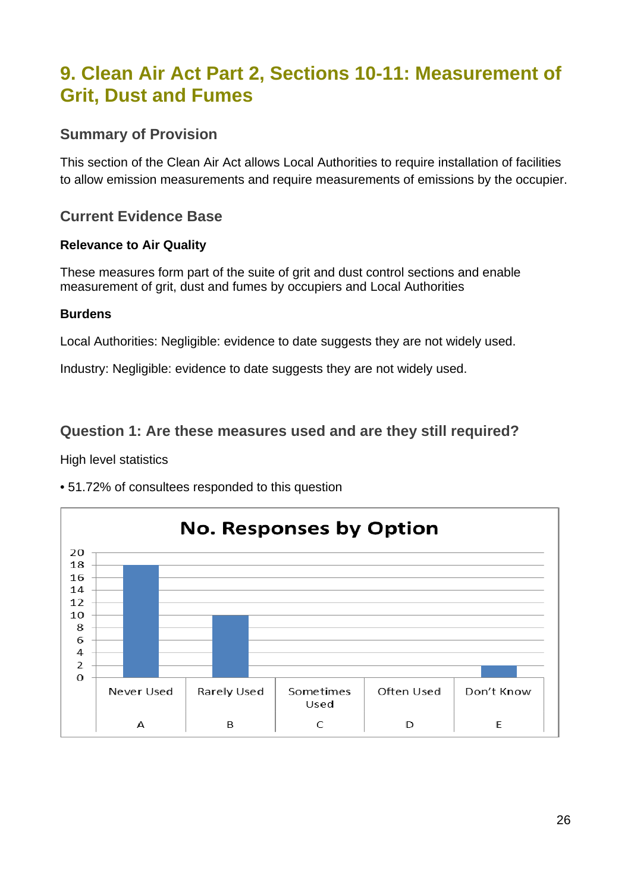# 9. Clean Air Act Part 2, Sections 10-11: Measurement of Grit, Dust and Fumes

## Summary of Provision

This section of the Clean Air Act allows Local Authorities to require installation of facilities to allow emission measurements and require measurements of emissions by the occupier.

## Current Evidence Base

**Relevance to Air Quality**

These measures form part of the suite of grit and dust control sections and enable measurement of grit, dust and fumes by occupiers and Local Authorities

**Burdens**

Local Authorities: Negligible: evidence to date suggests they are not widely used.

Industry: Negligible: evidence to date suggests they are not widely used.

## Question 1: Are these measures used and are they still required?

High level statistics

- 51.72% of consultees responded to this question

**No. Responses by Option**

| Option | Responses |
|---|---|
| A – Never Used | 18 |
| B – Rarely Used | 10 |
| C – Sometimes Used | 0 |
| D – Often Used | 0 |
| E – Don't Know | 2 |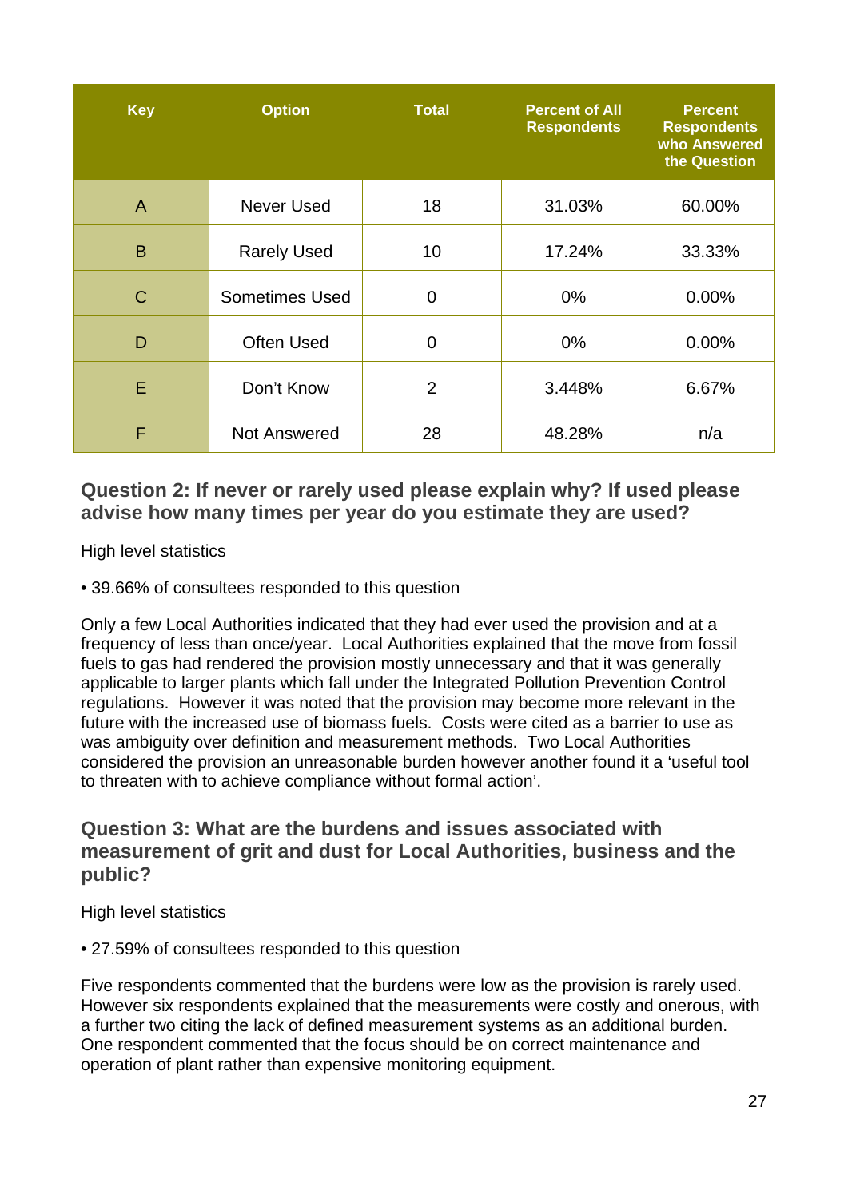| Key | Option | Total | Percent of All Respondents | Percent Respondents who Answered the Question |
|---|---|---|---|---|
| A | Never Used | 18 | 31.03% | 60.00% |
| B | Rarely Used | 10 | 17.24% | 33.33% |
| C | Sometimes Used | 0 | 0% | 0.00% |
| D | Often Used | 0 | 0% | 0.00% |
| E | Don't Know | 2 | 3.448% | 6.67% |
| F | Not Answered | 28 | 48.28% | n/a |

### Question 2: If never or rarely used please explain why? If used please advise how many times per year do you estimate they are used?

High level statistics

• 39.66% of consultees responded to this question

Only a few Local Authorities indicated that they had ever used the provision and at a frequency of less than once/year. Local Authorities explained that the move from fossil fuels to gas had rendered the provision mostly unnecessary and that it was generally applicable to larger plants which fall under the Integrated Pollution Prevention Control regulations. However it was noted that the provision may become more relevant in the future with the increased use of biomass fuels. Costs were cited as a barrier to use as was ambiguity over definition and measurement methods. Two Local Authorities considered the provision an unreasonable burden however another found it a 'useful tool to threaten with to achieve compliance without formal action'.

### Question 3: What are the burdens and issues associated with measurement of grit and dust for Local Authorities, business and the public?

High level statistics

• 27.59% of consultees responded to this question

Five respondents commented that the burdens were low as the provision is rarely used. However six respondents explained that the measurements were costly and onerous, with a further two citing the lack of defined measurement systems as an additional burden. One respondent commented that the focus should be on correct maintenance and operation of plant rather than expensive monitoring equipment.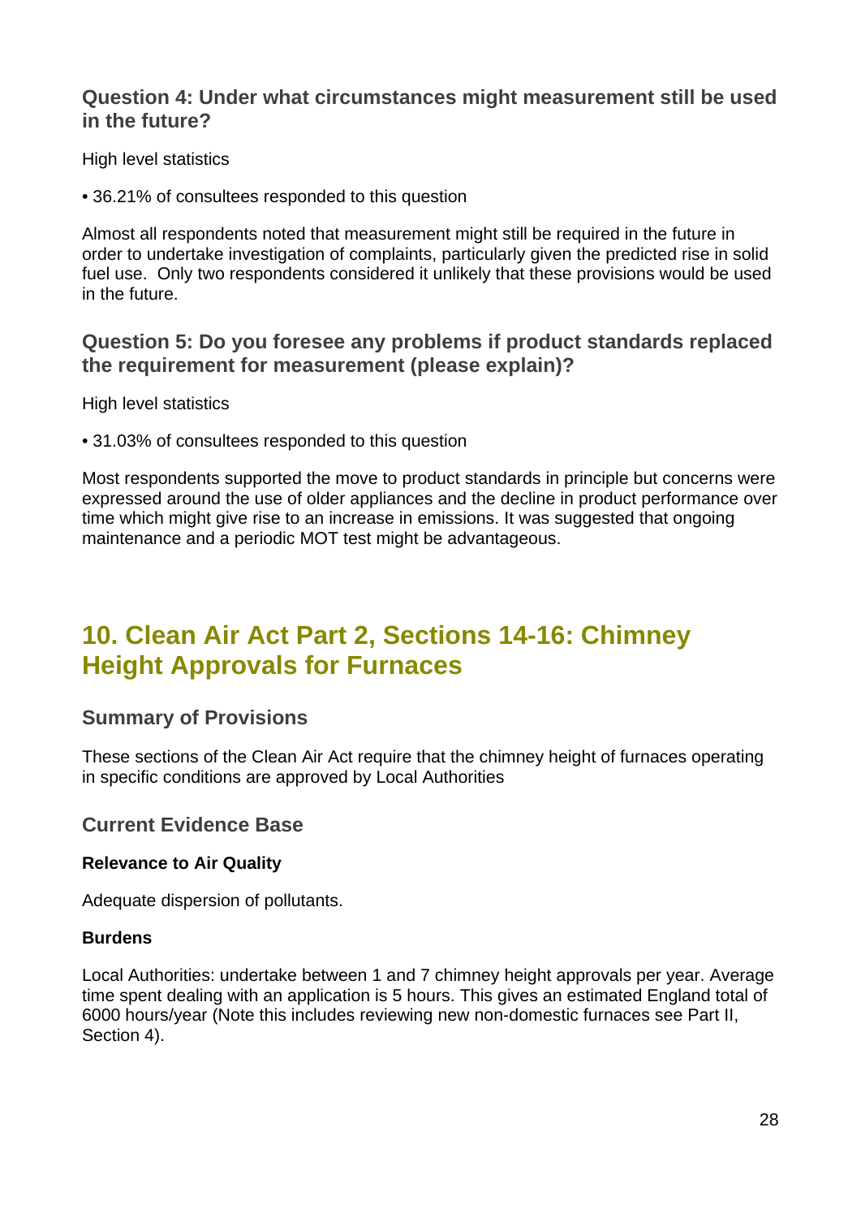### Question 4: Under what circumstances might measurement still be used in the future?

High level statistics

- 36.21% of consultees responded to this question

Almost all respondents noted that measurement might still be required in the future in order to undertake investigation of complaints, particularly given the predicted rise in solid fuel use. Only two respondents considered it unlikely that these provisions would be used in the future.

### Question 5: Do you foresee any problems if product standards replaced the requirement for measurement (please explain)?

High level statistics

- 31.03% of consultees responded to this question

Most respondents supported the move to product standards in principle but concerns were expressed around the use of older appliances and the decline in product performance over time which might give rise to an increase in emissions. It was suggested that ongoing maintenance and a periodic MOT test might be advantageous.

## 10. Clean Air Act Part 2, Sections 14-16: Chimney Height Approvals for Furnaces

### Summary of Provisions

These sections of the Clean Air Act require that the chimney height of furnaces operating in specific conditions are approved by Local Authorities

### Current Evidence Base

**Relevance to Air Quality**

Adequate dispersion of pollutants.

**Burdens**

Local Authorities: undertake between 1 and 7 chimney height approvals per year. Average time spent dealing with an application is 5 hours. This gives an estimated England total of 6000 hours/year (Note this includes reviewing new non-domestic furnaces see Part II, Section 4).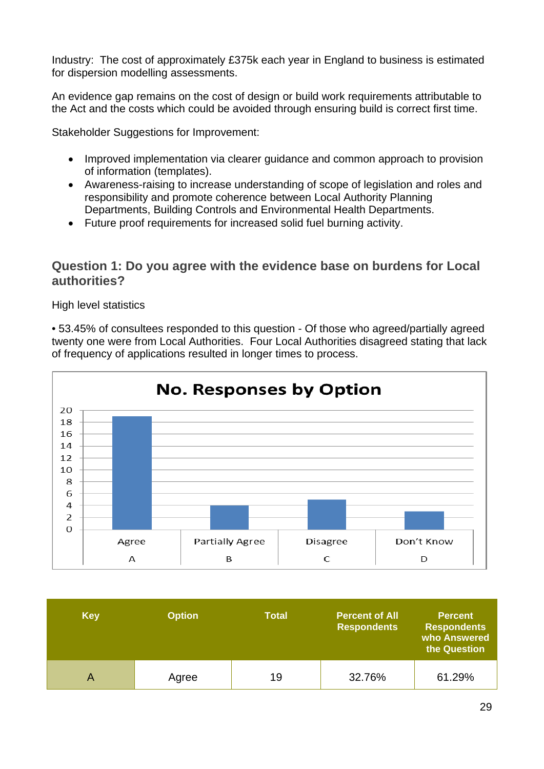Industry: The cost of approximately £375k each year in England to business is estimated for dispersion modelling assessments.

An evidence gap remains on the cost of design or build work requirements attributable to the Act and the costs which could be avoided through ensuring build is correct first time.

Stakeholder Suggestions for Improvement:

- Improved implementation via clearer guidance and common approach to provision of information (templates).
- Awareness-raising to increase understanding of scope of legislation and roles and responsibility and promote coherence between Local Authority Planning Departments, Building Controls and Environmental Health Departments.
- Future proof requirements for increased solid fuel burning activity.

### Question 1: Do you agree with the evidence base on burdens for Local authorities?

High level statistics

• 53.45% of consultees responded to this question - Of those who agreed/partially agreed twenty one were from Local Authorities. Four Local Authorities disagreed stating that lack of frequency of applications resulted in longer times to process.

**No. Responses by Option**

| Option | Responses |
|---|---|
| Agree (A) | 19 |
| Partially Agree (B) | 4 |
| Disagree (C) | 5 |
| Don't Know (D) | 3 |

| Key | Option | Total | Percent of All Respondents | Percent Respondents who Answered the Question |
|---|---|---|---|---|
| A | Agree | 19 | 32.76% | 61.29% |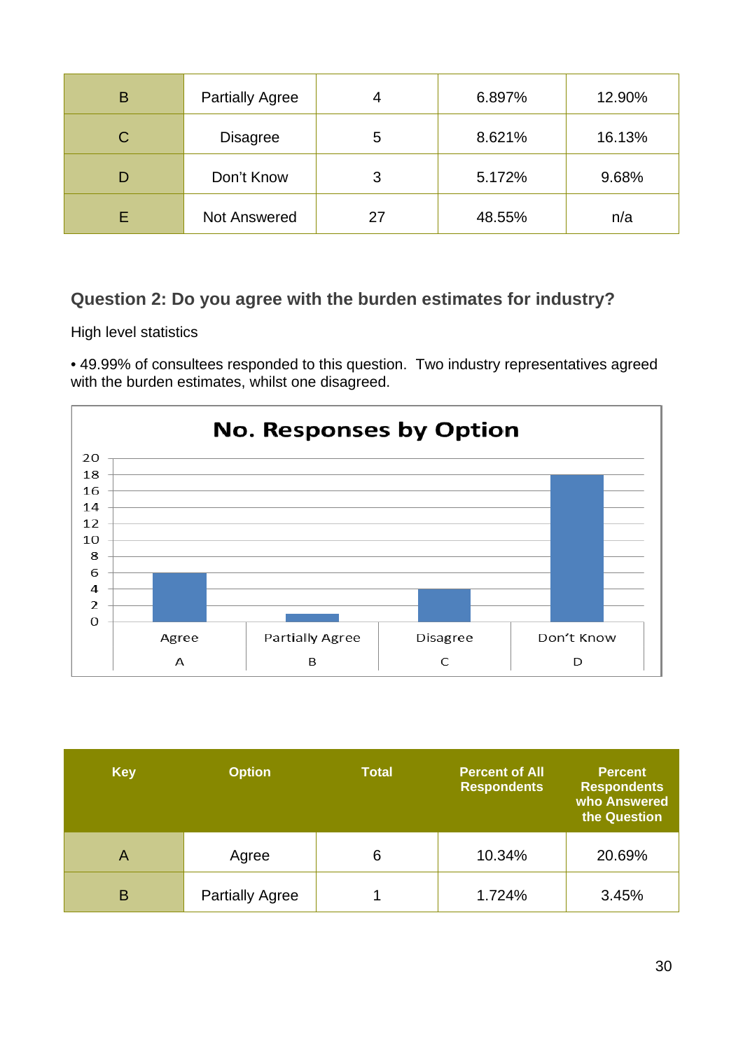| B | Partially Agree | 4 | 6.897% | 12.90% |
|---|---|---|---|---|
| C | Disagree | 5 | 8.621% | 16.13% |
| D | Don't Know | 3 | 5.172% | 9.68% |
| E | Not Answered | 27 | 48.55% | n/a |

### Question 2: Do you agree with the burden estimates for industry?

High level statistics

• 49.99% of consultees responded to this question. Two industry representatives agreed with the burden estimates, whilst one disagreed.

**No. Responses by Option**

| Option | No. Responses |
|---|---|
| Agree (A) | 6 |
| Partially Agree (B) | 1 |
| Disagree (C) | 4 |
| Don't Know (D) | 18 |

| Key | Option | Total | Percent of All Respondents | Percent Respondents who Answered the Question |
|---|---|---|---|---|
| A | Agree | 6 | 10.34% | 20.69% |
| B | Partially Agree | 1 | 1.724% | 3.45% |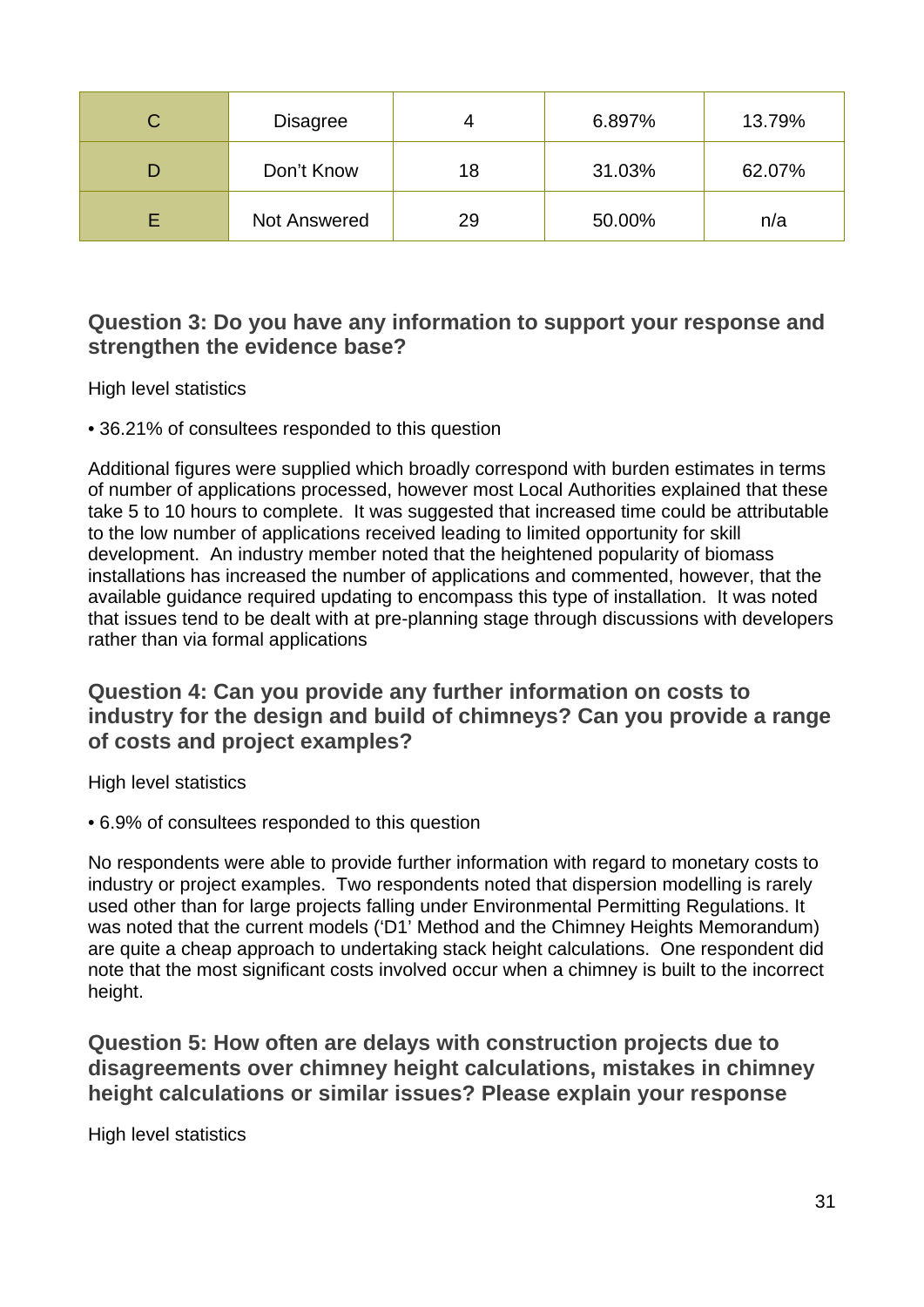| C | Disagree | 4 | 6.897% | 13.79% |
|---|---|---|---|---|
| D | Don't Know | 18 | 31.03% | 62.07% |
| E | Not Answered | 29 | 50.00% | n/a |

### Question 3: Do you have any information to support your response and strengthen the evidence base?

High level statistics

- 36.21% of consultees responded to this question

Additional figures were supplied which broadly correspond with burden estimates in terms of number of applications processed, however most Local Authorities explained that these take 5 to 10 hours to complete. It was suggested that increased time could be attributable to the low number of applications received leading to limited opportunity for skill development. An industry member noted that the heightened popularity of biomass installations has increased the number of applications and commented, however, that the available guidance required updating to encompass this type of installation. It was noted that issues tend to be dealt with at pre-planning stage through discussions with developers rather than via formal applications

### Question 4: Can you provide any further information on costs to industry for the design and build of chimneys? Can you provide a range of costs and project examples?

High level statistics

- 6.9% of consultees responded to this question

No respondents were able to provide further information with regard to monetary costs to industry or project examples. Two respondents noted that dispersion modelling is rarely used other than for large projects falling under Environmental Permitting Regulations. It was noted that the current models ('D1' Method and the Chimney Heights Memorandum) are quite a cheap approach to undertaking stack height calculations. One respondent did note that the most significant costs involved occur when a chimney is built to the incorrect height.

### Question 5: How often are delays with construction projects due to disagreements over chimney height calculations, mistakes in chimney height calculations or similar issues? Please explain your response

High level statistics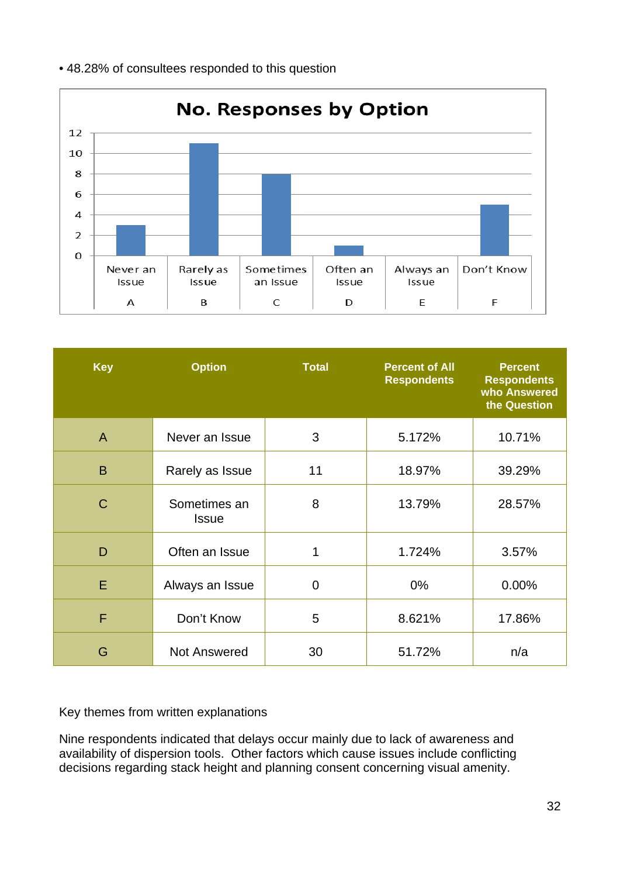- 48.28% of consultees responded to this question

| Key | Option | Total | Percent of All Respondents | Percent Respondents who Answered the Question |
|---|---|---|---|---|
| A | Never an Issue | 3 | 5.172% | 10.71% |
| B | Rarely as Issue | 11 | 18.97% | 39.29% |
| C | Sometimes an Issue | 8 | 13.79% | 28.57% |
| D | Often an Issue | 1 | 1.724% | 3.57% |
| E | Always an Issue | 0 | 0% | 0.00% |
| F | Don't Know | 5 | 8.621% | 17.86% |
| G | Not Answered | 30 | 51.72% | n/a |

Key themes from written explanations

Nine respondents indicated that delays occur mainly due to lack of awareness and availability of dispersion tools. Other factors which cause issues include conflicting decisions regarding stack height and planning consent concerning visual amenity.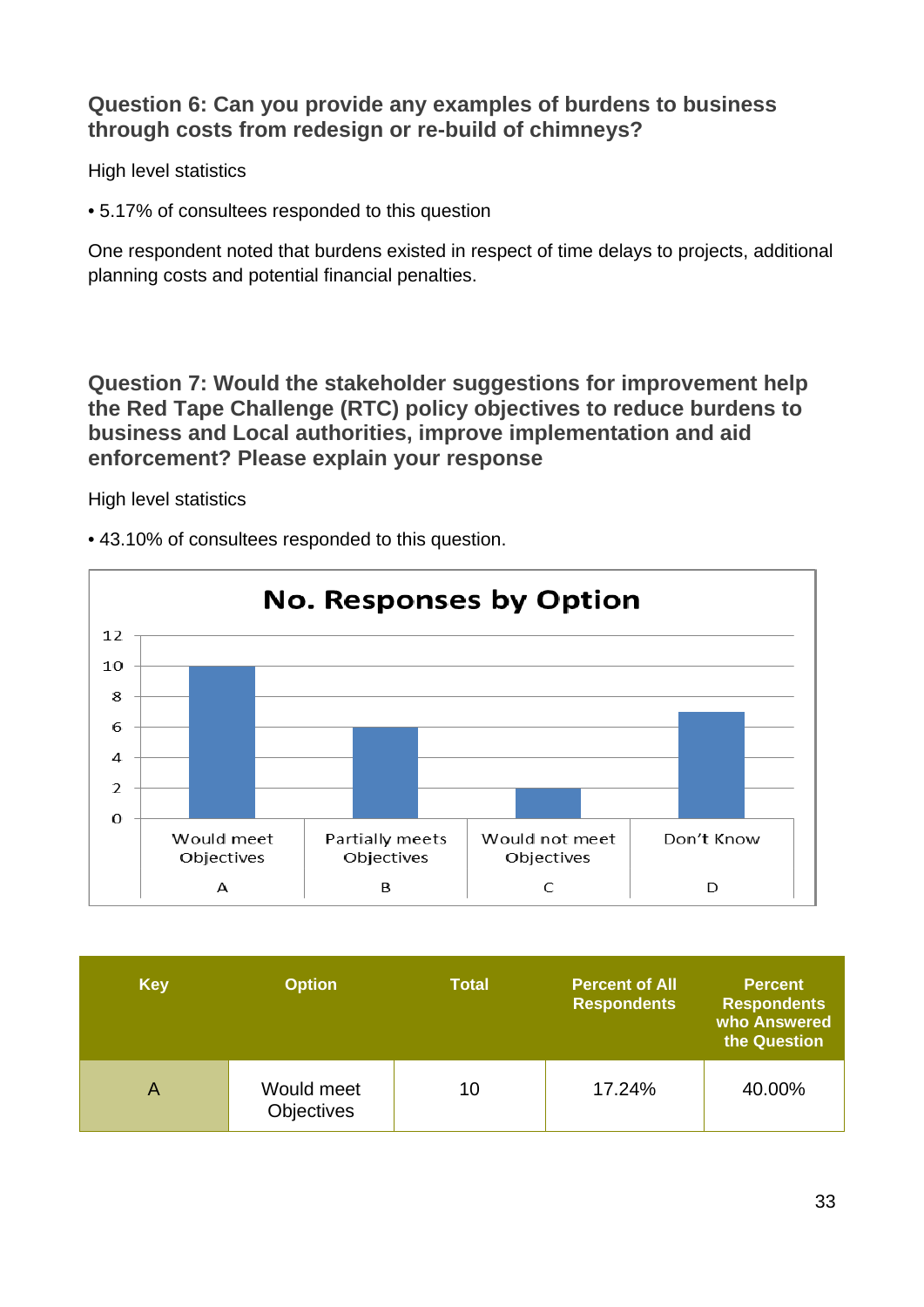## Question 6: Can you provide any examples of burdens to business through costs from redesign or re-build of chimneys?

High level statistics

• 5.17% of consultees responded to this question

One respondent noted that burdens existed in respect of time delays to projects, additional planning costs and potential financial penalties.

## Question 7: Would the stakeholder suggestions for improvement help the Red Tape Challenge (RTC) policy objectives to reduce burdens to business and Local authorities, improve implementation and aid enforcement? Please explain your response

High level statistics

• 43.10% of consultees responded to this question.

**No. Responses by Option**

| Option | Key | No. Responses |
|---|---|---|
| Would meet Objectives | A | 10 |
| Partially meets Objectives | B | 6 |
| Would not meet Objectives | C | 2 |
| Don't Know | D | 7 |

| Key | Option | Total | Percent of All Respondents | Percent Respondents who Answered the Question |
|---|---|---|---|---|
| A | Would meet Objectives | 10 | 17.24% | 40.00% |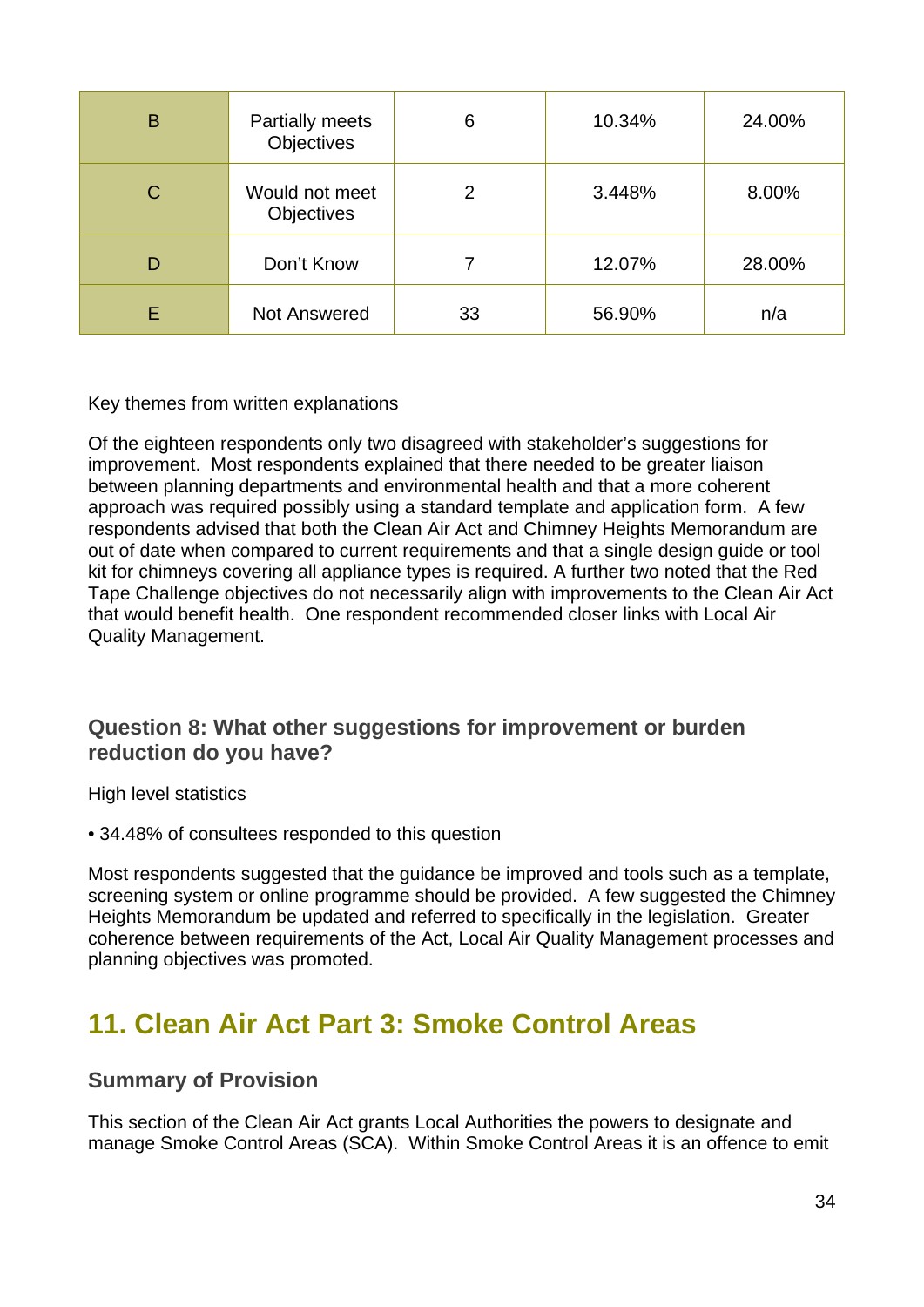| B | Partially meets Objectives | 6 | 10.34% | 24.00% |
|---|---|---|---|---|
| C | Would not meet Objectives | 2 | 3.448% | 8.00% |
| D | Don't Know | 7 | 12.07% | 28.00% |
| E | Not Answered | 33 | 56.90% | n/a |

Key themes from written explanations

Of the eighteen respondents only two disagreed with stakeholder's suggestions for improvement. Most respondents explained that there needed to be greater liaison between planning departments and environmental health and that a more coherent approach was required possibly using a standard template and application form. A few respondents advised that both the Clean Air Act and Chimney Heights Memorandum are out of date when compared to current requirements and that a single design guide or tool kit for chimneys covering all appliance types is required. A further two noted that the Red Tape Challenge objectives do not necessarily align with improvements to the Clean Air Act that would benefit health. One respondent recommended closer links with Local Air Quality Management.

### Question 8: What other suggestions for improvement or burden reduction do you have?

High level statistics

- 34.48% of consultees responded to this question

Most respondents suggested that the guidance be improved and tools such as a template, screening system or online programme should be provided. A few suggested the Chimney Heights Memorandum be updated and referred to specifically in the legislation. Greater coherence between requirements of the Act, Local Air Quality Management processes and planning objectives was promoted.

## 11. Clean Air Act Part 3: Smoke Control Areas

### Summary of Provision

This section of the Clean Air Act grants Local Authorities the powers to designate and manage Smoke Control Areas (SCA). Within Smoke Control Areas it is an offence to emit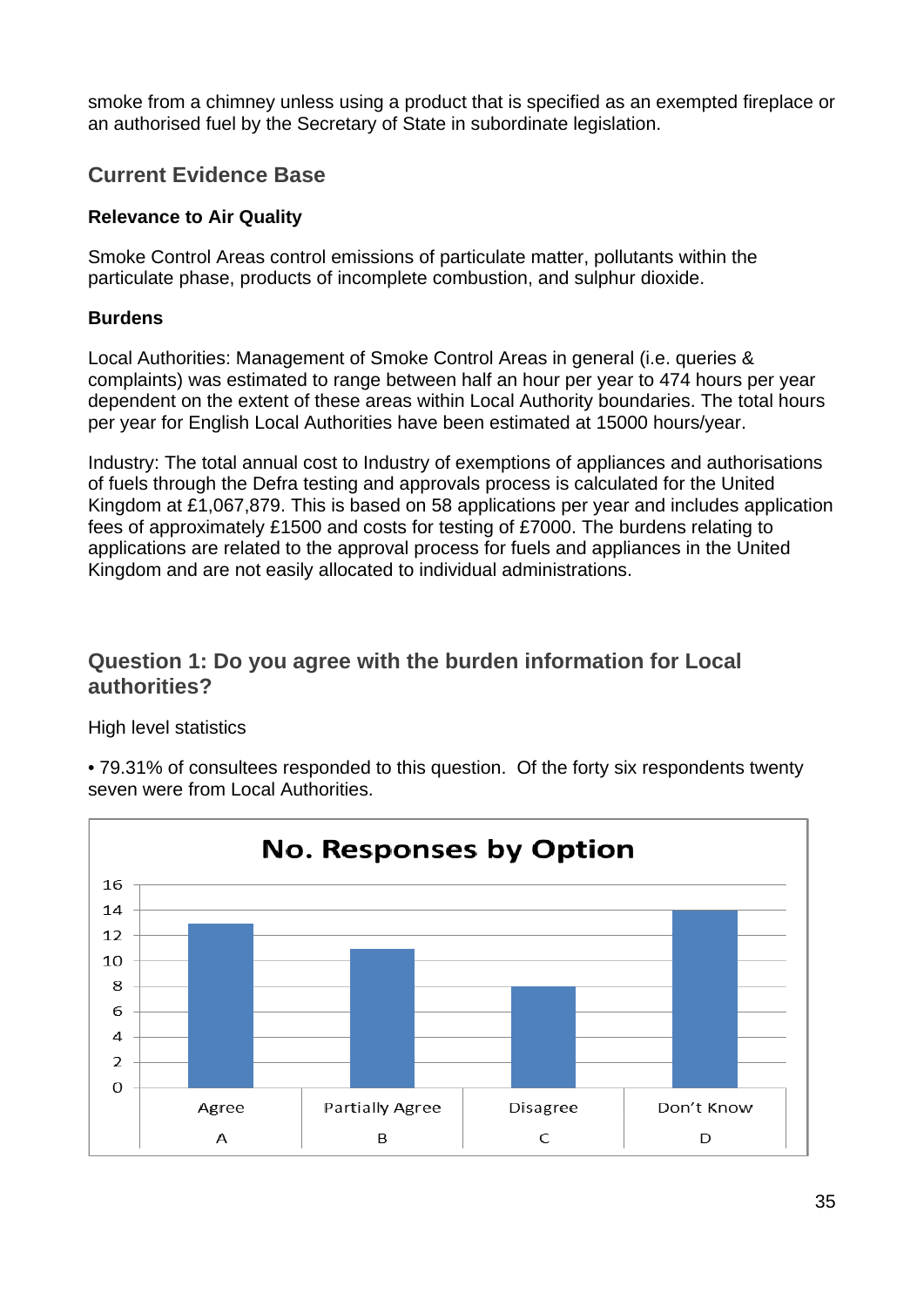smoke from a chimney unless using a product that is specified as an exempted fireplace or an authorised fuel by the Secretary of State in subordinate legislation.

## Current Evidence Base

**Relevance to Air Quality**

Smoke Control Areas control emissions of particulate matter, pollutants within the particulate phase, products of incomplete combustion, and sulphur dioxide.

**Burdens**

Local Authorities: Management of Smoke Control Areas in general (i.e. queries & complaints) was estimated to range between half an hour per year to 474 hours per year dependent on the extent of these areas within Local Authority boundaries. The total hours per year for English Local Authorities have been estimated at 15000 hours/year.

Industry: The total annual cost to Industry of exemptions of appliances and authorisations of fuels through the Defra testing and approvals process is calculated for the United Kingdom at £1,067,879. This is based on 58 applications per year and includes application fees of approximately £1500 and costs for testing of £7000. The burdens relating to applications are related to the approval process for fuels and appliances in the United Kingdom and are not easily allocated to individual administrations.

## Question 1: Do you agree with the burden information for Local authorities?

High level statistics

• 79.31% of consultees responded to this question. Of the forty six respondents twenty seven were from Local Authorities.

**No. Responses by Option**

| Option | | No. Responses |
|---|---|---|
| A | Agree | 13 |
| B | Partially Agree | 11 |
| C | Disagree | 8 |
| D | Don't Know | 14 |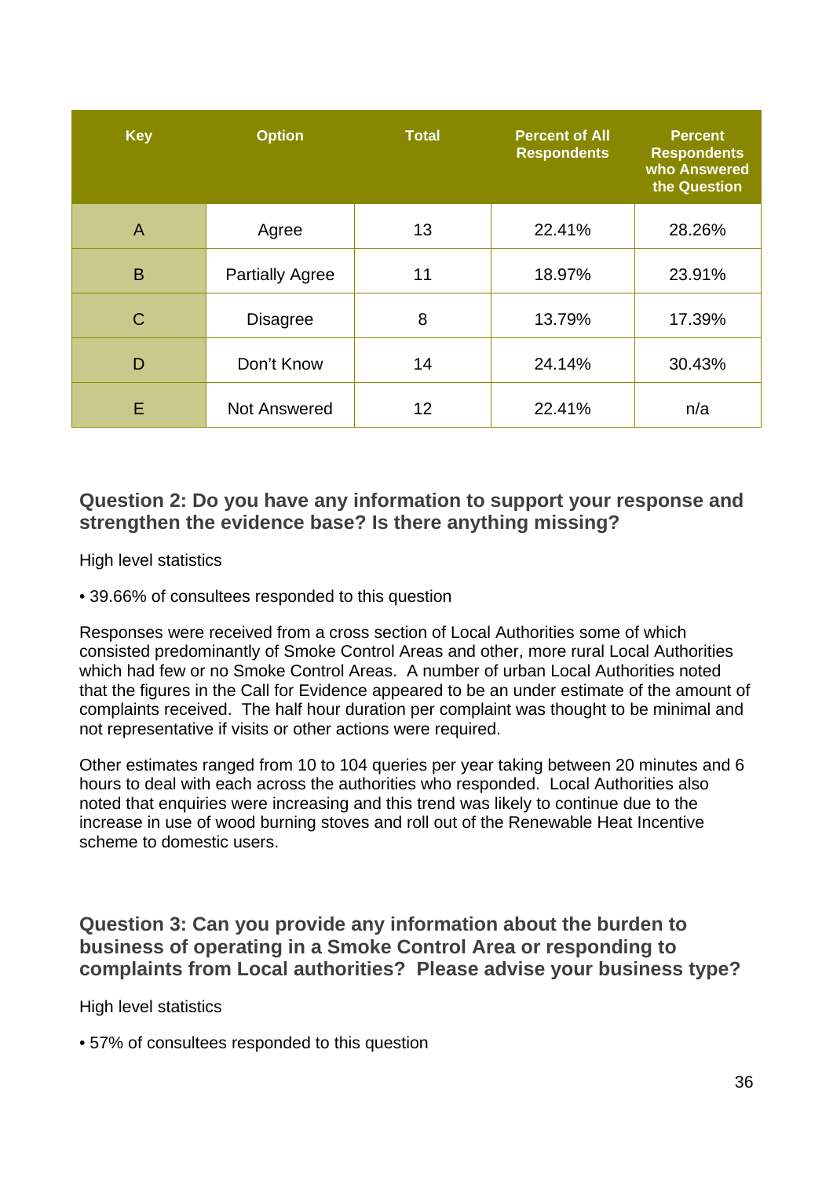| Key | Option | Total | Percent of All Respondents | Percent Respondents who Answered the Question |
|---|---|---|---|---|
| A | Agree | 13 | 22.41% | 28.26% |
| B | Partially Agree | 11 | 18.97% | 23.91% |
| C | Disagree | 8 | 13.79% | 17.39% |
| D | Don't Know | 14 | 24.14% | 30.43% |
| E | Not Answered | 12 | 22.41% | n/a |

### Question 2: Do you have any information to support your response and strengthen the evidence base? Is there anything missing?

High level statistics

- 39.66% of consultees responded to this question

Responses were received from a cross section of Local Authorities some of which consisted predominantly of Smoke Control Areas and other, more rural Local Authorities which had few or no Smoke Control Areas. A number of urban Local Authorities noted that the figures in the Call for Evidence appeared to be an under estimate of the amount of complaints received. The half hour duration per complaint was thought to be minimal and not representative if visits or other actions were required.

Other estimates ranged from 10 to 104 queries per year taking between 20 minutes and 6 hours to deal with each across the authorities who responded. Local Authorities also noted that enquiries were increasing and this trend was likely to continue due to the increase in use of wood burning stoves and roll out of the Renewable Heat Incentive scheme to domestic users.

### Question 3: Can you provide any information about the burden to business of operating in a Smoke Control Area or responding to complaints from Local authorities? Please advise your business type?

High level statistics

- 57% of consultees responded to this question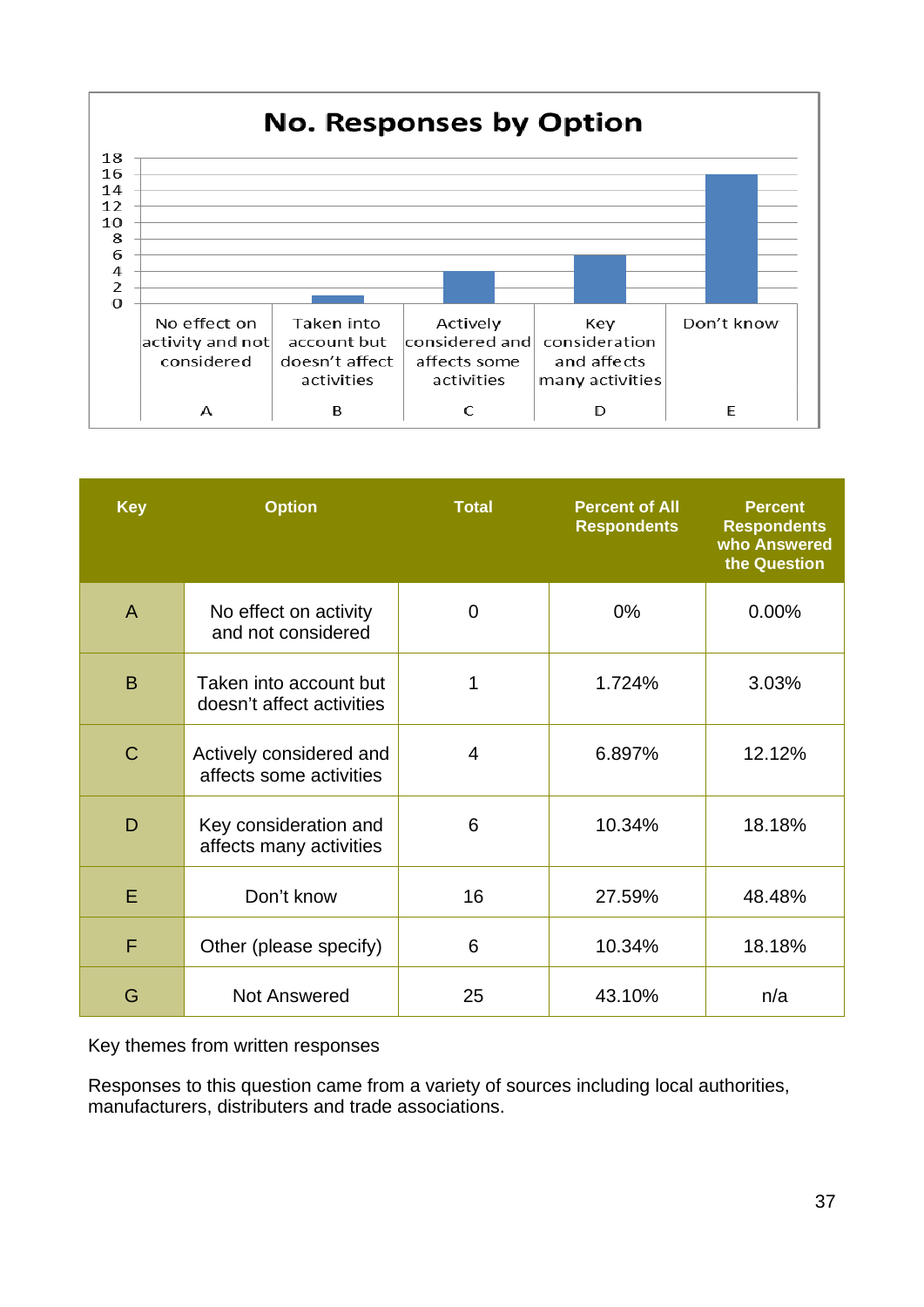No. Responses by Option

| Key | Option | Total | Percent of All Respondents | Percent Respondents who Answered the Question |
|---|---|---|---|---|
| A | No effect on activity and not considered | 0 | 0% | 0.00% |
| B | Taken into account but doesn't affect activities | 1 | 1.724% | 3.03% |
| C | Actively considered and affects some activities | 4 | 6.897% | 12.12% |
| D | Key consideration and affects many activities | 6 | 10.34% | 18.18% |
| E | Don't know | 16 | 27.59% | 48.48% |
| F | Other (please specify) | 6 | 10.34% | 18.18% |
| G | Not Answered | 25 | 43.10% | n/a |

Key themes from written responses

Responses to this question came from a variety of sources including local authorities, manufacturers, distributers and trade associations.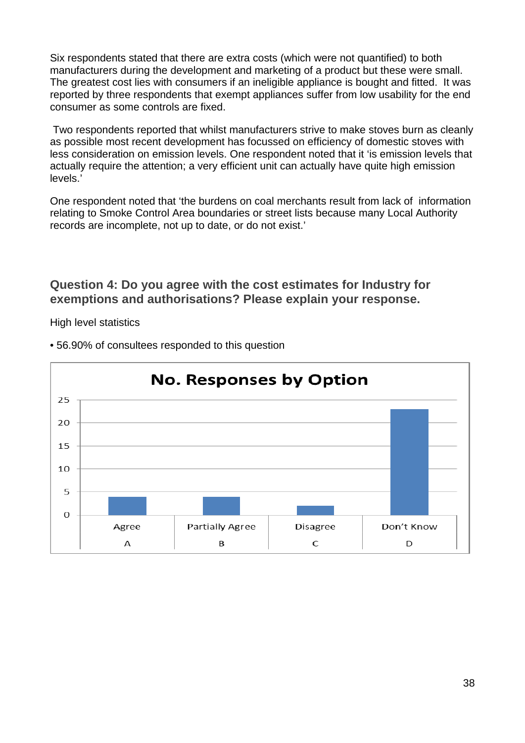Six respondents stated that there are extra costs (which were not quantified) to both manufacturers during the development and marketing of a product but these were small. The greatest cost lies with consumers if an ineligible appliance is bought and fitted. It was reported by three respondents that exempt appliances suffer from low usability for the end consumer as some controls are fixed.

Two respondents reported that whilst manufacturers strive to make stoves burn as cleanly as possible most recent development has focussed on efficiency of domestic stoves with less consideration on emission levels. One respondent noted that it 'is emission levels that actually require the attention; a very efficient unit can actually have quite high emission levels.'

One respondent noted that 'the burdens on coal merchants result from lack of information relating to Smoke Control Area boundaries or street lists because many Local Authority records are incomplete, not up to date, or do not exist.'

### Question 4: Do you agree with the cost estimates for Industry for exemptions and authorisations? Please explain your response.

High level statistics

- 56.90% of consultees responded to this question

**No. Responses by Option**

| Option | No. Responses |
|---|---|
| Agree (A) | 4 |
| Partially Agree (B) | 4 |
| Disagree (C) | 2 |
| Don't Know (D) | 23 |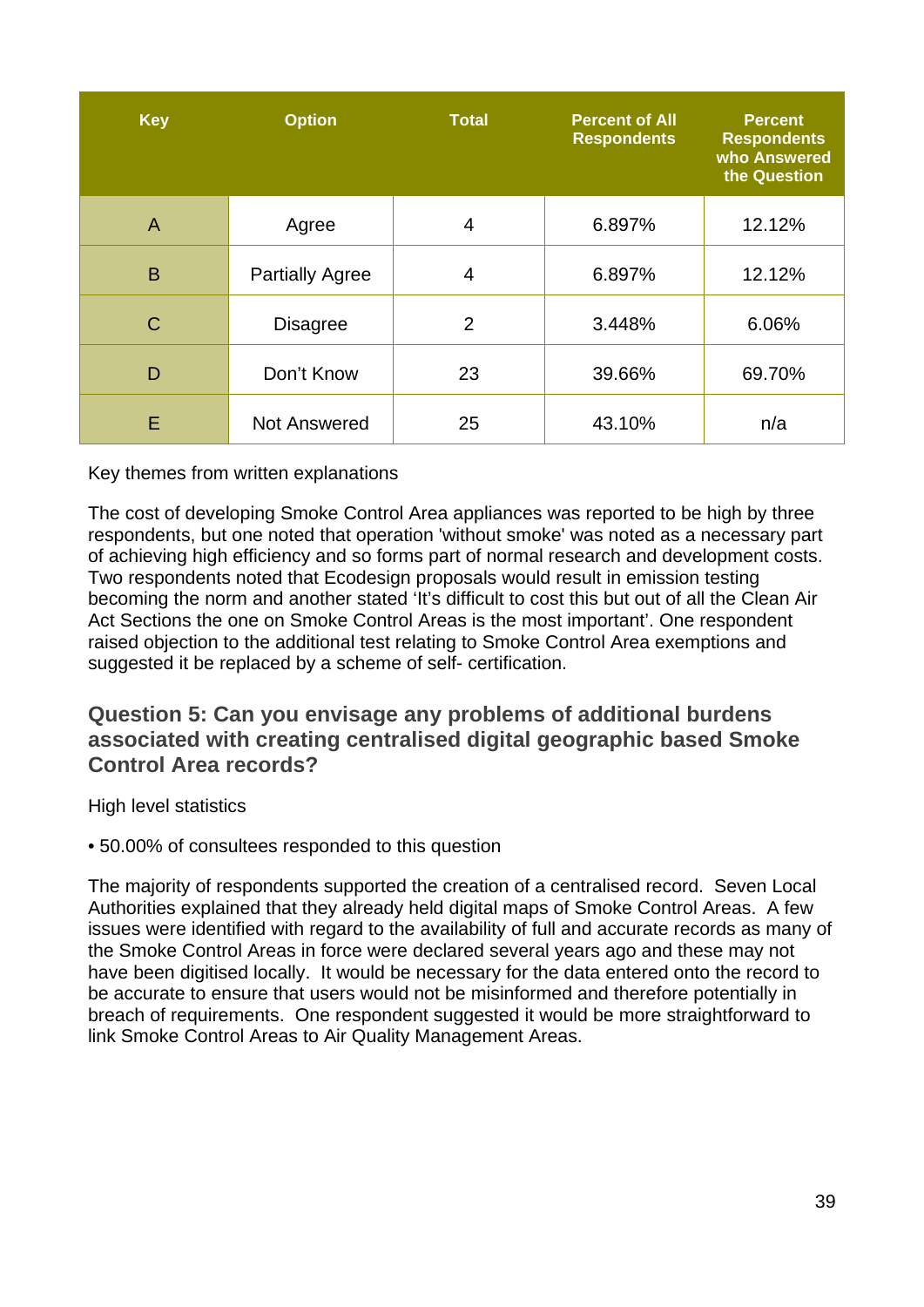| Key | Option | Total | Percent of All Respondents | Percent Respondents who Answered the Question |
|---|---|---|---|---|
| A | Agree | 4 | 6.897% | 12.12% |
| B | Partially Agree | 4 | 6.897% | 12.12% |
| C | Disagree | 2 | 3.448% | 6.06% |
| D | Don't Know | 23 | 39.66% | 69.70% |
| E | Not Answered | 25 | 43.10% | n/a |

Key themes from written explanations

The cost of developing Smoke Control Area appliances was reported to be high by three respondents, but one noted that operation 'without smoke' was noted as a necessary part of achieving high efficiency and so forms part of normal research and development costs. Two respondents noted that Ecodesign proposals would result in emission testing becoming the norm and another stated 'It's difficult to cost this but out of all the Clean Air Act Sections the one on Smoke Control Areas is the most important'. One respondent raised objection to the additional test relating to Smoke Control Area exemptions and suggested it be replaced by a scheme of self- certification.

### Question 5: Can you envisage any problems of additional burdens associated with creating centralised digital geographic based Smoke Control Area records?

High level statistics

- 50.00% of consultees responded to this question

The majority of respondents supported the creation of a centralised record. Seven Local Authorities explained that they already held digital maps of Smoke Control Areas. A few issues were identified with regard to the availability of full and accurate records as many of the Smoke Control Areas in force were declared several years ago and these may not have been digitised locally. It would be necessary for the data entered onto the record to be accurate to ensure that users would not be misinformed and therefore potentially in breach of requirements. One respondent suggested it would be more straightforward to link Smoke Control Areas to Air Quality Management Areas.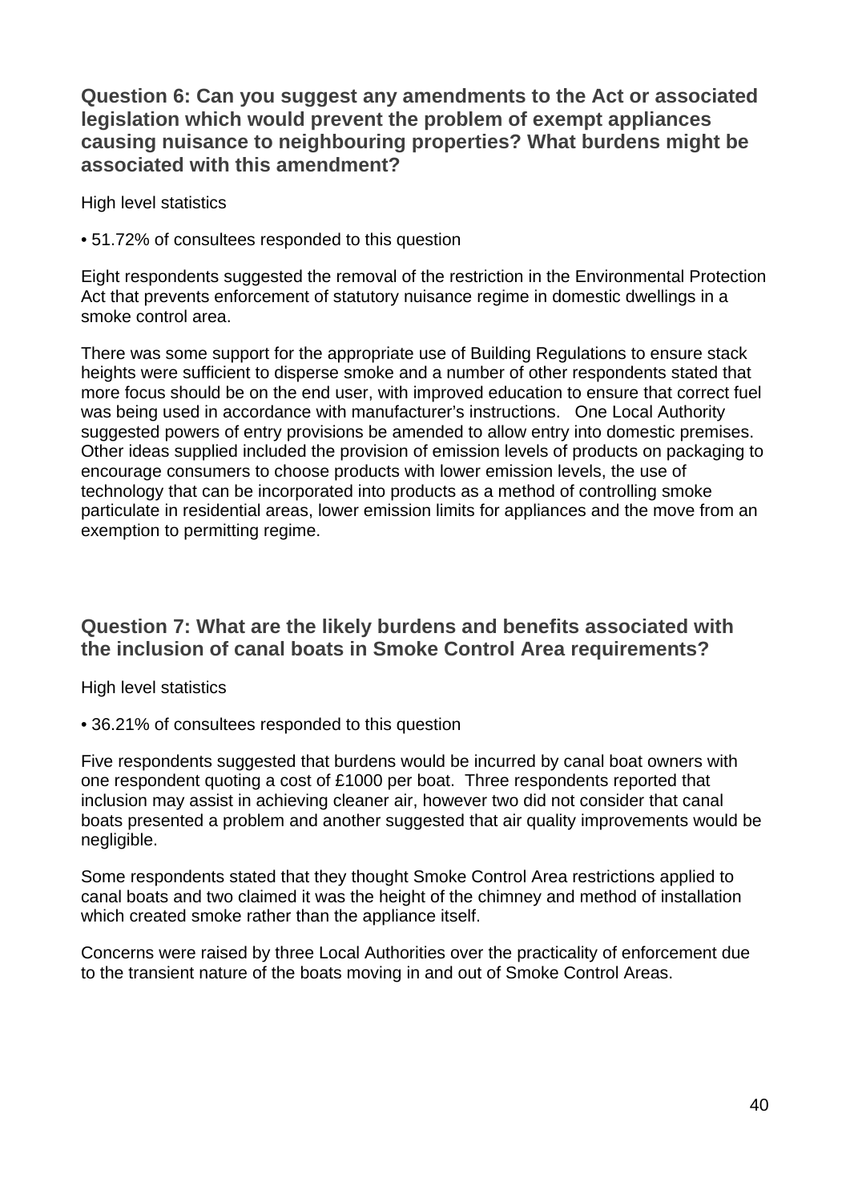### Question 6: Can you suggest any amendments to the Act or associated legislation which would prevent the problem of exempt appliances causing nuisance to neighbouring properties? What burdens might be associated with this amendment?

High level statistics

- 51.72% of consultees responded to this question

Eight respondents suggested the removal of the restriction in the Environmental Protection Act that prevents enforcement of statutory nuisance regime in domestic dwellings in a smoke control area.

There was some support for the appropriate use of Building Regulations to ensure stack heights were sufficient to disperse smoke and a number of other respondents stated that more focus should be on the end user, with improved education to ensure that correct fuel was being used in accordance with manufacturer's instructions. One Local Authority suggested powers of entry provisions be amended to allow entry into domestic premises. Other ideas supplied included the provision of emission levels of products on packaging to encourage consumers to choose products with lower emission levels, the use of technology that can be incorporated into products as a method of controlling smoke particulate in residential areas, lower emission limits for appliances and the move from an exemption to permitting regime.

### Question 7: What are the likely burdens and benefits associated with the inclusion of canal boats in Smoke Control Area requirements?

High level statistics

- 36.21% of consultees responded to this question

Five respondents suggested that burdens would be incurred by canal boat owners with one respondent quoting a cost of £1000 per boat. Three respondents reported that inclusion may assist in achieving cleaner air, however two did not consider that canal boats presented a problem and another suggested that air quality improvements would be negligible.

Some respondents stated that they thought Smoke Control Area restrictions applied to canal boats and two claimed it was the height of the chimney and method of installation which created smoke rather than the appliance itself.

Concerns were raised by three Local Authorities over the practicality of enforcement due to the transient nature of the boats moving in and out of Smoke Control Areas.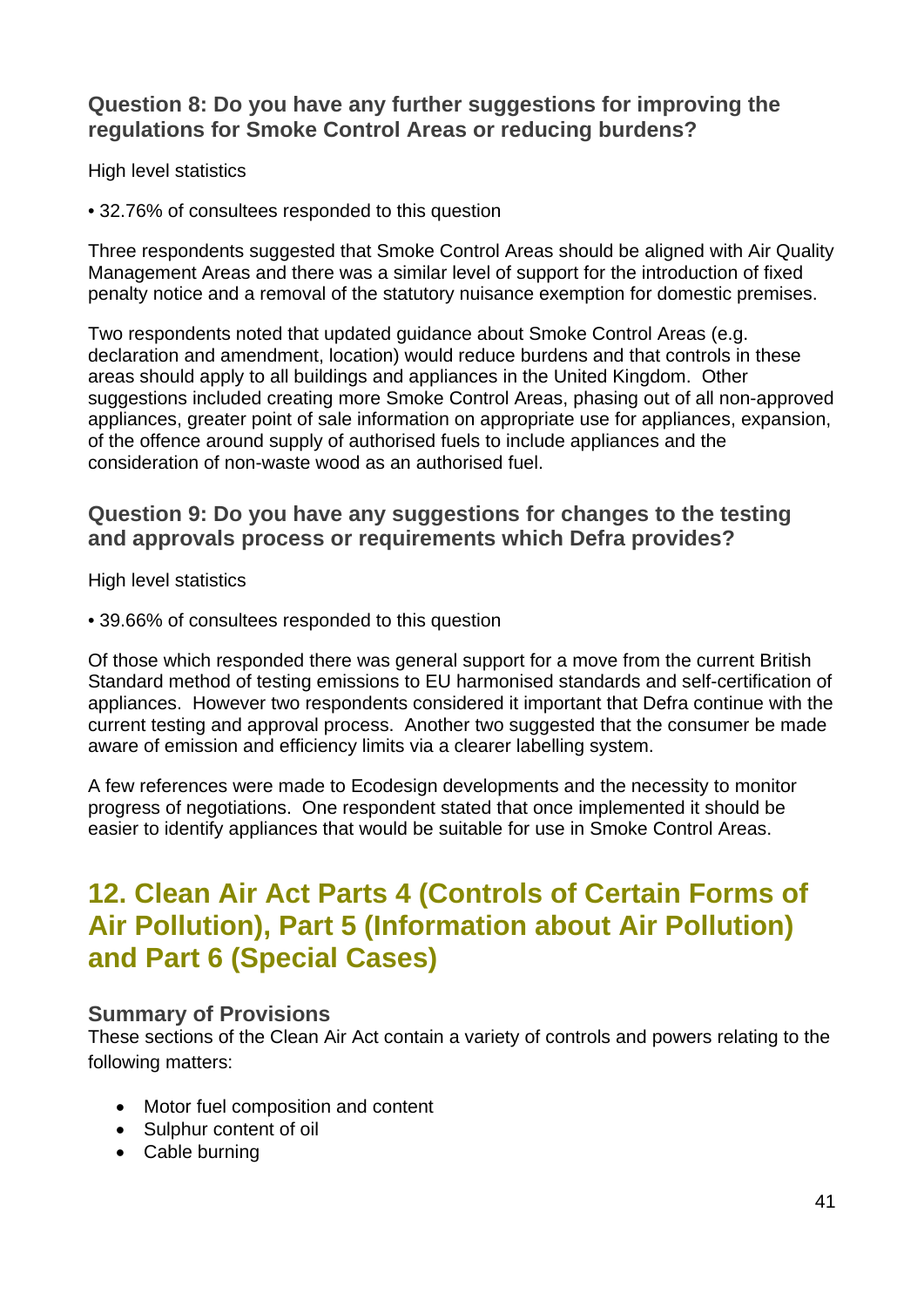### Question 8: Do you have any further suggestions for improving the regulations for Smoke Control Areas or reducing burdens?

High level statistics

- 32.76% of consultees responded to this question

Three respondents suggested that Smoke Control Areas should be aligned with Air Quality Management Areas and there was a similar level of support for the introduction of fixed penalty notice and a removal of the statutory nuisance exemption for domestic premises.

Two respondents noted that updated guidance about Smoke Control Areas (e.g. declaration and amendment, location) would reduce burdens and that controls in these areas should apply to all buildings and appliances in the United Kingdom. Other suggestions included creating more Smoke Control Areas, phasing out of all non-approved appliances, greater point of sale information on appropriate use for appliances, expansion, of the offence around supply of authorised fuels to include appliances and the consideration of non-waste wood as an authorised fuel.

### Question 9: Do you have any suggestions for changes to the testing and approvals process or requirements which Defra provides?

High level statistics

- 39.66% of consultees responded to this question

Of those which responded there was general support for a move from the current British Standard method of testing emissions to EU harmonised standards and self-certification of appliances. However two respondents considered it important that Defra continue with the current testing and approval process. Another two suggested that the consumer be made aware of emission and efficiency limits via a clearer labelling system.

A few references were made to Ecodesign developments and the necessity to monitor progress of negotiations. One respondent stated that once implemented it should be easier to identify appliances that would be suitable for use in Smoke Control Areas.

## 12. Clean Air Act Parts 4 (Controls of Certain Forms of Air Pollution), Part 5 (Information about Air Pollution) and Part 6 (Special Cases)

### Summary of Provisions

These sections of the Clean Air Act contain a variety of controls and powers relating to the following matters:

- Motor fuel composition and content
- Sulphur content of oil
- Cable burning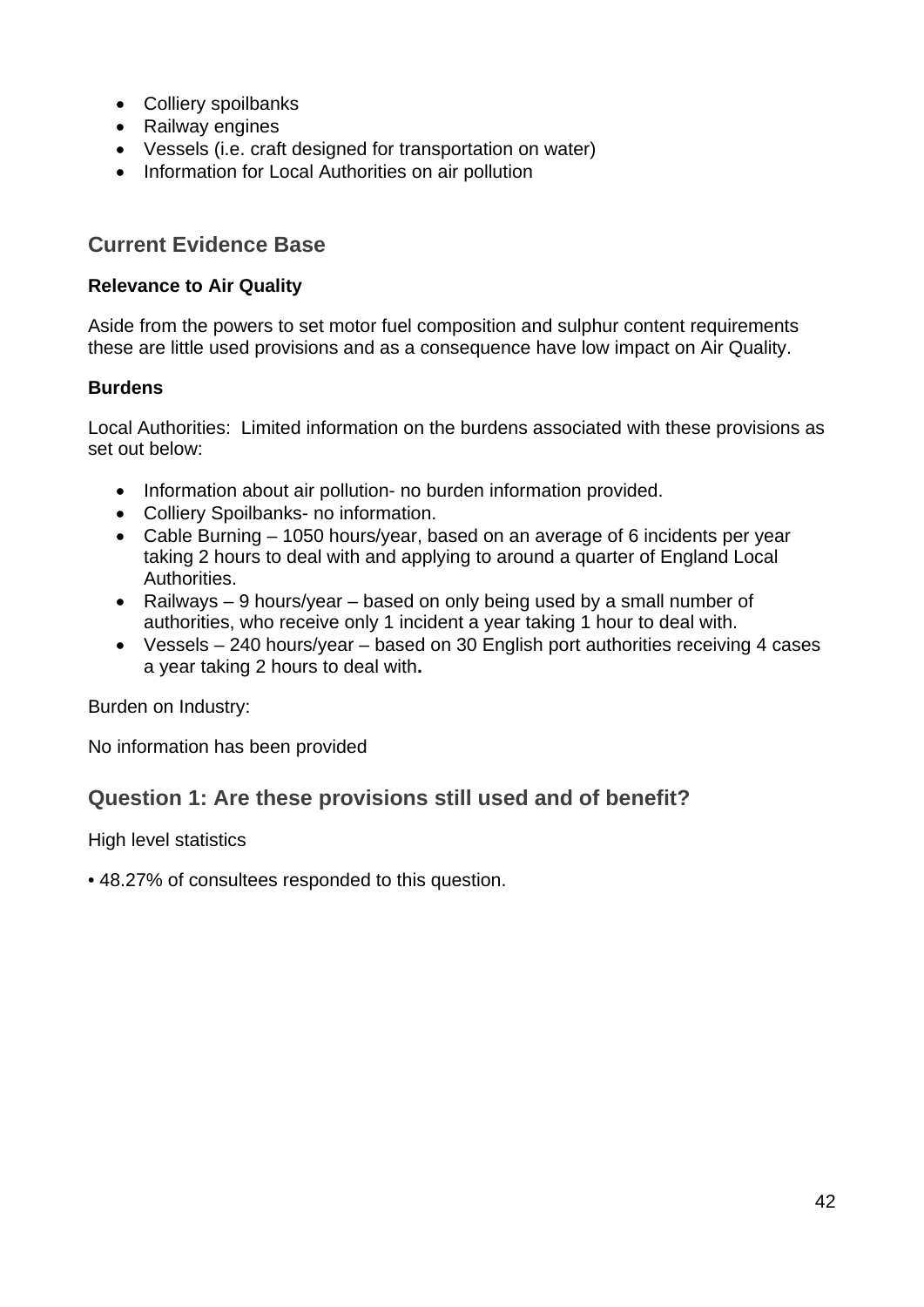- Colliery spoilbanks
- Railway engines
- Vessels (i.e. craft designed for transportation on water)
- Information for Local Authorities on air pollution

## Current Evidence Base

**Relevance to Air Quality**

Aside from the powers to set motor fuel composition and sulphur content requirements these are little used provisions and as a consequence have low impact on Air Quality.

**Burdens**

Local Authorities: Limited information on the burdens associated with these provisions as set out below:

- Information about air pollution- no burden information provided.
- Colliery Spoilbanks- no information.
- Cable Burning – 1050 hours/year, based on an average of 6 incidents per year taking 2 hours to deal with and applying to around a quarter of England Local Authorities.
- Railways – 9 hours/year – based on only being used by a small number of authorities, who receive only 1 incident a year taking 1 hour to deal with.
- Vessels – 240 hours/year – based on 30 English port authorities receiving 4 cases a year taking 2 hours to deal with**.**

Burden on Industry:

No information has been provided

## Question 1: Are these provisions still used and of benefit?

High level statistics

• 48.27% of consultees responded to this question.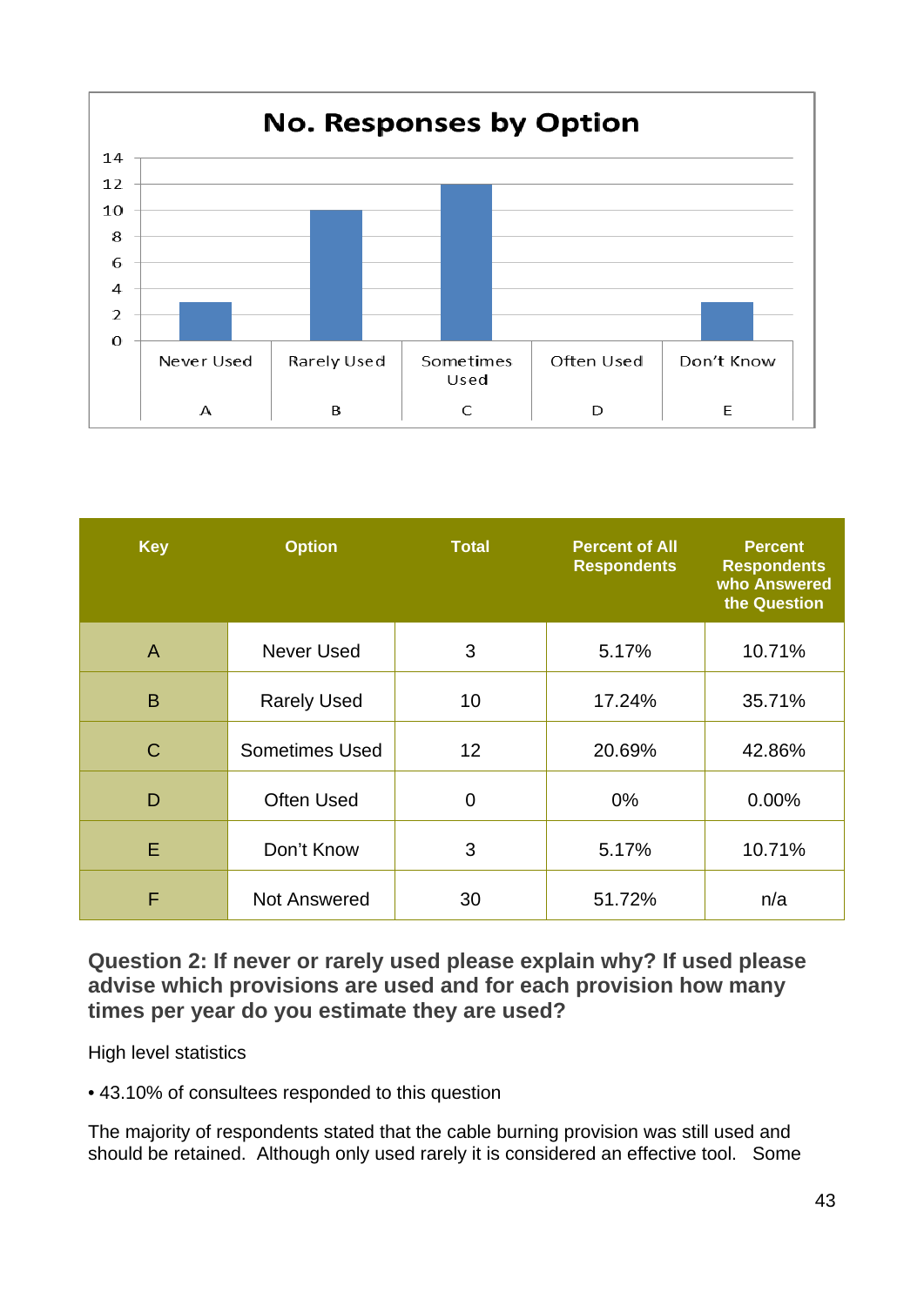**No. Responses by Option**

| Key | Option | Total | Percent of All Respondents | Percent Respondents who Answered the Question |
|---|---|---|---|---|
| A | Never Used | 3 | 5.17% | 10.71% |
| B | Rarely Used | 10 | 17.24% | 35.71% |
| C | Sometimes Used | 12 | 20.69% | 42.86% |
| D | Often Used | 0 | 0% | 0.00% |
| E | Don't Know | 3 | 5.17% | 10.71% |
| F | Not Answered | 30 | 51.72% | n/a |

### Question 2: If never or rarely used please explain why? If used please advise which provisions are used and for each provision how many times per year do you estimate they are used?

High level statistics

- 43.10% of consultees responded to this question

The majority of respondents stated that the cable burning provision was still used and should be retained. Although only used rarely it is considered an effective tool. Some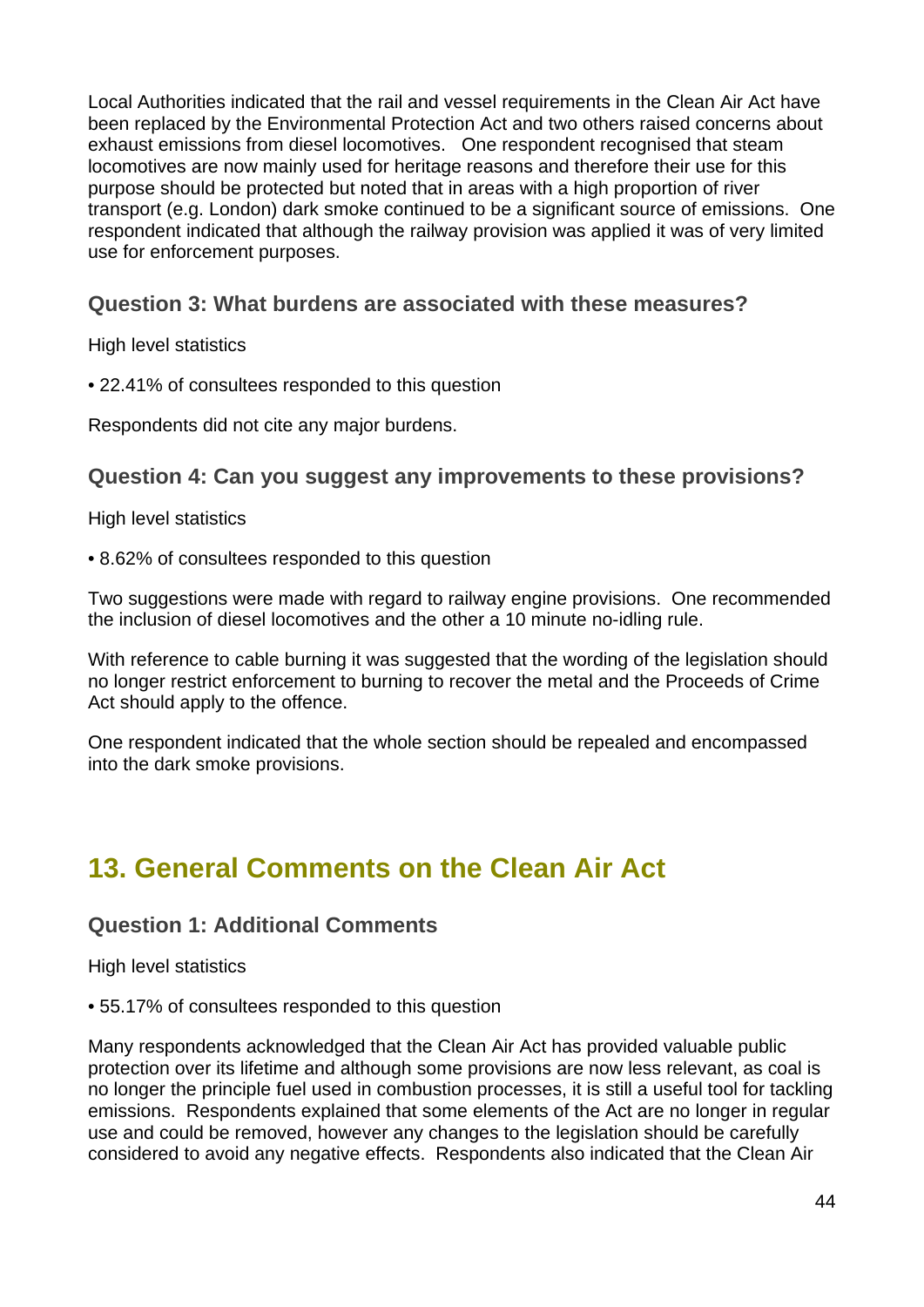Local Authorities indicated that the rail and vessel requirements in the Clean Air Act have been replaced by the Environmental Protection Act and two others raised concerns about exhaust emissions from diesel locomotives. One respondent recognised that steam locomotives are now mainly used for heritage reasons and therefore their use for this purpose should be protected but noted that in areas with a high proportion of river transport (e.g. London) dark smoke continued to be a significant source of emissions. One respondent indicated that although the railway provision was applied it was of very limited use for enforcement purposes.

### Question 3: What burdens are associated with these measures?

High level statistics

• 22.41% of consultees responded to this question

Respondents did not cite any major burdens.

### Question 4: Can you suggest any improvements to these provisions?

High level statistics

• 8.62% of consultees responded to this question

Two suggestions were made with regard to railway engine provisions. One recommended the inclusion of diesel locomotives and the other a 10 minute no-idling rule.

With reference to cable burning it was suggested that the wording of the legislation should no longer restrict enforcement to burning to recover the metal and the Proceeds of Crime Act should apply to the offence.

One respondent indicated that the whole section should be repealed and encompassed into the dark smoke provisions.

## 13. General Comments on the Clean Air Act

### Question 1: Additional Comments

High level statistics

• 55.17% of consultees responded to this question

Many respondents acknowledged that the Clean Air Act has provided valuable public protection over its lifetime and although some provisions are now less relevant, as coal is no longer the principle fuel used in combustion processes, it is still a useful tool for tackling emissions. Respondents explained that some elements of the Act are no longer in regular use and could be removed, however any changes to the legislation should be carefully considered to avoid any negative effects. Respondents also indicated that the Clean Air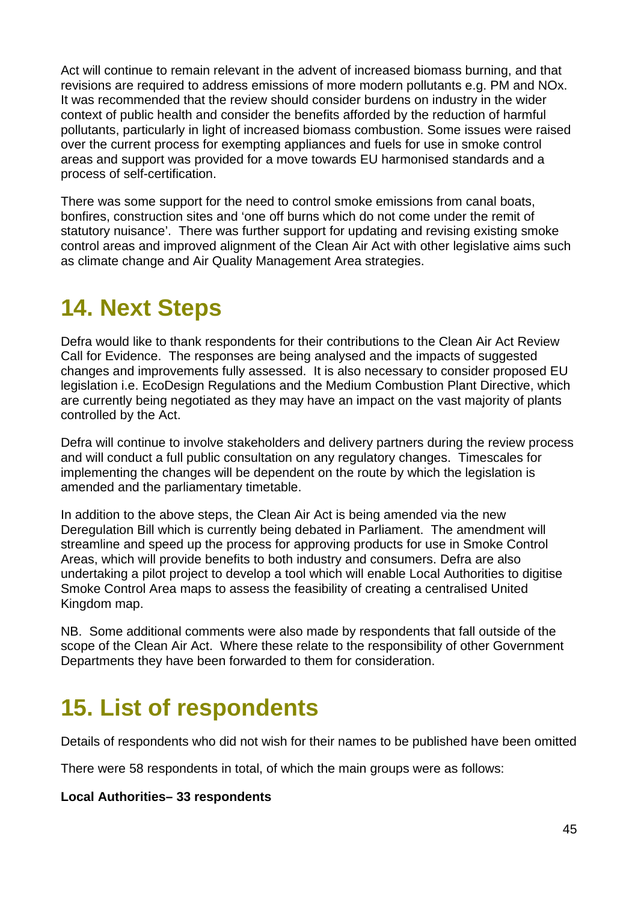Act will continue to remain relevant in the advent of increased biomass burning, and that revisions are required to address emissions of more modern pollutants e.g. PM and NOx. It was recommended that the review should consider burdens on industry in the wider context of public health and consider the benefits afforded by the reduction of harmful pollutants, particularly in light of increased biomass combustion. Some issues were raised over the current process for exempting appliances and fuels for use in smoke control areas and support was provided for a move towards EU harmonised standards and a process of self-certification.

There was some support for the need to control smoke emissions from canal boats, bonfires, construction sites and 'one off burns which do not come under the remit of statutory nuisance'. There was further support for updating and revising existing smoke control areas and improved alignment of the Clean Air Act with other legislative aims such as climate change and Air Quality Management Area strategies.

# 14. Next Steps

Defra would like to thank respondents for their contributions to the Clean Air Act Review Call for Evidence. The responses are being analysed and the impacts of suggested changes and improvements fully assessed. It is also necessary to consider proposed EU legislation i.e. EcoDesign Regulations and the Medium Combustion Plant Directive, which are currently being negotiated as they may have an impact on the vast majority of plants controlled by the Act.

Defra will continue to involve stakeholders and delivery partners during the review process and will conduct a full public consultation on any regulatory changes. Timescales for implementing the changes will be dependent on the route by which the legislation is amended and the parliamentary timetable.

In addition to the above steps, the Clean Air Act is being amended via the new Deregulation Bill which is currently being debated in Parliament. The amendment will streamline and speed up the process for approving products for use in Smoke Control Areas, which will provide benefits to both industry and consumers. Defra are also undertaking a pilot project to develop a tool which will enable Local Authorities to digitise Smoke Control Area maps to assess the feasibility of creating a centralised United Kingdom map.

NB. Some additional comments were also made by respondents that fall outside of the scope of the Clean Air Act. Where these relate to the responsibility of other Government Departments they have been forwarded to them for consideration.

# 15. List of respondents

Details of respondents who did not wish for their names to be published have been omitted

There were 58 respondents in total, of which the main groups were as follows:

**Local Authorities– 33 respondents**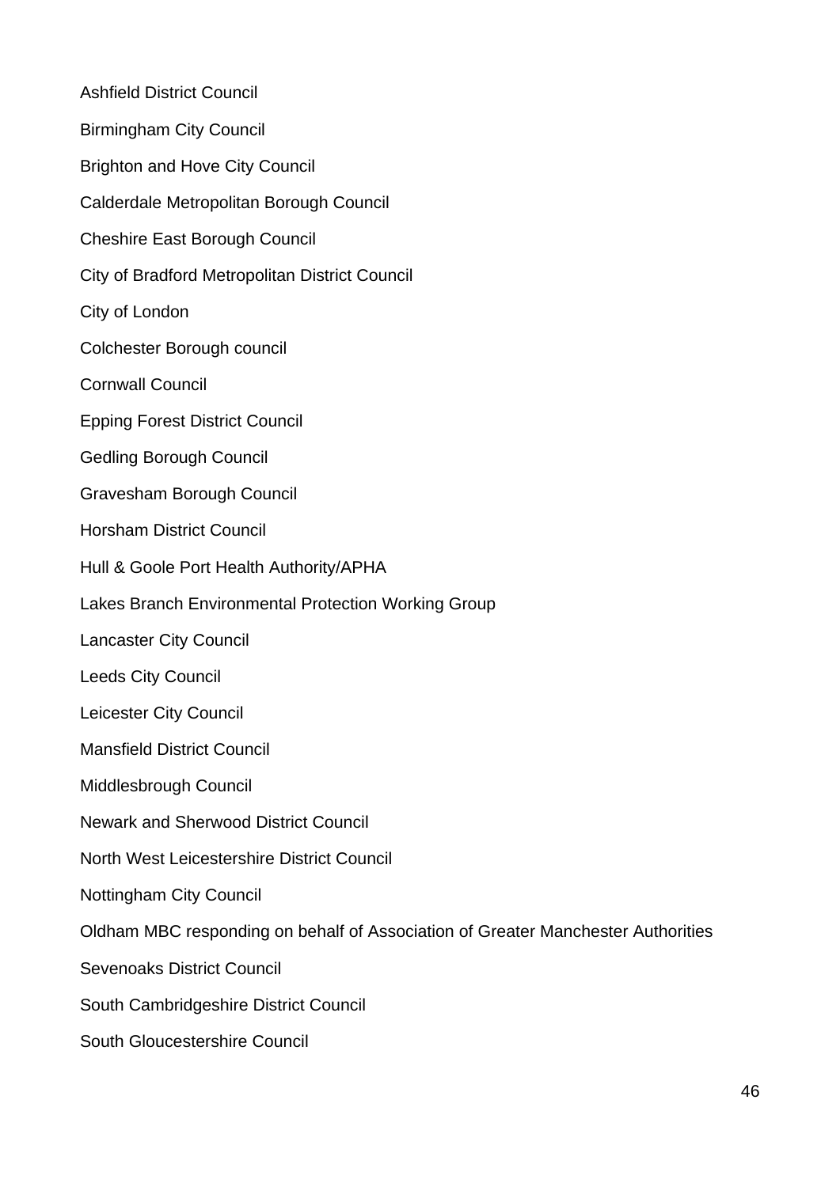Ashfield District Council

Birmingham City Council

Brighton and Hove City Council

Calderdale Metropolitan Borough Council

Cheshire East Borough Council

City of Bradford Metropolitan District Council

City of London

Colchester Borough council

Cornwall Council

Epping Forest District Council

Gedling Borough Council

Gravesham Borough Council

Horsham District Council

Hull & Goole Port Health Authority/APHA

Lakes Branch Environmental Protection Working Group

Lancaster City Council

Leeds City Council

Leicester City Council

Mansfield District Council

Middlesbrough Council

Newark and Sherwood District Council

North West Leicestershire District Council

Nottingham City Council

Oldham MBC responding on behalf of Association of Greater Manchester Authorities

Sevenoaks District Council

South Cambridgeshire District Council

South Gloucestershire Council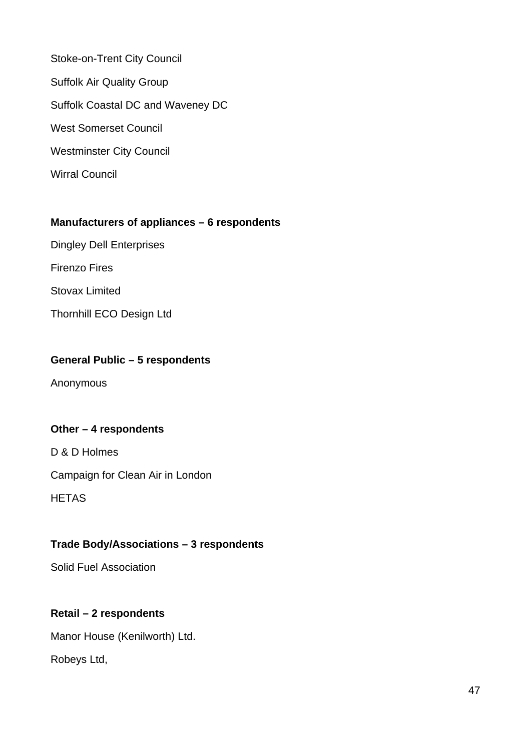Stoke-on-Trent City Council

Suffolk Air Quality Group

Suffolk Coastal DC and Waveney DC

West Somerset Council

Westminster City Council

Wirral Council

**Manufacturers of appliances – 6 respondents**

Dingley Dell Enterprises

Firenzo Fires

Stovax Limited

Thornhill ECO Design Ltd

**General Public – 5 respondents**

Anonymous

**Other – 4 respondents**

D & D Holmes

Campaign for Clean Air in London

HETAS

**Trade Body/Associations – 3 respondents**

Solid Fuel Association

**Retail – 2 respondents**

Manor House (Kenilworth) Ltd.

Robeys Ltd,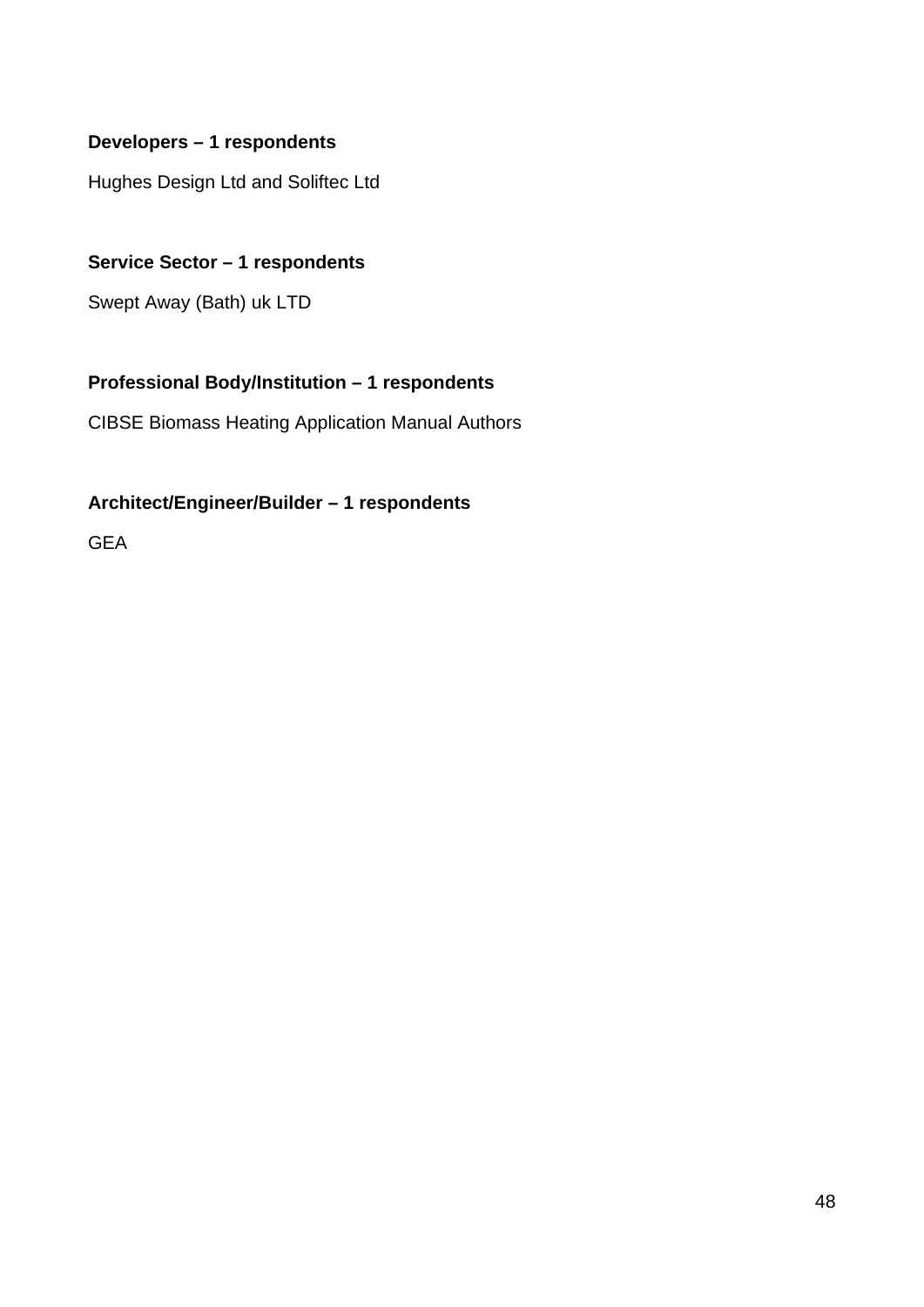**Developers – 1 respondents**

Hughes Design Ltd and Soliftec Ltd

**Service Sector – 1 respondents**

Swept Away (Bath) uk LTD

**Professional Body/Institution – 1 respondents**

CIBSE Biomass Heating Application Manual Authors

**Architect/Engineer/Builder – 1 respondents**

GEA